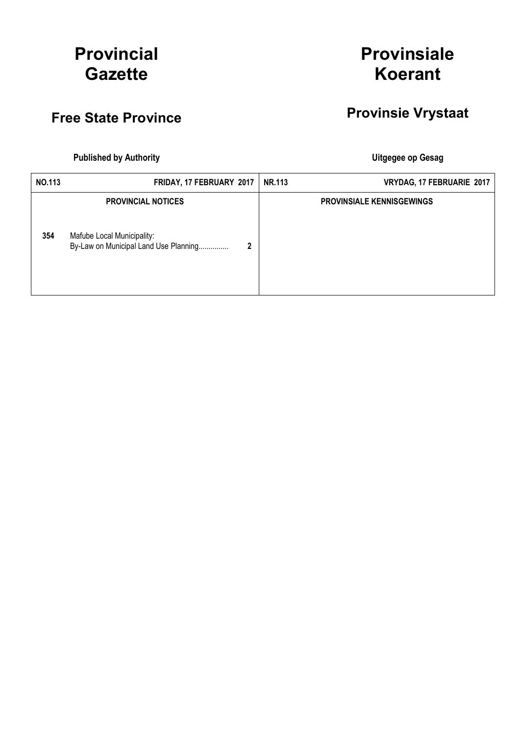# Provincial Gazette

# Provinsiale Koerant

## Free State Province

## Provinsie Vrystaat

**Published by Authority**

**Uitgegee op Gesag**

| **NO.113** | **FRIDAY, 17 FEBRUARY 2017** | **NR.113** | **VRYDAG, 17 FEBRUARIE 2017** |
| --- | --- | --- | --- |
| **PROVINCIAL NOTICES** | | **PROVINSIALE KENNISGEWINGS** | |
| **354** | Mafube Local Municipality: By-Law on Municipal Land Use Planning.............. **2** | | |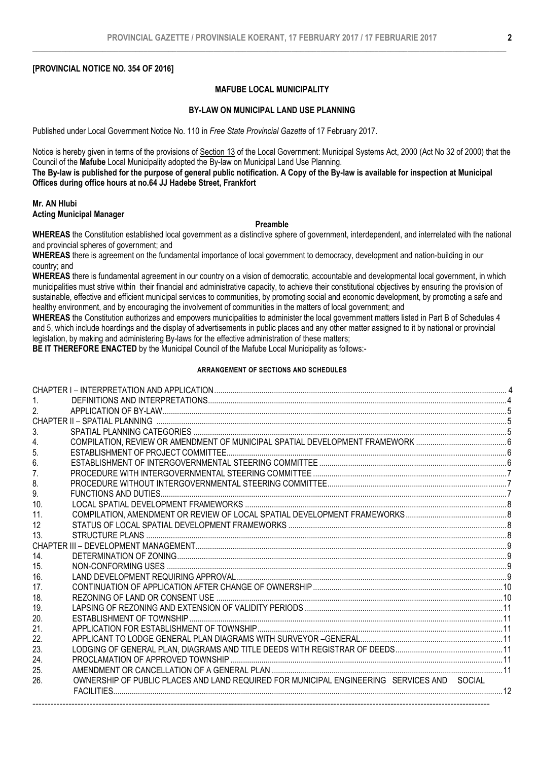**[PROVINCIAL NOTICE NO. 354 OF 2016]**

**MAFUBE LOCAL MUNICIPALITY**

**BY-LAW ON MUNICIPAL LAND USE PLANNING**

Published under Local Government Notice No. 110 in *Free State Provincial Gazette* of 17 February 2017.

Notice is hereby given in terms of the provisions of Section 13 of the Local Government: Municipal Systems Act, 2000 (Act No 32 of 2000) that the Council of the **Mafube** Local Municipality adopted the By-law on Municipal Land Use Planning.

**The By-law is published for the purpose of general public notification. A Copy of the By-law is available for inspection at Municipal Offices during office hours at no.64 JJ Hadebe Street, Frankfort**

**Mr. AN Hlubi**
**Acting Municipal Manager**

**Preamble**

**WHEREAS** the Constitution established local government as a distinctive sphere of government, interdependent, and interrelated with the national and provincial spheres of government; and

**WHEREAS** there is agreement on the fundamental importance of local government to democracy, development and nation-building in our country; and

**WHEREAS** there is fundamental agreement in our country on a vision of democratic, accountable and developmental local government, in which municipalities must strive within their financial and administrative capacity, to achieve their constitutional objectives by ensuring the provision of sustainable, effective and efficient municipal services to communities, by promoting social and economic development, by promoting a safe and healthy environment, and by encouraging the involvement of communities in the matters of local government; and

**WHEREAS** the Constitution authorizes and empowers municipalities to administer the local government matters listed in Part B of Schedules 4 and 5, which include hoardings and the display of advertisements in public places and any other matter assigned to it by national or provincial legislation, by making and administering By-laws for the effective administration of these matters;

**BE IT THEREFORE ENACTED** by the Municipal Council of the Mafube Local Municipality as follows:-

**ARRANGEMENT OF SECTIONS AND SCHEDULES**

| | | |
|---|---|---|
| CHAPTER I – INTERPRETATION AND APPLICATION | | 4 |
| 1. | DEFINITIONS AND INTERPRETATIONS | 4 |
| 2. | APPLICATION OF BY-LAW | 5 |
| CHAPTER II – SPATIAL PLANNING | | 5 |
| 3. | SPATIAL PLANNING CATEGORIES | 5 |
| 4. | COMPILATION, REVIEW OR AMENDMENT OF MUNICIPAL SPATIAL DEVELOPMENT FRAMEWORK | 6 |
| 5. | ESTABLISHMENT OF PROJECT COMMITTEE | 6 |
| 6. | ESTABLISHMENT OF INTERGOVERNMENTAL STEERING COMMITTEE | 6 |
| 7. | PROCEDURE WITH INTERGOVERNMENTAL STEERING COMMITTEE | 7 |
| 8. | PROCEDURE WITHOUT INTERGOVERNMENTAL STEERING COMMITTEE | 7 |
| 9. | FUNCTIONS AND DUTIES | 7 |
| 10. | LOCAL SPATIAL DEVELOPMENT FRAMEWORKS | 8 |
| 11. | COMPILATION, AMENDMENT OR REVIEW OF LOCAL SPATIAL DEVELOPMENT FRAMEWORKS | 8 |
| 12 | STATUS OF LOCAL SPATIAL DEVELOPMENT FRAMEWORKS | 8 |
| 13. | STRUCTURE PLANS | 8 |
| CHAPTER III – DEVELOPMENT MANAGEMENT | | 9 |
| 14. | DETERMINATION OF ZONING | 9 |
| 15. | NON-CONFORMING USES | 9 |
| 16. | LAND DEVELOPMENT REQUIRING APPROVAL | 9 |
| 17. | CONTINUATION OF APPLICATION AFTER CHANGE OF OWNERSHIP | 10 |
| 18. | REZONING OF LAND OR CONSENT USE | 10 |
| 19. | LAPSING OF REZONING AND EXTENSION OF VALIDITY PERIODS | 11 |
| 20. | ESTABLISHMENT OF TOWNSHIP | 11 |
| 21. | APPLICATION FOR ESTABLISHMENT OF TOWNSHIP | 11 |
| 22. | APPLICANT TO LODGE GENERAL PLAN DIAGRAMS WITH SURVEYOR –GENERAL | 11 |
| 23. | LODGING OF GENERAL PLAN, DIAGRAMS AND TITLE DEEDS WITH REGISTRAR OF DEEDS | 11 |
| 24. | PROCLAMATION OF APPROVED TOWNSHIP | 11 |
| 25. | AMENDMENT OR CANCELLATION OF A GENERAL PLAN | 11 |
| 26. | OWNERSHIP OF PUBLIC PLACES AND LAND REQUIRED FOR MUNICIPAL ENGINEERING SERVICES AND SOCIAL FACILITIES | 12 |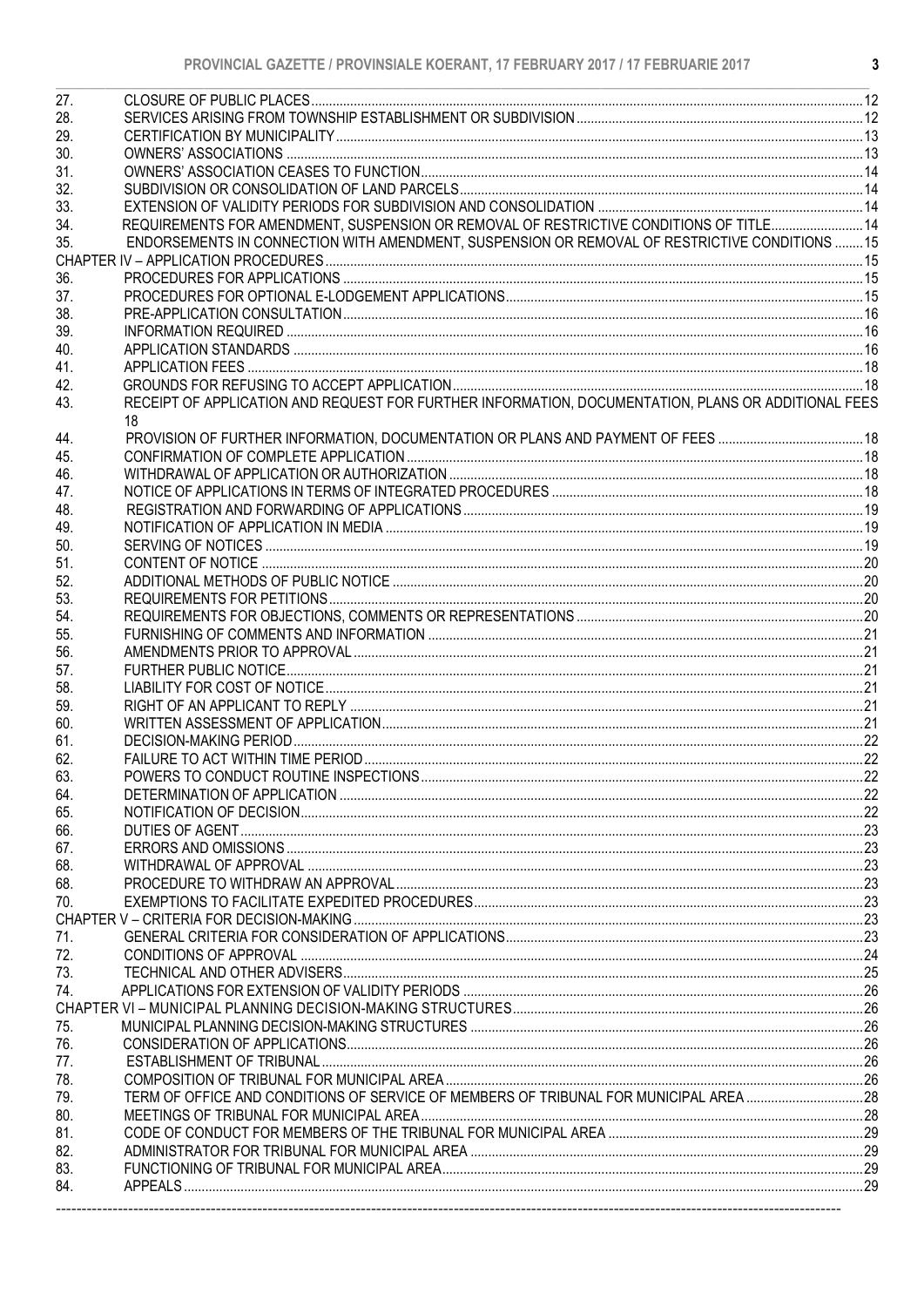| | | |
|---|---|---|
| 27. | CLOSURE OF PUBLIC PLACES | 12 |
| 28. | SERVICES ARISING FROM TOWNSHIP ESTABLISHMENT OR SUBDIVISION | 12 |
| 29. | CERTIFICATION BY MUNICIPALITY | 13 |
| 30. | OWNERS' ASSOCIATIONS | 13 |
| 31. | OWNERS' ASSOCIATION CEASES TO FUNCTION | 14 |
| 32. | SUBDIVISION OR CONSOLIDATION OF LAND PARCELS | 14 |
| 33. | EXTENSION OF VALIDITY PERIODS FOR SUBDIVISION AND CONSOLIDATION | 14 |
| 34. | REQUIREMENTS FOR AMENDMENT, SUSPENSION OR REMOVAL OF RESTRICTIVE CONDITIONS OF TITLE | 14 |
| 35. | ENDORSEMENTS IN CONNECTION WITH AMENDMENT, SUSPENSION OR REMOVAL OF RESTRICTIVE CONDITIONS | 15 |
| CHAPTER IV – APPLICATION PROCEDURES | | 15 |
| 36. | PROCEDURES FOR APPLICATIONS | 15 |
| 37. | PROCEDURES FOR OPTIONAL E-LODGEMENT APPLICATIONS | 15 |
| 38. | PRE-APPLICATION CONSULTATION | 16 |
| 39. | INFORMATION REQUIRED | 16 |
| 40. | APPLICATION STANDARDS | 16 |
| 41. | APPLICATION FEES | 18 |
| 42. | GROUNDS FOR REFUSING TO ACCEPT APPLICATION | 18 |
| 43. | RECEIPT OF APPLICATION AND REQUEST FOR FURTHER INFORMATION, DOCUMENTATION, PLANS OR ADDITIONAL FEES | 18 |
| 44. | PROVISION OF FURTHER INFORMATION, DOCUMENTATION OR PLANS AND PAYMENT OF FEES | 18 |
| 45. | CONFIRMATION OF COMPLETE APPLICATION | 18 |
| 46. | WITHDRAWAL OF APPLICATION OR AUTHORIZATION | 18 |
| 47. | NOTICE OF APPLICATIONS IN TERMS OF INTEGRATED PROCEDURES | 18 |
| 48. | REGISTRATION AND FORWARDING OF APPLICATIONS | 19 |
| 49. | NOTIFICATION OF APPLICATION IN MEDIA | 19 |
| 50. | SERVING OF NOTICES | 19 |
| 51. | CONTENT OF NOTICE | 20 |
| 52. | ADDITIONAL METHODS OF PUBLIC NOTICE | 20 |
| 53. | REQUIREMENTS FOR PETITIONS | 20 |
| 54. | REQUIREMENTS FOR OBJECTIONS, COMMENTS OR REPRESENTATIONS | 20 |
| 55. | FURNISHING OF COMMENTS AND INFORMATION | 21 |
| 56. | AMENDMENTS PRIOR TO APPROVAL | 21 |
| 57. | FURTHER PUBLIC NOTICE | 21 |
| 58. | LIABILITY FOR COST OF NOTICE | 21 |
| 59. | RIGHT OF AN APPLICANT TO REPLY | 21 |
| 60. | WRITTEN ASSESSMENT OF APPLICATION | 21 |
| 61. | DECISION-MAKING PERIOD | 22 |
| 62. | FAILURE TO ACT WITHIN TIME PERIOD | 22 |
| 63. | POWERS TO CONDUCT ROUTINE INSPECTIONS | 22 |
| 64. | DETERMINATION OF APPLICATION | 22 |
| 65. | NOTIFICATION OF DECISION | 22 |
| 66. | DUTIES OF AGENT | 23 |
| 67. | ERRORS AND OMISSIONS | 23 |
| 68. | WITHDRAWAL OF APPROVAL | 23 |
| 68. | PROCEDURE TO WITHDRAW AN APPROVAL | 23 |
| 70. | EXEMPTIONS TO FACILITATE EXPEDITED PROCEDURES | 23 |
| CHAPTER V – CRITERIA FOR DECISION-MAKING | | 23 |
| 71. | GENERAL CRITERIA FOR CONSIDERATION OF APPLICATIONS | 23 |
| 72. | CONDITIONS OF APPROVAL | 24 |
| 73. | TECHNICAL AND OTHER ADVISERS | 25 |
| 74. | APPLICATIONS FOR EXTENSION OF VALIDITY PERIODS | 26 |
| CHAPTER VI – MUNICIPAL PLANNING DECISION-MAKING STRUCTURES | | 26 |
| 75. | MUNICIPAL PLANNING DECISION-MAKING STRUCTURES | 26 |
| 76. | CONSIDERATION OF APPLICATIONS | 26 |
| 77. | ESTABLISHMENT OF TRIBUNAL | 26 |
| 78. | COMPOSITION OF TRIBUNAL FOR MUNICIPAL AREA | 26 |
| 79. | TERM OF OFFICE AND CONDITIONS OF SERVICE OF MEMBERS OF TRIBUNAL FOR MUNICIPAL AREA | 28 |
| 80. | MEETINGS OF TRIBUNAL FOR MUNICIPAL AREA | 28 |
| 81. | CODE OF CONDUCT FOR MEMBERS OF THE TRIBUNAL FOR MUNICIPAL AREA | 29 |
| 82. | ADMINISTRATOR FOR TRIBUNAL FOR MUNICIPAL AREA | 29 |
| 83. | FUNCTIONING OF TRIBUNAL FOR MUNICIPAL AREA | 29 |
| 84. | APPEALS | 29 |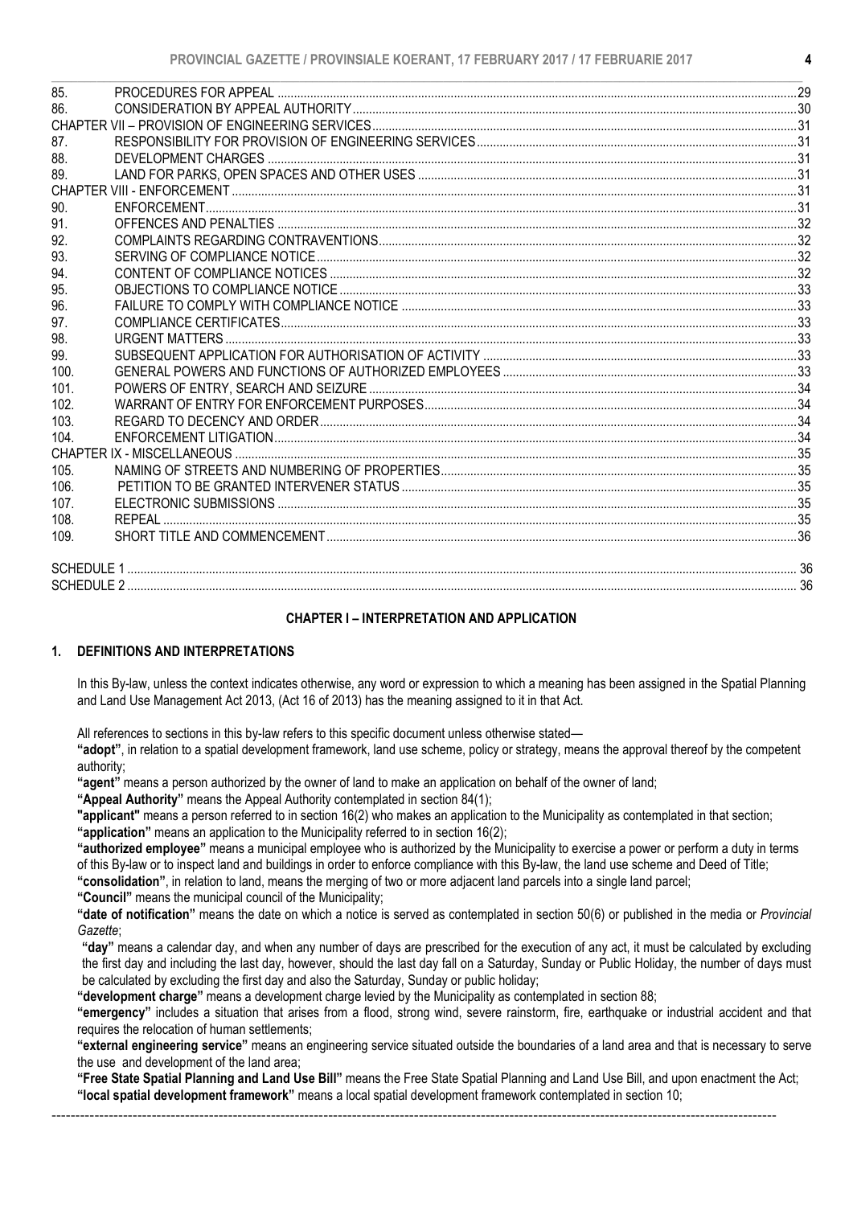| | | |
|---|---|---|
| 85. | PROCEDURES FOR APPEAL | 29 |
| 86. | CONSIDERATION BY APPEAL AUTHORITY | 30 |
| CHAPTER VII – PROVISION OF ENGINEERING SERVICES | | 31 |
| 87. | RESPONSIBILITY FOR PROVISION OF ENGINEERING SERVICES | 31 |
| 88. | DEVELOPMENT CHARGES | 31 |
| 89. | LAND FOR PARKS, OPEN SPACES AND OTHER USES | 31 |
| CHAPTER VIII - ENFORCEMENT | | 31 |
| 90. | ENFORCEMENT | 31 |
| 91. | OFFENCES AND PENALTIES | 32 |
| 92. | COMPLAINTS REGARDING CONTRAVENTIONS | 32 |
| 93. | SERVING OF COMPLIANCE NOTICE | 32 |
| 94. | CONTENT OF COMPLIANCE NOTICES | 32 |
| 95. | OBJECTIONS TO COMPLIANCE NOTICE | 33 |
| 96. | FAILURE TO COMPLY WITH COMPLIANCE NOTICE | 33 |
| 97. | COMPLIANCE CERTIFICATES | 33 |
| 98. | URGENT MATTERS | 33 |
| 99. | SUBSEQUENT APPLICATION FOR AUTHORISATION OF ACTIVITY | 33 |
| 100. | GENERAL POWERS AND FUNCTIONS OF AUTHORIZED EMPLOYEES | 33 |
| 101. | POWERS OF ENTRY, SEARCH AND SEIZURE | 34 |
| 102. | WARRANT OF ENTRY FOR ENFORCEMENT PURPOSES | 34 |
| 103. | REGARD TO DECENCY AND ORDER | 34 |
| 104. | ENFORCEMENT LITIGATION | 34 |
| CHAPTER IX - MISCELLANEOUS | | 35 |
| 105. | NAMING OF STREETS AND NUMBERING OF PROPERTIES | 35 |
| 106. | PETITION TO BE GRANTED INTERVENER STATUS | 35 |
| 107. | ELECTRONIC SUBMISSIONS | 35 |
| 108. | REPEAL | 35 |
| 109. | SHORT TITLE AND COMMENCEMENT | 36 |
| SCHEDULE 1 | | 36 |
| SCHEDULE 2 | | 36 |

## CHAPTER I – INTERPRETATION AND APPLICATION

### 1. DEFINITIONS AND INTERPRETATIONS

In this By-law, unless the context indicates otherwise, any word or expression to which a meaning has been assigned in the Spatial Planning and Land Use Management Act 2013, (Act 16 of 2013) has the meaning assigned to it in that Act.

All references to sections in this by-law refers to this specific document unless otherwise stated—

**"adopt"**, in relation to a spatial development framework, land use scheme, policy or strategy, means the approval thereof by the competent authority;

**"agent"** means a person authorized by the owner of land to make an application on behalf of the owner of land;

**"Appeal Authority"** means the Appeal Authority contemplated in section 84(1);

**"applicant"** means a person referred to in section 16(2) who makes an application to the Municipality as contemplated in that section;

**"application"** means an application to the Municipality referred to in section 16(2);

**"authorized employee"** means a municipal employee who is authorized by the Municipality to exercise a power or perform a duty in terms of this By-law or to inspect land and buildings in order to enforce compliance with this By-law, the land use scheme and Deed of Title;

**"consolidation"**, in relation to land, means the merging of two or more adjacent land parcels into a single land parcel;

**"Council"** means the municipal council of the Municipality;

**"date of notification"** means the date on which a notice is served as contemplated in section 50(6) or published in the media or *Provincial Gazette*;

**"day"** means a calendar day, and when any number of days are prescribed for the execution of any act, it must be calculated by excluding the first day and including the last day, however, should the last day fall on a Saturday, Sunday or Public Holiday, the number of days must be calculated by excluding the first day and also the Saturday, Sunday or public holiday;

**"development charge"** means a development charge levied by the Municipality as contemplated in section 88;

**"emergency"** includes a situation that arises from a flood, strong wind, severe rainstorm, fire, earthquake or industrial accident and that requires the relocation of human settlements;

**"external engineering service"** means an engineering service situated outside the boundaries of a land area and that is necessary to serve the use and development of the land area;

**"Free State Spatial Planning and Land Use Bill"** means the Free State Spatial Planning and Land Use Bill, and upon enactment the Act;

**"local spatial development framework"** means a local spatial development framework contemplated in section 10;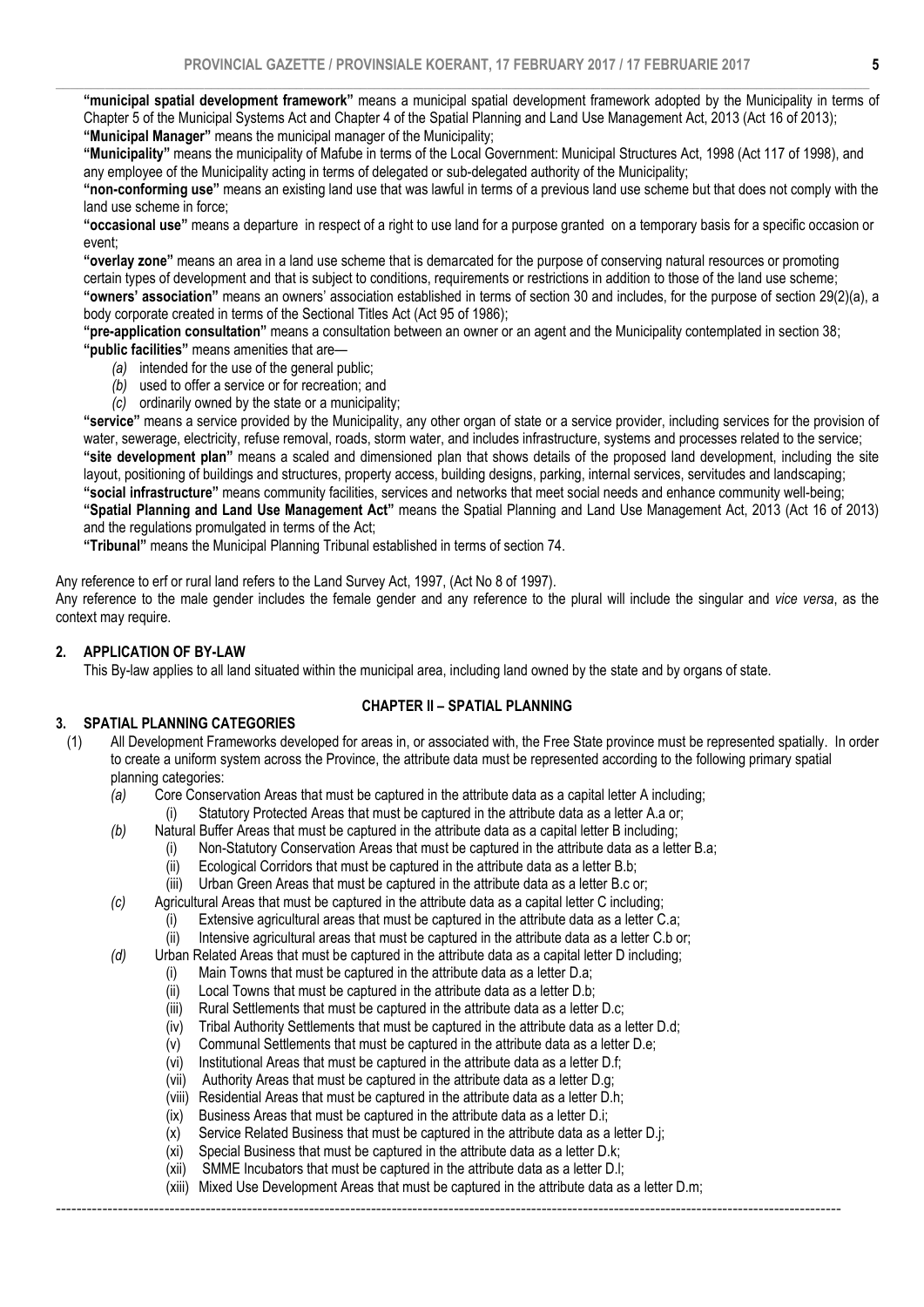**"municipal spatial development framework"** means a municipal spatial development framework adopted by the Municipality in terms of Chapter 5 of the Municipal Systems Act and Chapter 4 of the Spatial Planning and Land Use Management Act, 2013 (Act 16 of 2013);

**"Municipal Manager"** means the municipal manager of the Municipality;

**"Municipality"** means the municipality of Mafube in terms of the Local Government: Municipal Structures Act, 1998 (Act 117 of 1998), and any employee of the Municipality acting in terms of delegated or sub-delegated authority of the Municipality;

**"non-conforming use"** means an existing land use that was lawful in terms of a previous land use scheme but that does not comply with the land use scheme in force;

**"occasional use"** means a departure in respect of a right to use land for a purpose granted on a temporary basis for a specific occasion or event;

**"overlay zone"** means an area in a land use scheme that is demarcated for the purpose of conserving natural resources or promoting certain types of development and that is subject to conditions, requirements or restrictions in addition to those of the land use scheme;

**"owners' association"** means an owners' association established in terms of section 30 and includes, for the purpose of section 29(2)(a), a body corporate created in terms of the Sectional Titles Act (Act 95 of 1986);

**"pre-application consultation"** means a consultation between an owner or an agent and the Municipality contemplated in section 38;

**"public facilities"** means amenities that are—

*(a)* intended for the use of the general public;

*(b)* used to offer a service or for recreation; and

*(c)* ordinarily owned by the state or a municipality;

**"service"** means a service provided by the Municipality, any other organ of state or a service provider, including services for the provision of water, sewerage, electricity, refuse removal, roads, storm water, and includes infrastructure, systems and processes related to the service;

**"site development plan"** means a scaled and dimensioned plan that shows details of the proposed land development, including the site layout, positioning of buildings and structures, property access, building designs, parking, internal services, servitudes and landscaping;

**"social infrastructure"** means community facilities, services and networks that meet social needs and enhance community well-being;

**"Spatial Planning and Land Use Management Act"** means the Spatial Planning and Land Use Management Act, 2013 (Act 16 of 2013) and the regulations promulgated in terms of the Act;

**"Tribunal"** means the Municipal Planning Tribunal established in terms of section 74.

Any reference to erf or rural land refers to the Land Survey Act, 1997, (Act No 8 of 1997).

Any reference to the male gender includes the female gender and any reference to the plural will include the singular and *vice versa*, as the context may require.

## 2. APPLICATION OF BY-LAW

This By-law applies to all land situated within the municipal area, including land owned by the state and by organs of state.

## CHAPTER II – SPATIAL PLANNING

## 3. SPATIAL PLANNING CATEGORIES

(1) All Development Frameworks developed for areas in, or associated with, the Free State province must be represented spatially. In order to create a uniform system across the Province, the attribute data must be represented according to the following primary spatial planning categories:

*(a)* Core Conservation Areas that must be captured in the attribute data as a capital letter A including;

(i) Statutory Protected Areas that must be captured in the attribute data as a letter A.a or;

*(b)* Natural Buffer Areas that must be captured in the attribute data as a capital letter B including;

(i) Non-Statutory Conservation Areas that must be captured in the attribute data as a letter B.a;

(ii) Ecological Corridors that must be captured in the attribute data as a letter B.b;

(iii) Urban Green Areas that must be captured in the attribute data as a letter B.c or;

*(c)* Agricultural Areas that must be captured in the attribute data as a capital letter C including;

(i) Extensive agricultural areas that must be captured in the attribute data as a letter C.a;

(ii) Intensive agricultural areas that must be captured in the attribute data as a letter C.b or;

*(d)* Urban Related Areas that must be captured in the attribute data as a capital letter D including;

(i) Main Towns that must be captured in the attribute data as a letter D.a;

(ii) Local Towns that must be captured in the attribute data as a letter D.b;

(iii) Rural Settlements that must be captured in the attribute data as a letter D.c;

(iv) Tribal Authority Settlements that must be captured in the attribute data as a letter D.d;

(v) Communal Settlements that must be captured in the attribute data as a letter D.e;

(vi) Institutional Areas that must be captured in the attribute data as a letter D.f;

(vii) Authority Areas that must be captured in the attribute data as a letter D.g;

(viii) Residential Areas that must be captured in the attribute data as a letter D.h;

(ix) Business Areas that must be captured in the attribute data as a letter D.i;

(x) Service Related Business that must be captured in the attribute data as a letter D.j;

(xi) Special Business that must be captured in the attribute data as a letter D.k;

(xii) SMME Incubators that must be captured in the attribute data as a letter D.l;

(xiii) Mixed Use Development Areas that must be captured in the attribute data as a letter D.m;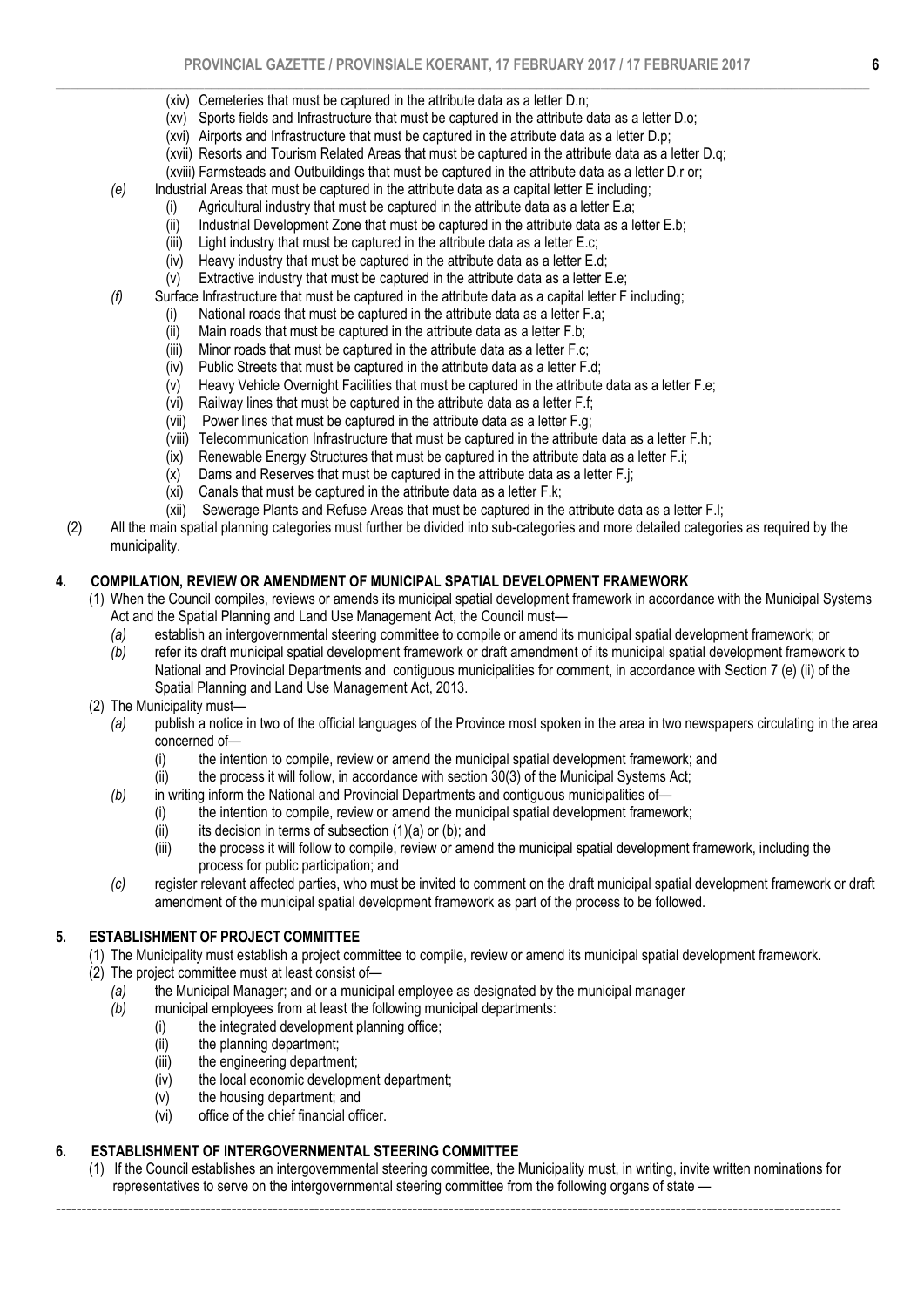(xiv) Cemeteries that must be captured in the attribute data as a letter D.n;

(xv) Sports fields and Infrastructure that must be captured in the attribute data as a letter D.o;

(xvi) Airports and Infrastructure that must be captured in the attribute data as a letter D.p;

(xvii) Resorts and Tourism Related Areas that must be captured in the attribute data as a letter D.q;

(xviii) Farmsteads and Outbuildings that must be captured in the attribute data as a letter D.r or;

*(e)* Industrial Areas that must be captured in the attribute data as a capital letter E including;

(i) Agricultural industry that must be captured in the attribute data as a letter E.a;

(ii) Industrial Development Zone that must be captured in the attribute data as a letter E.b;

(iii) Light industry that must be captured in the attribute data as a letter E.c;

(iv) Heavy industry that must be captured in the attribute data as a letter E.d;

(v) Extractive industry that must be captured in the attribute data as a letter E.e;

*(f)* Surface Infrastructure that must be captured in the attribute data as a capital letter F including;

(i) National roads that must be captured in the attribute data as a letter F.a;

(ii) Main roads that must be captured in the attribute data as a letter F.b;

(iii) Minor roads that must be captured in the attribute data as a letter F.c;

(iv) Public Streets that must be captured in the attribute data as a letter F.d;

(v) Heavy Vehicle Overnight Facilities that must be captured in the attribute data as a letter F.e;

(vi) Railway lines that must be captured in the attribute data as a letter F.f;

(vii) Power lines that must be captured in the attribute data as a letter F.g;

(viii) Telecommunication Infrastructure that must be captured in the attribute data as a letter F.h;

(ix) Renewable Energy Structures that must be captured in the attribute data as a letter F.i;

(x) Dams and Reserves that must be captured in the attribute data as a letter F.j;

(xi) Canals that must be captured in the attribute data as a letter F.k;

(xii) Sewerage Plants and Refuse Areas that must be captured in the attribute data as a letter F.l;

(2) All the main spatial planning categories must further be divided into sub-categories and more detailed categories as required by the municipality.

## 4. COMPILATION, REVIEW OR AMENDMENT OF MUNICIPAL SPATIAL DEVELOPMENT FRAMEWORK

(1) When the Council compiles, reviews or amends its municipal spatial development framework in accordance with the Municipal Systems Act and the Spatial Planning and Land Use Management Act, the Council must—

*(a)* establish an intergovernmental steering committee to compile or amend its municipal spatial development framework; or

*(b)* refer its draft municipal spatial development framework or draft amendment of its municipal spatial development framework to National and Provincial Departments and contiguous municipalities for comment, in accordance with Section 7 (e) (ii) of the Spatial Planning and Land Use Management Act, 2013.

(2) The Municipality must—

*(a)* publish a notice in two of the official languages of the Province most spoken in the area in two newspapers circulating in the area concerned of—

(i) the intention to compile, review or amend the municipal spatial development framework; and

(ii) the process it will follow, in accordance with section 30(3) of the Municipal Systems Act;

*(b)* in writing inform the National and Provincial Departments and contiguous municipalities of—

(i) the intention to compile, review or amend the municipal spatial development framework;

(ii) its decision in terms of subsection (1)(a) or (b); and

(iii) the process it will follow to compile, review or amend the municipal spatial development framework, including the process for public participation; and

*(c)* register relevant affected parties, who must be invited to comment on the draft municipal spatial development framework or draft amendment of the municipal spatial development framework as part of the process to be followed.

## 5. ESTABLISHMENT OF PROJECT COMMITTEE

(1) The Municipality must establish a project committee to compile, review or amend its municipal spatial development framework.

(2) The project committee must at least consist of—

*(a)* the Municipal Manager; and or a municipal employee as designated by the municipal manager

*(b)* municipal employees from at least the following municipal departments:

(i) the integrated development planning office;

(ii) the planning department;

(iii) the engineering department;

(iv) the local economic development department;

(v) the housing department; and

(vi) office of the chief financial officer.

## 6. ESTABLISHMENT OF INTERGOVERNMENTAL STEERING COMMITTEE

(1) If the Council establishes an intergovernmental steering committee, the Municipality must, in writing, invite written nominations for representatives to serve on the intergovernmental steering committee from the following organs of state —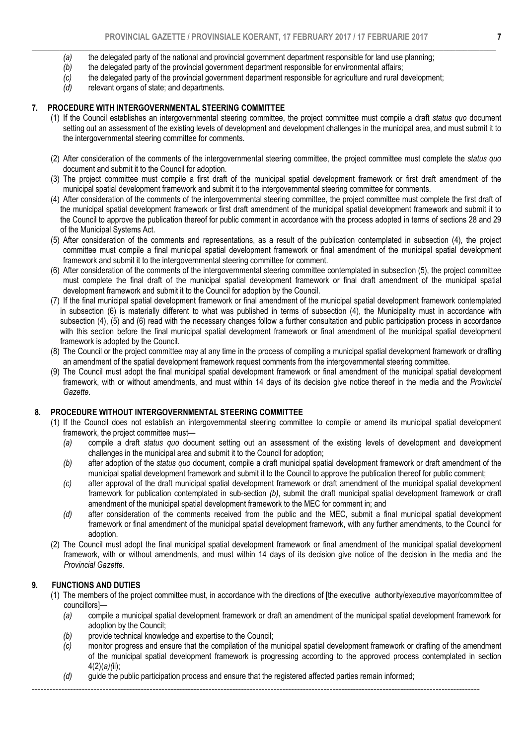*(a)* the delegated party of the national and provincial government department responsible for land use planning;
*(b)* the delegated party of the provincial government department responsible for environmental affairs;
*(c)* the delegated party of the provincial government department responsible for agriculture and rural development;
*(d)* relevant organs of state; and departments.

## 7. PROCEDURE WITH INTERGOVERNMENTAL STEERING COMMITTEE

(1) If the Council establishes an intergovernmental steering committee, the project committee must compile a draft *status quo* document setting out an assessment of the existing levels of development and development challenges in the municipal area, and must submit it to the intergovernmental steering committee for comments.

(2) After consideration of the comments of the intergovernmental steering committee, the project committee must complete the *status quo* document and submit it to the Council for adoption.

(3) The project committee must compile a first draft of the municipal spatial development framework or first draft amendment of the municipal spatial development framework and submit it to the intergovernmental steering committee for comments.

(4) After consideration of the comments of the intergovernmental steering committee, the project committee must complete the first draft of the municipal spatial development framework or first draft amendment of the municipal spatial development framework and submit it to the Council to approve the publication thereof for public comment in accordance with the process adopted in terms of sections 28 and 29 of the Municipal Systems Act.

(5) After consideration of the comments and representations, as a result of the publication contemplated in subsection (4), the project committee must compile a final municipal spatial development framework or final amendment of the municipal spatial development framework and submit it to the intergovernmental steering committee for comment.

(6) After consideration of the comments of the intergovernmental steering committee contemplated in subsection (5), the project committee must complete the final draft of the municipal spatial development framework or final draft amendment of the municipal spatial development framework and submit it to the Council for adoption by the Council.

(7) If the final municipal spatial development framework or final amendment of the municipal spatial development framework contemplated in subsection (6) is materially different to what was published in terms of subsection (4), the Municipality must in accordance with subsection (4), (5) and (6) read with the necessary changes follow a further consultation and public participation process in accordance with this section before the final municipal spatial development framework or final amendment of the municipal spatial development framework is adopted by the Council.

(8) The Council or the project committee may at any time in the process of compiling a municipal spatial development framework or drafting an amendment of the spatial development framework request comments from the intergovernmental steering committee.

(9) The Council must adopt the final municipal spatial development framework or final amendment of the municipal spatial development framework, with or without amendments, and must within 14 days of its decision give notice thereof in the media and the *Provincial Gazette*.

## 8. PROCEDURE WITHOUT INTERGOVERNMENTAL STEERING COMMITTEE

(1) If the Council does not establish an intergovernmental steering committee to compile or amend its municipal spatial development framework, the project committee must—

*(a)* compile a draft *status quo* document setting out an assessment of the existing levels of development and development challenges in the municipal area and submit it to the Council for adoption;

*(b)* after adoption of the *status quo* document, compile a draft municipal spatial development framework or draft amendment of the municipal spatial development framework and submit it to the Council to approve the publication thereof for public comment;

*(c)* after approval of the draft municipal spatial development framework or draft amendment of the municipal spatial development framework for publication contemplated in sub-section *(b)*, submit the draft municipal spatial development framework or draft amendment of the municipal spatial development framework to the MEC for comment in; and

*(d)* after consideration of the comments received from the public and the MEC, submit a final municipal spatial development framework or final amendment of the municipal spatial development framework, with any further amendments, to the Council for adoption.

(2) The Council must adopt the final municipal spatial development framework or final amendment of the municipal spatial development framework, with or without amendments, and must within 14 days of its decision give notice of the decision in the media and the *Provincial Gazette*.

## 9. FUNCTIONS AND DUTIES

(1) The members of the project committee must, in accordance with the directions of [the executive authority/executive mayor/committee of councillors]—

*(a)* compile a municipal spatial development framework or draft an amendment of the municipal spatial development framework for adoption by the Council;

*(b)* provide technical knowledge and expertise to the Council;

*(c)* monitor progress and ensure that the compilation of the municipal spatial development framework or drafting of the amendment of the municipal spatial development framework is progressing according to the approved process contemplated in section 4(2)*(a)*(ii);

*(d)* guide the public participation process and ensure that the registered affected parties remain informed;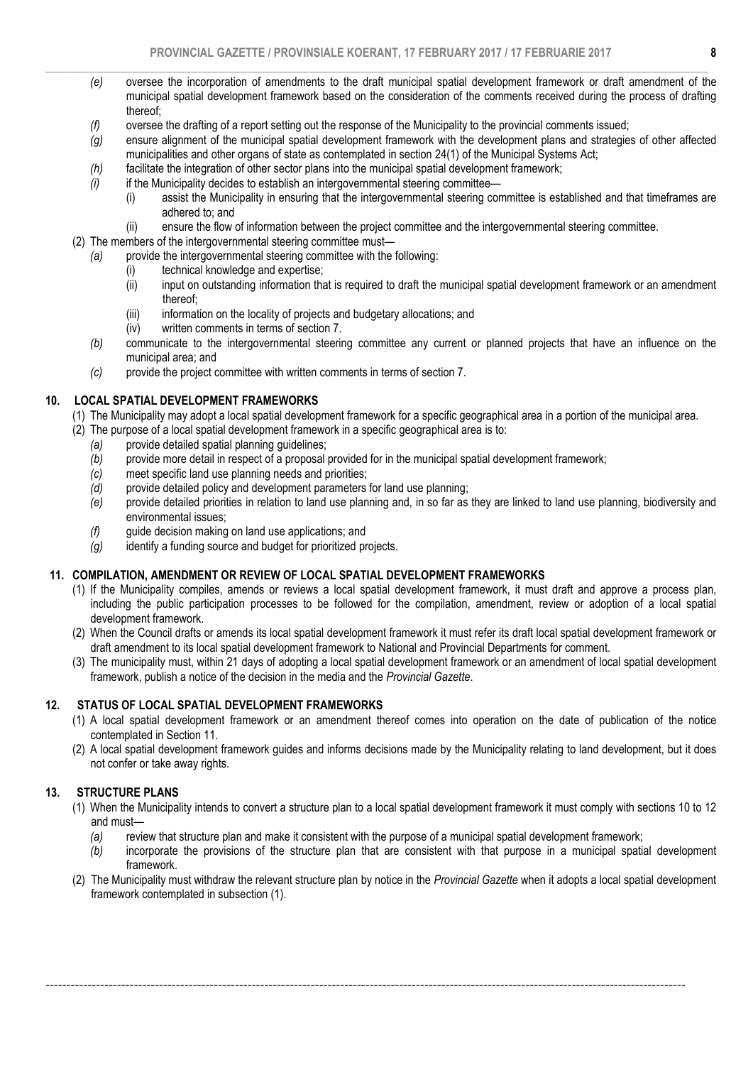*(e)* oversee the incorporation of amendments to the draft municipal spatial development framework or draft amendment of the municipal spatial development framework based on the consideration of the comments received during the process of drafting thereof;

*(f)* oversee the drafting of a report setting out the response of the Municipality to the provincial comments issued;

*(g)* ensure alignment of the municipal spatial development framework with the development plans and strategies of other affected municipalities and other organs of state as contemplated in section 24(1) of the Municipal Systems Act;

*(h)* facilitate the integration of other sector plans into the municipal spatial development framework;

*(i)* if the Municipality decides to establish an intergovernmental steering committee—

- (i) assist the Municipality in ensuring that the intergovernmental steering committee is established and that timeframes are adhered to; and
- (ii) ensure the flow of information between the project committee and the intergovernmental steering committee.

(2) The members of the intergovernmental steering committee must—

*(a)* provide the intergovernmental steering committee with the following:

- (i) technical knowledge and expertise;
- (ii) input on outstanding information that is required to draft the municipal spatial development framework or an amendment thereof;
- (iii) information on the locality of projects and budgetary allocations; and
- (iv) written comments in terms of section 7.

*(b)* communicate to the intergovernmental steering committee any current or planned projects that have an influence on the municipal area; and

*(c)* provide the project committee with written comments in terms of section 7.

## 10. LOCAL SPATIAL DEVELOPMENT FRAMEWORKS

(1) The Municipality may adopt a local spatial development framework for a specific geographical area in a portion of the municipal area.

(2) The purpose of a local spatial development framework in a specific geographical area is to:

*(a)* provide detailed spatial planning guidelines;

*(b)* provide more detail in respect of a proposal provided for in the municipal spatial development framework;

*(c)* meet specific land use planning needs and priorities;

*(d)* provide detailed policy and development parameters for land use planning;

*(e)* provide detailed priorities in relation to land use planning and, in so far as they are linked to land use planning, biodiversity and environmental issues;

*(f)* guide decision making on land use applications; and

*(g)* identify a funding source and budget for prioritized projects.

## 11. COMPILATION, AMENDMENT OR REVIEW OF LOCAL SPATIAL DEVELOPMENT FRAMEWORKS

(1) If the Municipality compiles, amends or reviews a local spatial development framework, it must draft and approve a process plan, including the public participation processes to be followed for the compilation, amendment, review or adoption of a local spatial development framework.

(2) When the Council drafts or amends its local spatial development framework it must refer its draft local spatial development framework or draft amendment to its local spatial development framework to National and Provincial Departments for comment.

(3) The municipality must, within 21 days of adopting a local spatial development framework or an amendment of local spatial development framework, publish a notice of the decision in the media and the *Provincial Gazette*.

## 12. STATUS OF LOCAL SPATIAL DEVELOPMENT FRAMEWORKS

(1) A local spatial development framework or an amendment thereof comes into operation on the date of publication of the notice contemplated in Section 11.

(2) A local spatial development framework guides and informs decisions made by the Municipality relating to land development, but it does not confer or take away rights.

## 13. STRUCTURE PLANS

(1) When the Municipality intends to convert a structure plan to a local spatial development framework it must comply with sections 10 to 12 and must—

*(a)* review that structure plan and make it consistent with the purpose of a municipal spatial development framework;

*(b)* incorporate the provisions of the structure plan that are consistent with that purpose in a municipal spatial development framework.

(2) The Municipality must withdraw the relevant structure plan by notice in the *Provincial Gazette* when it adopts a local spatial development framework contemplated in subsection (1).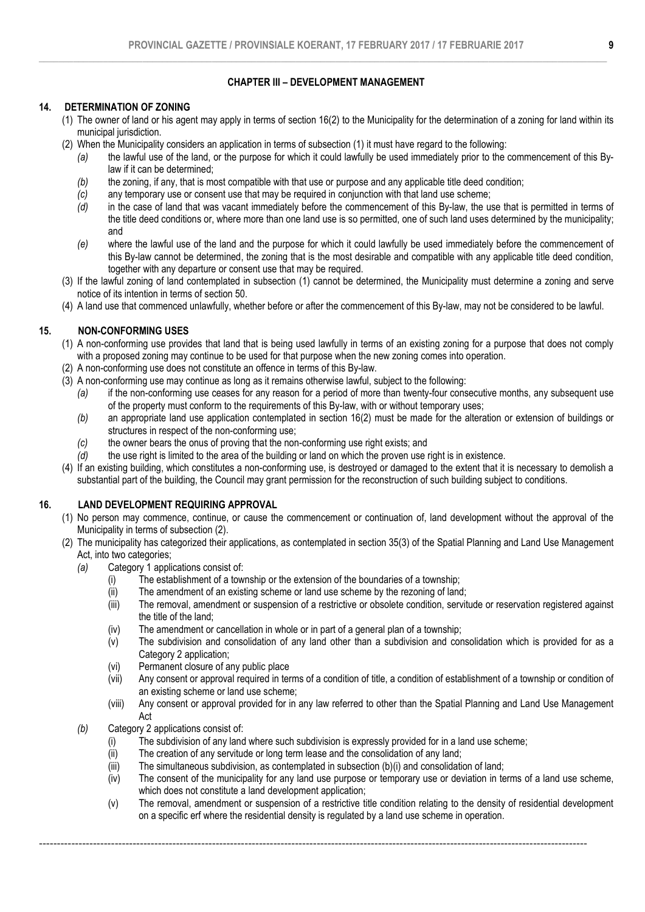## CHAPTER III – DEVELOPMENT MANAGEMENT

### 14. DETERMINATION OF ZONING

(1) The owner of land or his agent may apply in terms of section 16(2) to the Municipality for the determination of a zoning for land within its municipal jurisdiction.

(2) When the Municipality considers an application in terms of subsection (1) it must have regard to the following:

*(a)* the lawful use of the land, or the purpose for which it could lawfully be used immediately prior to the commencement of this By-law if it can be determined;

*(b)* the zoning, if any, that is most compatible with that use or purpose and any applicable title deed condition;

*(c)* any temporary use or consent use that may be required in conjunction with that land use scheme;

*(d)* in the case of land that was vacant immediately before the commencement of this By-law, the use that is permitted in terms of the title deed conditions or, where more than one land use is so permitted, one of such land uses determined by the municipality; and

*(e)* where the lawful use of the land and the purpose for which it could lawfully be used immediately before the commencement of this By-law cannot be determined, the zoning that is the most desirable and compatible with any applicable title deed condition, together with any departure or consent use that may be required.

(3) If the lawful zoning of land contemplated in subsection (1) cannot be determined, the Municipality must determine a zoning and serve notice of its intention in terms of section 50.

(4) A land use that commenced unlawfully, whether before or after the commencement of this By-law, may not be considered to be lawful.

### 15. NON-CONFORMING USES

(1) A non-conforming use provides that land that is being used lawfully in terms of an existing zoning for a purpose that does not comply with a proposed zoning may continue to be used for that purpose when the new zoning comes into operation.

(2) A non-conforming use does not constitute an offence in terms of this By-law.

(3) A non-conforming use may continue as long as it remains otherwise lawful, subject to the following:

*(a)* if the non-conforming use ceases for any reason for a period of more than twenty-four consecutive months, any subsequent use of the property must conform to the requirements of this By-law, with or without temporary uses;

*(b)* an appropriate land use application contemplated in section 16(2) must be made for the alteration or extension of buildings or structures in respect of the non-conforming use;

*(c)* the owner bears the onus of proving that the non-conforming use right exists; and

*(d)* the use right is limited to the area of the building or land on which the proven use right is in existence.

(4) If an existing building, which constitutes a non-conforming use, is destroyed or damaged to the extent that it is necessary to demolish a substantial part of the building, the Council may grant permission for the reconstruction of such building subject to conditions.

### 16. LAND DEVELOPMENT REQUIRING APPROVAL

(1) No person may commence, continue, or cause the commencement or continuation of, land development without the approval of the Municipality in terms of subsection (2).

(2) The municipality has categorized their applications, as contemplated in section 35(3) of the Spatial Planning and Land Use Management Act, into two categories;

*(a)* Category 1 applications consist of:

(i) The establishment of a township or the extension of the boundaries of a township;

(ii) The amendment of an existing scheme or land use scheme by the rezoning of land;

(iii) The removal, amendment or suspension of a restrictive or obsolete condition, servitude or reservation registered against the title of the land;

(iv) The amendment or cancellation in whole or in part of a general plan of a township;

(v) The subdivision and consolidation of any land other than a subdivision and consolidation which is provided for as a Category 2 application;

(vi) Permanent closure of any public place

(vii) Any consent or approval required in terms of a condition of title, a condition of establishment of a township or condition of an existing scheme or land use scheme;

(viii) Any consent or approval provided for in any law referred to other than the Spatial Planning and Land Use Management Act

*(b)* Category 2 applications consist of:

(i) The subdivision of any land where such subdivision is expressly provided for in a land use scheme;

(ii) The creation of any servitude or long term lease and the consolidation of any land;

(iii) The simultaneous subdivision, as contemplated in subsection (b)(i) and consolidation of land;

(iv) The consent of the municipality for any land use purpose or temporary use or deviation in terms of a land use scheme, which does not constitute a land development application;

(v) The removal, amendment or suspension of a restrictive title condition relating to the density of residential development on a specific erf where the residential density is regulated by a land use scheme in operation.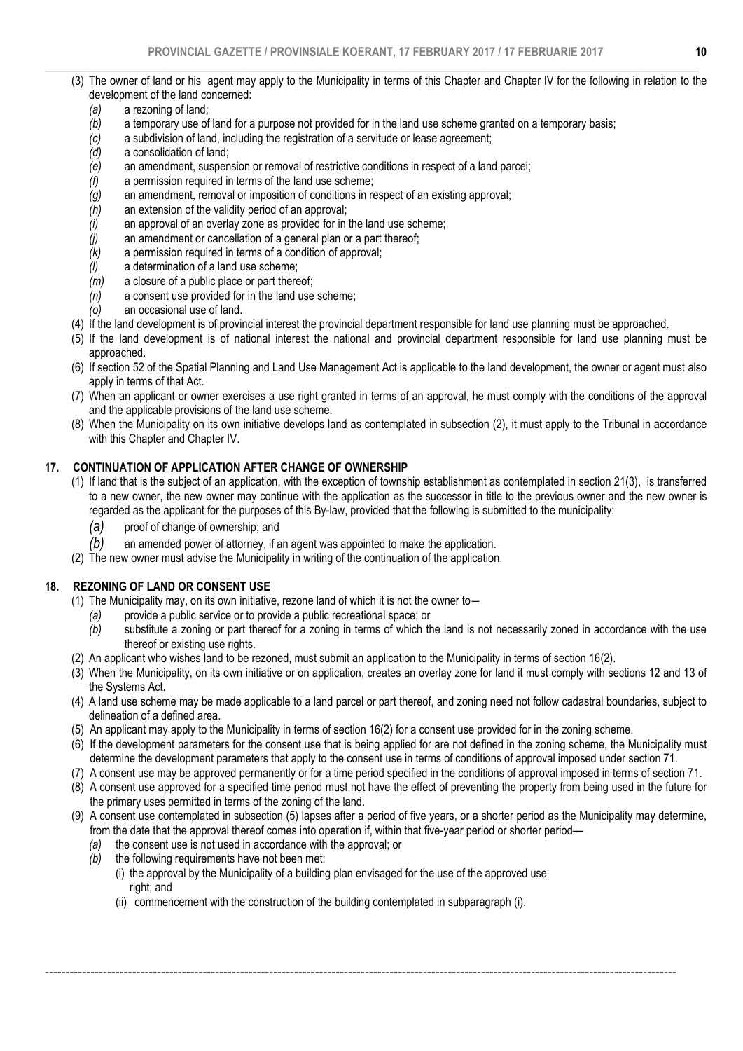(3) The owner of land or his agent may apply to the Municipality in terms of this Chapter and Chapter IV for the following in relation to the development of the land concerned:

*(a)* a rezoning of land;
*(b)* a temporary use of land for a purpose not provided for in the land use scheme granted on a temporary basis;
*(c)* a subdivision of land, including the registration of a servitude or lease agreement;
*(d)* a consolidation of land;
*(e)* an amendment, suspension or removal of restrictive conditions in respect of a land parcel;
*(f)* a permission required in terms of the land use scheme;
*(g)* an amendment, removal or imposition of conditions in respect of an existing approval;
*(h)* an extension of the validity period of an approval;
*(i)* an approval of an overlay zone as provided for in the land use scheme;
*(j)* an amendment or cancellation of a general plan or a part thereof;
*(k)* a permission required in terms of a condition of approval;
*(l)* a determination of a land use scheme;
*(m)* a closure of a public place or part thereof;
*(n)* a consent use provided for in the land use scheme;
*(o)* an occasional use of land.

(4) If the land development is of provincial interest the provincial department responsible for land use planning must be approached.

(5) If the land development is of national interest the national and provincial department responsible for land use planning must be approached.

(6) If section 52 of the Spatial Planning and Land Use Management Act is applicable to the land development, the owner or agent must also apply in terms of that Act.

(7) When an applicant or owner exercises a use right granted in terms of an approval, he must comply with the conditions of the approval and the applicable provisions of the land use scheme.

(8) When the Municipality on its own initiative develops land as contemplated in subsection (2), it must apply to the Tribunal in accordance with this Chapter and Chapter IV.

## 17. CONTINUATION OF APPLICATION AFTER CHANGE OF OWNERSHIP

(1) If land that is the subject of an application, with the exception of township establishment as contemplated in section 21(3), is transferred to a new owner, the new owner may continue with the application as the successor in title to the previous owner and the new owner is regarded as the applicant for the purposes of this By-law, provided that the following is submitted to the municipality:

*(a)* proof of change of ownership; and
*(b)* an amended power of attorney, if an agent was appointed to make the application.

(2) The new owner must advise the Municipality in writing of the continuation of the application.

## 18. REZONING OF LAND OR CONSENT USE

(1) The Municipality may, on its own initiative, rezone land of which it is not the owner to—

*(a)* provide a public service or to provide a public recreational space; or
*(b)* substitute a zoning or part thereof for a zoning in terms of which the land is not necessarily zoned in accordance with the use thereof or existing use rights.

(2) An applicant who wishes land to be rezoned, must submit an application to the Municipality in terms of section 16(2).

(3) When the Municipality, on its own initiative or on application, creates an overlay zone for land it must comply with sections 12 and 13 of the Systems Act.

(4) A land use scheme may be made applicable to a land parcel or part thereof, and zoning need not follow cadastral boundaries, subject to delineation of a defined area.

(5) An applicant may apply to the Municipality in terms of section 16(2) for a consent use provided for in the zoning scheme.

(6) If the development parameters for the consent use that is being applied for are not defined in the zoning scheme, the Municipality must determine the development parameters that apply to the consent use in terms of conditions of approval imposed under section 71.

(7) A consent use may be approved permanently or for a time period specified in the conditions of approval imposed in terms of section 71.

(8) A consent use approved for a specified time period must not have the effect of preventing the property from being used in the future for the primary uses permitted in terms of the zoning of the land.

(9) A consent use contemplated in subsection (5) lapses after a period of five years, or a shorter period as the Municipality may determine, from the date that the approval thereof comes into operation if, within that five-year period or shorter period—

*(a)* the consent use is not used in accordance with the approval; or
*(b)* the following requirements have not been met:
   (i) the approval by the Municipality of a building plan envisaged for the use of the approved use right; and
   (ii) commencement with the construction of the building contemplated in subparagraph (i).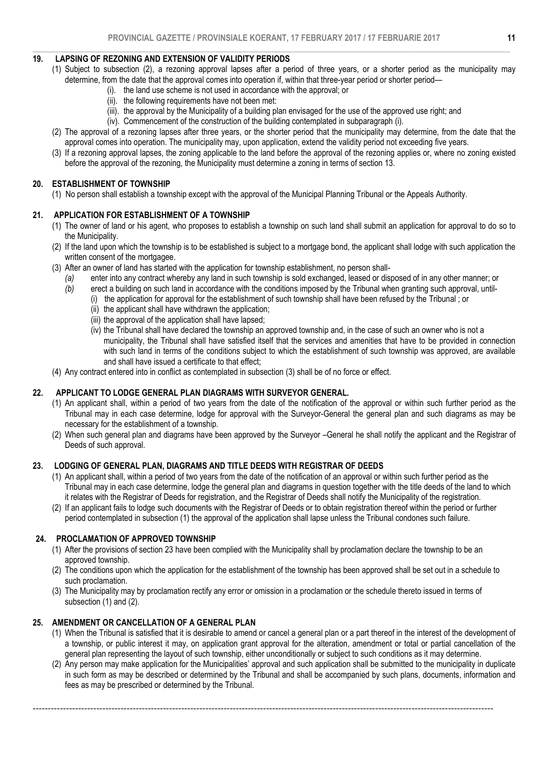## 19. LAPSING OF REZONING AND EXTENSION OF VALIDITY PERIODS

(1) Subject to subsection (2), a rezoning approval lapses after a period of three years, or a shorter period as the municipality may determine, from the date that the approval comes into operation if, within that three-year period or shorter period—

- (i). the land use scheme is not used in accordance with the approval; or
- (ii). the following requirements have not been met:
- (iii). the approval by the Municipality of a building plan envisaged for the use of the approved use right; and
- (iv). Commencement of the construction of the building contemplated in subparagraph (i).

(2) The approval of a rezoning lapses after three years, or the shorter period that the municipality may determine, from the date that the approval comes into operation. The municipality may, upon application, extend the validity period not exceeding five years.

(3) If a rezoning approval lapses, the zoning applicable to the land before the approval of the rezoning applies or, where no zoning existed before the approval of the rezoning, the Municipality must determine a zoning in terms of section 13.

## 20. ESTABLISHMENT OF TOWNSHIP

(1) No person shall establish a township except with the approval of the Municipal Planning Tribunal or the Appeals Authority.

## 21. APPLICATION FOR ESTABLISHMENT OF A TOWNSHIP

(1) The owner of land or his agent, who proposes to establish a township on such land shall submit an application for approval to do so to the Municipality.

(2) If the land upon which the township is to be established is subject to a mortgage bond, the applicant shall lodge with such application the written consent of the mortgagee.

(3) After an owner of land has started with the application for township establishment, no person shall-

- *(a)* enter into any contract whereby any land in such township is sold exchanged, leased or disposed of in any other manner; or
- *(b)* erect a building on such land in accordance with the conditions imposed by the Tribunal when granting such approval, until-
  - (i) the application for approval for the establishment of such township shall have been refused by the Tribunal ; or
  - (ii) the applicant shall have withdrawn the application;
  - (iii) the approval of the application shall have lapsed;
  - (iv) the Tribunal shall have declared the township an approved township and, in the case of such an owner who is not a municipality, the Tribunal shall have satisfied itself that the services and amenities that have to be provided in connection with such land in terms of the conditions subject to which the establishment of such township was approved, are available and shall have issued a certificate to that effect;

(4) Any contract entered into in conflict as contemplated in subsection (3) shall be of no force or effect.

## 22. APPLICANT TO LODGE GENERAL PLAN DIAGRAMS WITH SURVEYOR GENERAL.

(1) An applicant shall, within a period of two years from the date of the notification of the approval or within such further period as the Tribunal may in each case determine, lodge for approval with the Surveyor-General the general plan and such diagrams as may be necessary for the establishment of a township.

(2) When such general plan and diagrams have been approved by the Surveyor –General he shall notify the applicant and the Registrar of Deeds of such approval.

## 23. LODGING OF GENERAL PLAN, DIAGRAMS AND TITLE DEEDS WITH REGISTRAR OF DEEDS

(1) An applicant shall, within a period of two years from the date of the notification of an approval or within such further period as the Tribunal may in each case determine, lodge the general plan and diagrams in question together with the title deeds of the land to which it relates with the Registrar of Deeds for registration, and the Registrar of Deeds shall notify the Municipality of the registration.

(2) If an applicant fails to lodge such documents with the Registrar of Deeds or to obtain registration thereof within the period or further period contemplated in subsection (1) the approval of the application shall lapse unless the Tribunal condones such failure.

## 24. PROCLAMATION OF APPROVED TOWNSHIP

(1) After the provisions of section 23 have been complied with the Municipality shall by proclamation declare the township to be an approved township.

(2) The conditions upon which the application for the establishment of the township has been approved shall be set out in a schedule to such proclamation.

(3) The Municipality may by proclamation rectify any error or omission in a proclamation or the schedule thereto issued in terms of subsection (1) and (2).

## 25. AMENDMENT OR CANCELLATION OF A GENERAL PLAN

(1) When the Tribunal is satisfied that it is desirable to amend or cancel a general plan or a part thereof in the interest of the development of a township, or public interest it may, on application grant approval for the alteration, amendment or total or partial cancellation of the general plan representing the layout of such township, either unconditionally or subject to such conditions as it may determine.

(2) Any person may make application for the Municipalities' approval and such application shall be submitted to the municipality in duplicate in such form as may be described or determined by the Tribunal and shall be accompanied by such plans, documents, information and fees as may be prescribed or determined by the Tribunal.

---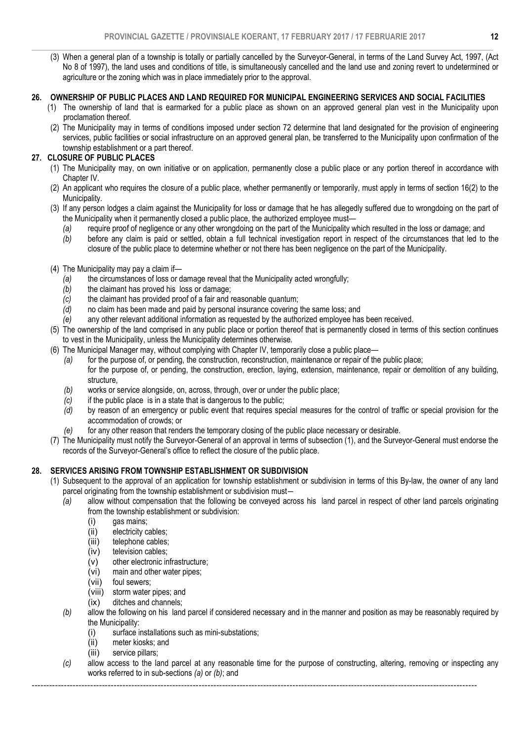(3) When a general plan of a township is totally or partially cancelled by the Surveyor-General, in terms of the Land Survey Act, 1997, (Act No 8 of 1997), the land uses and conditions of title, is simultaneously cancelled and the land use and zoning revert to undetermined or agriculture or the zoning which was in place immediately prior to the approval.

## 26. OWNERSHIP OF PUBLIC PLACES AND LAND REQUIRED FOR MUNICIPAL ENGINEERING SERVICES AND SOCIAL FACILITIES

(1) The ownership of land that is earmarked for a public place as shown on an approved general plan vest in the Municipality upon proclamation thereof.

(2) The Municipality may in terms of conditions imposed under section 72 determine that land designated for the provision of engineering services, public facilities or social infrastructure on an approved general plan, be transferred to the Municipality upon confirmation of the township establishment or a part thereof.

## 27. CLOSURE OF PUBLIC PLACES

(1) The Municipality may, on own initiative or on application, permanently close a public place or any portion thereof in accordance with Chapter IV.

(2) An applicant who requires the closure of a public place, whether permanently or temporarily, must apply in terms of section 16(2) to the Municipality.

(3) If any person lodges a claim against the Municipality for loss or damage that he has allegedly suffered due to wrongdoing on the part of the Municipality when it permanently closed a public place, the authorized employee must—

*(a)* require proof of negligence or any other wrongdoing on the part of the Municipality which resulted in the loss or damage; and

*(b)* before any claim is paid or settled, obtain a full technical investigation report in respect of the circumstances that led to the closure of the public place to determine whether or not there has been negligence on the part of the Municipality.

(4) The Municipality may pay a claim if—

*(a)* the circumstances of loss or damage reveal that the Municipality acted wrongfully;

*(b)* the claimant has proved his loss or damage;

*(c)* the claimant has provided proof of a fair and reasonable quantum;

*(d)* no claim has been made and paid by personal insurance covering the same loss; and

*(e)* any other relevant additional information as requested by the authorized employee has been received.

(5) The ownership of the land comprised in any public place or portion thereof that is permanently closed in terms of this section continues to vest in the Municipality, unless the Municipality determines otherwise.

(6) The Municipal Manager may, without complying with Chapter IV, temporarily close a public place—

*(a)* for the purpose of, or pending, the construction, reconstruction, maintenance or repair of the public place;
for the purpose of, or pending, the construction, erection, laying, extension, maintenance, repair or demolition of any building, structure,

*(b)* works or service alongside, on, across, through, over or under the public place;

*(c)* if the public place is in a state that is dangerous to the public;

*(d)* by reason of an emergency or public event that requires special measures for the control of traffic or special provision for the accommodation of crowds; or

*(e)* for any other reason that renders the temporary closing of the public place necessary or desirable.

(7) The Municipality must notify the Surveyor-General of an approval in terms of subsection (1), and the Surveyor-General must endorse the records of the Surveyor-General's office to reflect the closure of the public place.

## 28. SERVICES ARISING FROM TOWNSHIP ESTABLISHMENT OR SUBDIVISION

(1) Subsequent to the approval of an application for township establishment or subdivision in terms of this By-law, the owner of any land parcel originating from the township establishment or subdivision must—

*(a)* allow without compensation that the following be conveyed across his land parcel in respect of other land parcels originating from the township establishment or subdivision:

(i) gas mains;
(ii) electricity cables;
(iii) telephone cables;
(iv) television cables;
(v) other electronic infrastructure;
(vi) main and other water pipes;
(vii) foul sewers;
(viii) storm water pipes; and
(ix) ditches and channels;

*(b)* allow the following on his land parcel if considered necessary and in the manner and position as may be reasonably required by the Municipality:

(i) surface installations such as mini-substations;
(ii) meter kiosks; and
(iii) service pillars;

*(c)* allow access to the land parcel at any reasonable time for the purpose of constructing, altering, removing or inspecting any works referred to in sub-sections *(a)* or *(b)*; and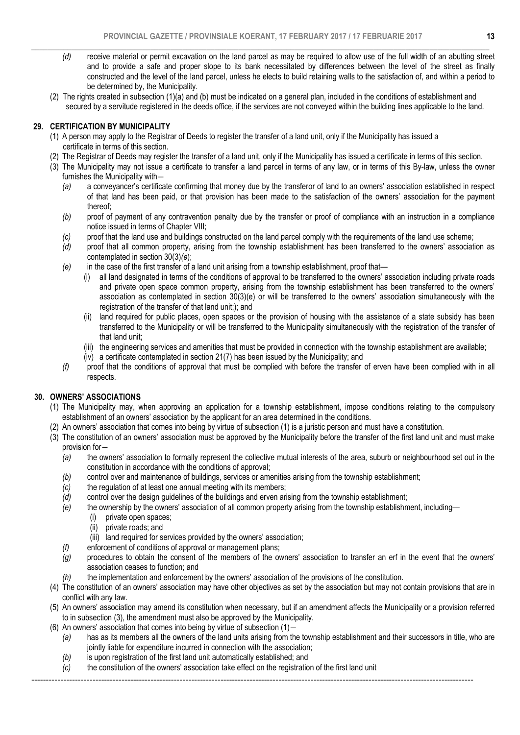*(d)* receive material or permit excavation on the land parcel as may be required to allow use of the full width of an abutting street and to provide a safe and proper slope to its bank necessitated by differences between the level of the street as finally constructed and the level of the land parcel, unless he elects to build retaining walls to the satisfaction of, and within a period to be determined by, the Municipality.

(2) The rights created in subsection (1)(a) and (b) must be indicated on a general plan, included in the conditions of establishment and secured by a servitude registered in the deeds office, if the services are not conveyed within the building lines applicable to the land.

## 29. CERTIFICATION BY MUNICIPALITY

(1) A person may apply to the Registrar of Deeds to register the transfer of a land unit, only if the Municipality has issued a certificate in terms of this section.

(2) The Registrar of Deeds may register the transfer of a land unit, only if the Municipality has issued a certificate in terms of this section.

(3) The Municipality may not issue a certificate to transfer a land parcel in terms of any law, or in terms of this By-law, unless the owner furnishes the Municipality with—

*(a)* a conveyancer's certificate confirming that money due by the transferor of land to an owners' association established in respect of that land has been paid, or that provision has been made to the satisfaction of the owners' association for the payment thereof;

*(b)* proof of payment of any contravention penalty due by the transfer or proof of compliance with an instruction in a compliance notice issued in terms of Chapter VIII;

*(c)* proof that the land use and buildings constructed on the land parcel comply with the requirements of the land use scheme;

*(d)* proof that all common property, arising from the township establishment has been transferred to the owners' association as contemplated in section 30(3)*(e)*;

*(e)* in the case of the first transfer of a land unit arising from a township establishment, proof that—

(i) all land designated in terms of the conditions of approval to be transferred to the owners' association including private roads and private open space common property, arising from the township establishment has been transferred to the owners' association as contemplated in section 30(3)(e) or will be transferred to the owners' association simultaneously with the registration of the transfer of that land unit;); and

(ii) land required for public places, open spaces or the provision of housing with the assistance of a state subsidy has been transferred to the Municipality or will be transferred to the Municipality simultaneously with the registration of the transfer of that land unit;

(iii) the engineering services and amenities that must be provided in connection with the township establishment are available;

(iv) a certificate contemplated in section 21(7) has been issued by the Municipality; and

*(f)* proof that the conditions of approval that must be complied with before the transfer of erven have been complied with in all respects.

## 30. OWNERS' ASSOCIATIONS

(1) The Municipality may, when approving an application for a township establishment, impose conditions relating to the compulsory establishment of an owners' association by the applicant for an area determined in the conditions.

(2) An owners' association that comes into being by virtue of subsection (1) is a juristic person and must have a constitution.

(3) The constitution of an owners' association must be approved by the Municipality before the transfer of the first land unit and must make provision for—

*(a)* the owners' association to formally represent the collective mutual interests of the area, suburb or neighbourhood set out in the constitution in accordance with the conditions of approval;

*(b)* control over and maintenance of buildings, services or amenities arising from the township establishment;

*(c)* the regulation of at least one annual meeting with its members;

*(d)* control over the design guidelines of the buildings and erven arising from the township establishment;

*(e)* the ownership by the owners' association of all common property arising from the township establishment, including—

(i) private open spaces;

(ii) private roads; and

(iii) land required for services provided by the owners' association;

*(f)* enforcement of conditions of approval or management plans;

*(g)* procedures to obtain the consent of the members of the owners' association to transfer an erf in the event that the owners' association ceases to function; and

*(h)* the implementation and enforcement by the owners' association of the provisions of the constitution.

(4) The constitution of an owners' association may have other objectives as set by the association but may not contain provisions that are in conflict with any law.

(5) An owners' association may amend its constitution when necessary, but if an amendment affects the Municipality or a provision referred to in subsection (3), the amendment must also be approved by the Municipality.

(6) An owners' association that comes into being by virtue of subsection (1)—

*(a)* has as its members all the owners of the land units arising from the township establishment and their successors in title, who are jointly liable for expenditure incurred in connection with the association;

*(b)* is upon registration of the first land unit automatically established; and

*(c)* the constitution of the owners' association take effect on the registration of the first land unit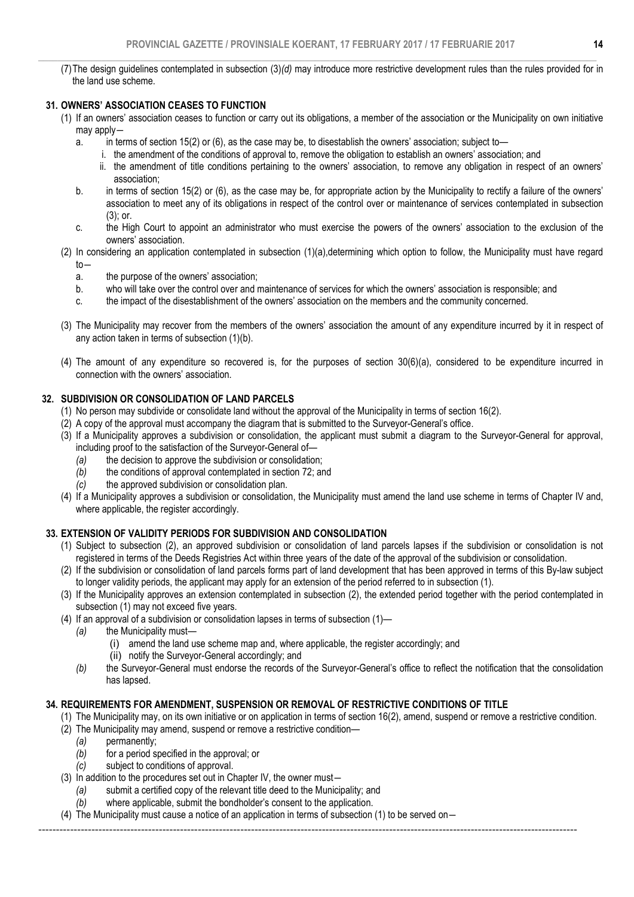(7) The design guidelines contemplated in subsection (3)*(d)* may introduce more restrictive development rules than the rules provided for in the land use scheme.

## 31. OWNERS' ASSOCIATION CEASES TO FUNCTION

(1) If an owners' association ceases to function or carry out its obligations, a member of the association or the Municipality on own initiative may apply—

a. in terms of section 15(2) or (6), as the case may be, to disestablish the owners' association; subject to—
   i. the amendment of the conditions of approval to, remove the obligation to establish an owners' association; and
   ii. the amendment of title conditions pertaining to the owners' association, to remove any obligation in respect of an owners' association;

b. in terms of section 15(2) or (6), as the case may be, for appropriate action by the Municipality to rectify a failure of the owners' association to meet any of its obligations in respect of the control over or maintenance of services contemplated in subsection (3); or.

c. the High Court to appoint an administrator who must exercise the powers of the owners' association to the exclusion of the owners' association.

(2) In considering an application contemplated in subsection (1)(a),determining which option to follow, the Municipality must have regard to—

a. the purpose of the owners' association;
b. who will take over the control over and maintenance of services for which the owners' association is responsible; and
c. the impact of the disestablishment of the owners' association on the members and the community concerned.

(3) The Municipality may recover from the members of the owners' association the amount of any expenditure incurred by it in respect of any action taken in terms of subsection (1)(b).

(4) The amount of any expenditure so recovered is, for the purposes of section 30(6)(a), considered to be expenditure incurred in connection with the owners' association.

## 32. SUBDIVISION OR CONSOLIDATION OF LAND PARCELS

(1) No person may subdivide or consolidate land without the approval of the Municipality in terms of section 16(2).

(2) A copy of the approval must accompany the diagram that is submitted to the Surveyor-General's office.

(3) If a Municipality approves a subdivision or consolidation, the applicant must submit a diagram to the Surveyor-General for approval, including proof to the satisfaction of the Surveyor-General of—

*(a)* the decision to approve the subdivision or consolidation;
*(b)* the conditions of approval contemplated in section 72; and
*(c)* the approved subdivision or consolidation plan.

(4) If a Municipality approves a subdivision or consolidation, the Municipality must amend the land use scheme in terms of Chapter IV and, where applicable, the register accordingly.

## 33. EXTENSION OF VALIDITY PERIODS FOR SUBDIVISION AND CONSOLIDATION

(1) Subject to subsection (2), an approved subdivision or consolidation of land parcels lapses if the subdivision or consolidation is not registered in terms of the Deeds Registries Act within three years of the date of the approval of the subdivision or consolidation.

(2) If the subdivision or consolidation of land parcels forms part of land development that has been approved in terms of this By-law subject to longer validity periods, the applicant may apply for an extension of the period referred to in subsection (1).

(3) If the Municipality approves an extension contemplated in subsection (2), the extended period together with the period contemplated in subsection (1) may not exceed five years.

(4) If an approval of a subdivision or consolidation lapses in terms of subsection (1)—

*(a)* the Municipality must—
   (i) amend the land use scheme map and, where applicable, the register accordingly; and
   (ii) notify the Surveyor-General accordingly; and

*(b)* the Surveyor-General must endorse the records of the Surveyor-General's office to reflect the notification that the consolidation has lapsed.

## 34. REQUIREMENTS FOR AMENDMENT, SUSPENSION OR REMOVAL OF RESTRICTIVE CONDITIONS OF TITLE

(1) The Municipality may, on its own initiative or on application in terms of section 16(2), amend, suspend or remove a restrictive condition.

(2) The Municipality may amend, suspend or remove a restrictive condition—

*(a)* permanently;
*(b)* for a period specified in the approval; or
*(c)* subject to conditions of approval.

(3) In addition to the procedures set out in Chapter IV, the owner must—

*(a)* submit a certified copy of the relevant title deed to the Municipality; and
*(b)* where applicable, submit the bondholder's consent to the application.

(4) The Municipality must cause a notice of an application in terms of subsection (1) to be served on—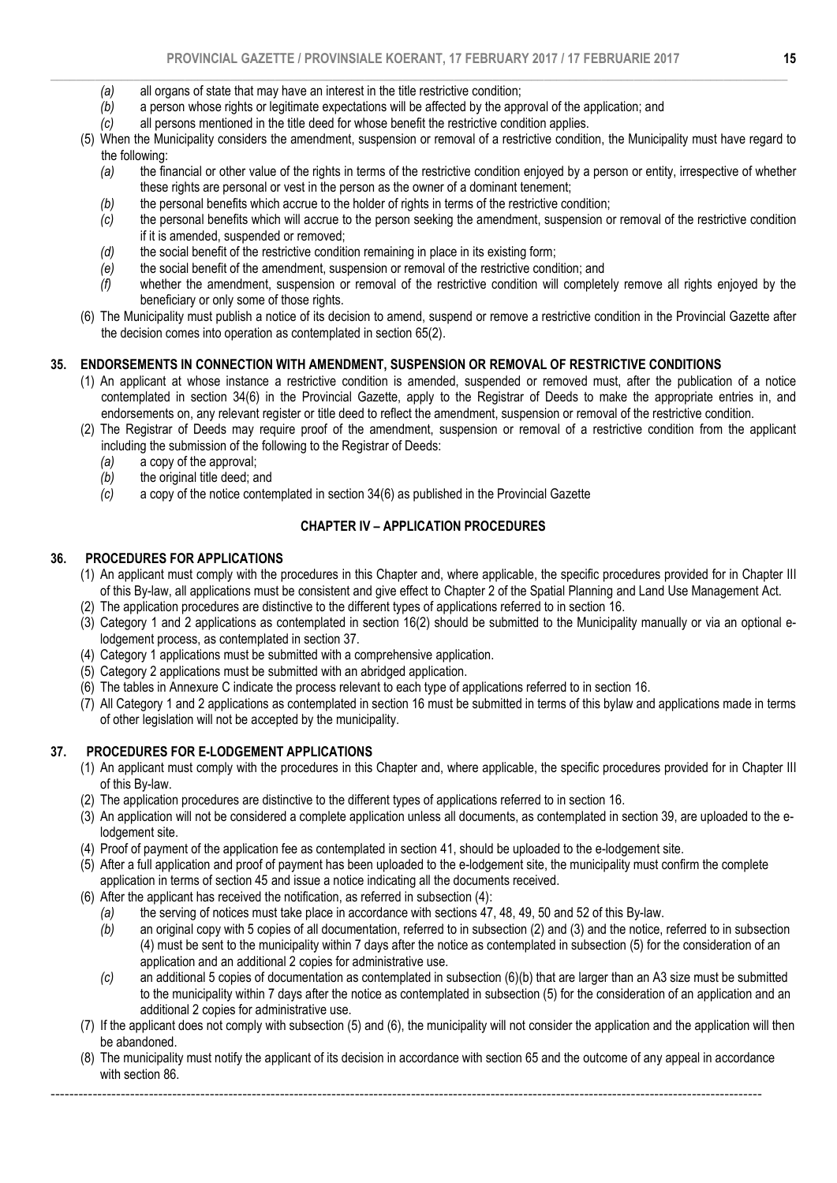*(a)* all organs of state that may have an interest in the title restrictive condition;

*(b)* a person whose rights or legitimate expectations will be affected by the approval of the application; and

*(c)* all persons mentioned in the title deed for whose benefit the restrictive condition applies.

(5) When the Municipality considers the amendment, suspension or removal of a restrictive condition, the Municipality must have regard to the following:

*(a)* the financial or other value of the rights in terms of the restrictive condition enjoyed by a person or entity, irrespective of whether these rights are personal or vest in the person as the owner of a dominant tenement;

*(b)* the personal benefits which accrue to the holder of rights in terms of the restrictive condition;

*(c)* the personal benefits which will accrue to the person seeking the amendment, suspension or removal of the restrictive condition if it is amended, suspended or removed;

*(d)* the social benefit of the restrictive condition remaining in place in its existing form;

*(e)* the social benefit of the amendment, suspension or removal of the restrictive condition; and

*(f)* whether the amendment, suspension or removal of the restrictive condition will completely remove all rights enjoyed by the beneficiary or only some of those rights.

(6) The Municipality must publish a notice of its decision to amend, suspend or remove a restrictive condition in the Provincial Gazette after the decision comes into operation as contemplated in section 65(2).

### 35. ENDORSEMENTS IN CONNECTION WITH AMENDMENT, SUSPENSION OR REMOVAL OF RESTRICTIVE CONDITIONS

(1) An applicant at whose instance a restrictive condition is amended, suspended or removed must, after the publication of a notice contemplated in section 34(6) in the Provincial Gazette, apply to the Registrar of Deeds to make the appropriate entries in, and endorsements on, any relevant register or title deed to reflect the amendment, suspension or removal of the restrictive condition.

(2) The Registrar of Deeds may require proof of the amendment, suspension or removal of a restrictive condition from the applicant including the submission of the following to the Registrar of Deeds:

*(a)* a copy of the approval;

*(b)* the original title deed; and

*(c)* a copy of the notice contemplated in section 34(6) as published in the Provincial Gazette

## CHAPTER IV – APPLICATION PROCEDURES

### 36. PROCEDURES FOR APPLICATIONS

(1) An applicant must comply with the procedures in this Chapter and, where applicable, the specific procedures provided for in Chapter III of this By-law, all applications must be consistent and give effect to Chapter 2 of the Spatial Planning and Land Use Management Act.

(2) The application procedures are distinctive to the different types of applications referred to in section 16.

(3) Category 1 and 2 applications as contemplated in section 16(2) should be submitted to the Municipality manually or via an optional e-lodgement process, as contemplated in section 37.

(4) Category 1 applications must be submitted with a comprehensive application.

(5) Category 2 applications must be submitted with an abridged application.

(6) The tables in Annexure C indicate the process relevant to each type of applications referred to in section 16.

(7) All Category 1 and 2 applications as contemplated in section 16 must be submitted in terms of this bylaw and applications made in terms of other legislation will not be accepted by the municipality.

### 37. PROCEDURES FOR E-LODGEMENT APPLICATIONS

(1) An applicant must comply with the procedures in this Chapter and, where applicable, the specific procedures provided for in Chapter III of this By-law.

(2) The application procedures are distinctive to the different types of applications referred to in section 16.

(3) An application will not be considered a complete application unless all documents, as contemplated in section 39, are uploaded to the e-lodgement site.

(4) Proof of payment of the application fee as contemplated in section 41, should be uploaded to the e-lodgement site.

(5) After a full application and proof of payment has been uploaded to the e-lodgement site, the municipality must confirm the complete application in terms of section 45 and issue a notice indicating all the documents received.

(6) After the applicant has received the notification, as referred in subsection (4):

*(a)* the serving of notices must take place in accordance with sections 47, 48, 49, 50 and 52 of this By-law.

*(b)* an original copy with 5 copies of all documentation, referred to in subsection (2) and (3) and the notice, referred to in subsection (4) must be sent to the municipality within 7 days after the notice as contemplated in subsection (5) for the consideration of an application and an additional 2 copies for administrative use.

*(c)* an additional 5 copies of documentation as contemplated in subsection (6)(b) that are larger than an A3 size must be submitted to the municipality within 7 days after the notice as contemplated in subsection (5) for the consideration of an application and an additional 2 copies for administrative use.

(7) If the applicant does not comply with subsection (5) and (6), the municipality will not consider the application and the application will then be abandoned.

(8) The municipality must notify the applicant of its decision in accordance with section 65 and the outcome of any appeal in accordance with section 86.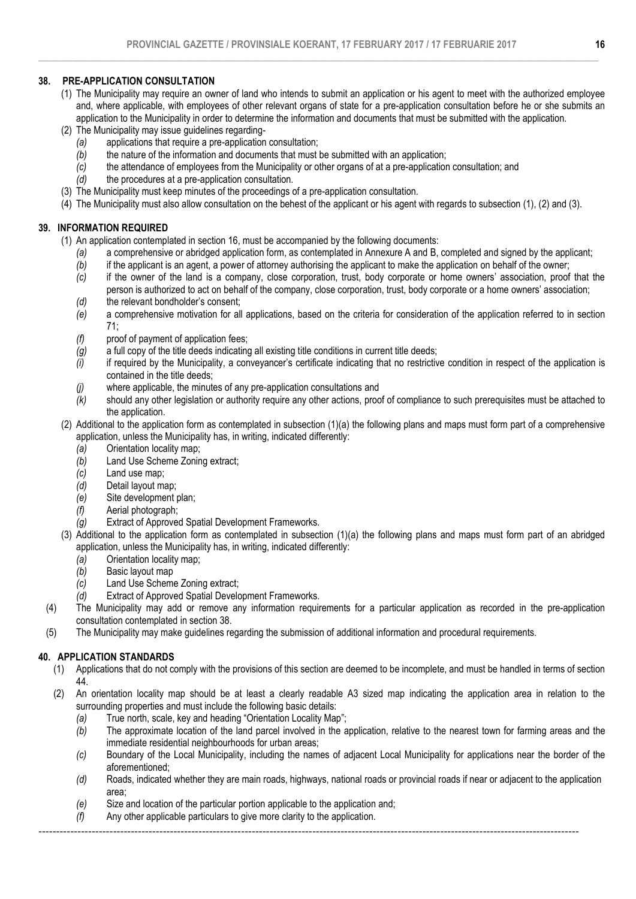## 38. PRE-APPLICATION CONSULTATION

(1) The Municipality may require an owner of land who intends to submit an application or his agent to meet with the authorized employee and, where applicable, with employees of other relevant organs of state for a pre-application consultation before he or she submits an application to the Municipality in order to determine the information and documents that must be submitted with the application.

(2) The Municipality may issue guidelines regarding-

- *(a)* applications that require a pre-application consultation;
- *(b)* the nature of the information and documents that must be submitted with an application;
- *(c)* the attendance of employees from the Municipality or other organs of at a pre-application consultation; and
- *(d)* the procedures at a pre-application consultation.

(3) The Municipality must keep minutes of the proceedings of a pre-application consultation.

(4) The Municipality must also allow consultation on the behest of the applicant or his agent with regards to subsection (1), (2) and (3).

## 39. INFORMATION REQUIRED

(1) An application contemplated in section 16, must be accompanied by the following documents:

- *(a)* a comprehensive or abridged application form, as contemplated in Annexure A and B, completed and signed by the applicant;
- *(b)* if the applicant is an agent, a power of attorney authorising the applicant to make the application on behalf of the owner;
- *(c)* if the owner of the land is a company, close corporation, trust, body corporate or home owners' association, proof that the person is authorized to act on behalf of the company, close corporation, trust, body corporate or a home owners' association;
- *(d)* the relevant bondholder's consent;
- *(e)* a comprehensive motivation for all applications, based on the criteria for consideration of the application referred to in section 71;
- *(f)* proof of payment of application fees;
- *(g)* a full copy of the title deeds indicating all existing title conditions in current title deeds;
- *(i)* if required by the Municipality, a conveyancer's certificate indicating that no restrictive condition in respect of the application is contained in the title deeds;
- *(j)* where applicable, the minutes of any pre-application consultations and
- *(k)* should any other legislation or authority require any other actions, proof of compliance to such prerequisites must be attached to the application.

(2) Additional to the application form as contemplated in subsection (1)(a) the following plans and maps must form part of a comprehensive application, unless the Municipality has, in writing, indicated differently:

- *(a)* Orientation locality map;
- *(b)* Land Use Scheme Zoning extract;
- *(c)* Land use map;
- *(d)* Detail layout map;
- *(e)* Site development plan;
- *(f)* Aerial photograph;
- *(g)* Extract of Approved Spatial Development Frameworks.

(3) Additional to the application form as contemplated in subsection (1)(a) the following plans and maps must form part of an abridged application, unless the Municipality has, in writing, indicated differently:

- *(a)* Orientation locality map;
- *(b)* Basic layout map
- *(c)* Land Use Scheme Zoning extract;
- *(d)* Extract of Approved Spatial Development Frameworks.

(4) The Municipality may add or remove any information requirements for a particular application as recorded in the pre-application consultation contemplated in section 38.

(5) The Municipality may make guidelines regarding the submission of additional information and procedural requirements.

## 40. APPLICATION STANDARDS

(1) Applications that do not comply with the provisions of this section are deemed to be incomplete, and must be handled in terms of section 44.

(2) An orientation locality map should be at least a clearly readable A3 sized map indicating the application area in relation to the surrounding properties and must include the following basic details:

- *(a)* True north, scale, key and heading "Orientation Locality Map";
- *(b)* The approximate location of the land parcel involved in the application, relative to the nearest town for farming areas and the immediate residential neighbourhoods for urban areas;
- *(c)* Boundary of the Local Municipality, including the names of adjacent Local Municipality for applications near the border of the aforementioned;
- *(d)* Roads, indicated whether they are main roads, highways, national roads or provincial roads if near or adjacent to the application area;
- *(e)* Size and location of the particular portion applicable to the application and;
- *(f)* Any other applicable particulars to give more clarity to the application.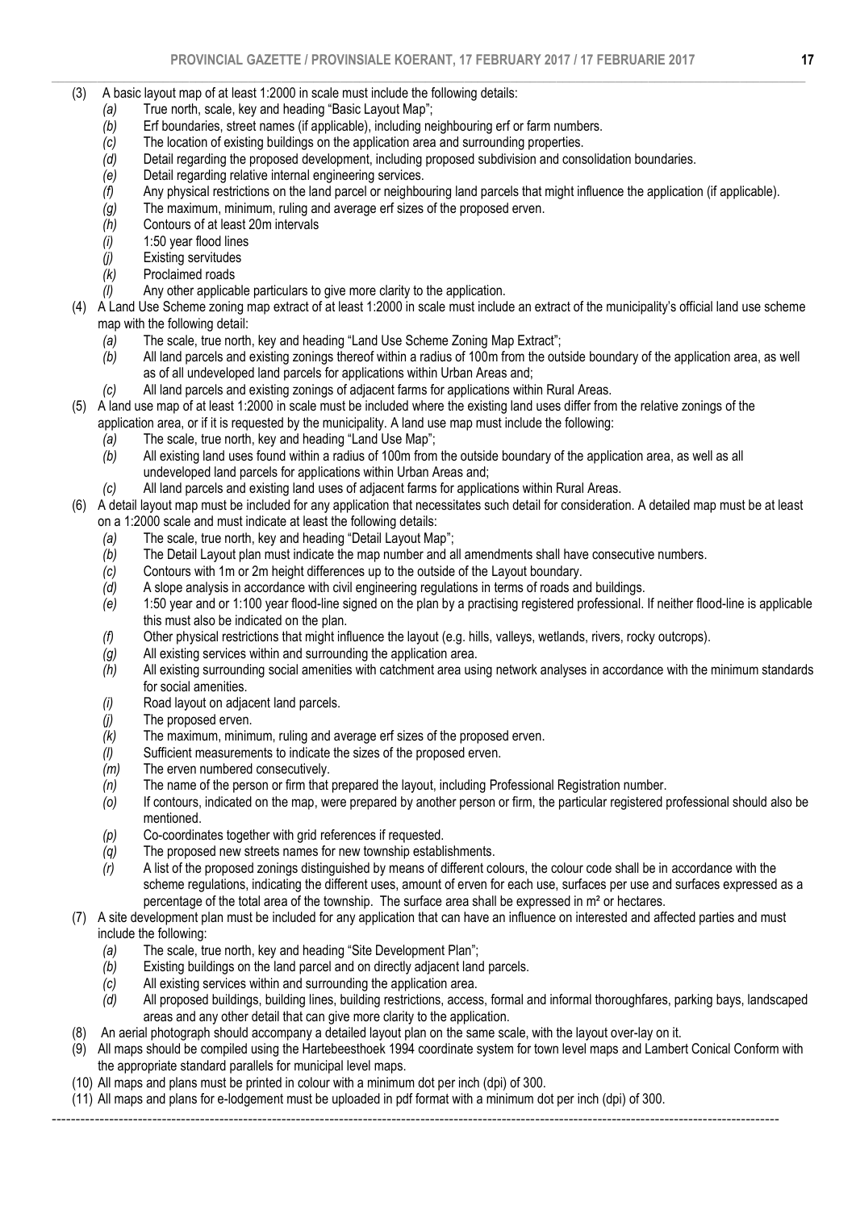(3) A basic layout map of at least 1:2000 in scale must include the following details:

- *(a)* True north, scale, key and heading "Basic Layout Map";
- *(b)* Erf boundaries, street names (if applicable), including neighbouring erf or farm numbers.
- *(c)* The location of existing buildings on the application area and surrounding properties.
- *(d)* Detail regarding the proposed development, including proposed subdivision and consolidation boundaries.
- *(e)* Detail regarding relative internal engineering services.
- *(f)* Any physical restrictions on the land parcel or neighbouring land parcels that might influence the application (if applicable).
- *(g)* The maximum, minimum, ruling and average erf sizes of the proposed erven.
- *(h)* Contours of at least 20m intervals
- *(i)* 1:50 year flood lines
- *(j)* Existing servitudes
- *(k)* Proclaimed roads
- *(l)* Any other applicable particulars to give more clarity to the application.

(4) A Land Use Scheme zoning map extract of at least 1:2000 in scale must include an extract of the municipality's official land use scheme map with the following detail:

- *(a)* The scale, true north, key and heading "Land Use Scheme Zoning Map Extract";
- *(b)* All land parcels and existing zonings thereof within a radius of 100m from the outside boundary of the application area, as well as of all undeveloped land parcels for applications within Urban Areas and;
- *(c)* All land parcels and existing zonings of adjacent farms for applications within Rural Areas.

(5) A land use map of at least 1:2000 in scale must be included where the existing land uses differ from the relative zonings of the application area, or if it is requested by the municipality. A land use map must include the following:

- *(a)* The scale, true north, key and heading "Land Use Map";
- *(b)* All existing land uses found within a radius of 100m from the outside boundary of the application area, as well as all undeveloped land parcels for applications within Urban Areas and;
- *(c)* All land parcels and existing land uses of adjacent farms for applications within Rural Areas.

(6) A detail layout map must be included for any application that necessitates such detail for consideration. A detailed map must be at least on a 1:2000 scale and must indicate at least the following details:

- *(a)* The scale, true north, key and heading "Detail Layout Map";
- *(b)* The Detail Layout plan must indicate the map number and all amendments shall have consecutive numbers.
- *(c)* Contours with 1m or 2m height differences up to the outside of the Layout boundary.
- *(d)* A slope analysis in accordance with civil engineering regulations in terms of roads and buildings.
- *(e)* 1:50 year and or 1:100 year flood-line signed on the plan by a practising registered professional. If neither flood-line is applicable this must also be indicated on the plan.
- *(f)* Other physical restrictions that might influence the layout (e.g. hills, valleys, wetlands, rivers, rocky outcrops).
- *(g)* All existing services within and surrounding the application area.
- *(h)* All existing surrounding social amenities with catchment area using network analyses in accordance with the minimum standards for social amenities.
- *(i)* Road layout on adjacent land parcels.
- *(j)* The proposed erven.
- *(k)* The maximum, minimum, ruling and average erf sizes of the proposed erven.
- *(l)* Sufficient measurements to indicate the sizes of the proposed erven.
- *(m)* The erven numbered consecutively.
- *(n)* The name of the person or firm that prepared the layout, including Professional Registration number.
- *(o)* If contours, indicated on the map, were prepared by another person or firm, the particular registered professional should also be mentioned.
- *(p)* Co-coordinates together with grid references if requested.
- *(q)* The proposed new streets names for new township establishments.
- *(r)* A list of the proposed zonings distinguished by means of different colours, the colour code shall be in accordance with the scheme regulations, indicating the different uses, amount of erven for each use, surfaces per use and surfaces expressed as a percentage of the total area of the township. The surface area shall be expressed in m² or hectares.

(7) A site development plan must be included for any application that can have an influence on interested and affected parties and must include the following:

- *(a)* The scale, true north, key and heading "Site Development Plan";
- *(b)* Existing buildings on the land parcel and on directly adjacent land parcels.
- *(c)* All existing services within and surrounding the application area.
- *(d)* All proposed buildings, building lines, building restrictions, access, formal and informal thoroughfares, parking bays, landscaped areas and any other detail that can give more clarity to the application.

(8) An aerial photograph should accompany a detailed layout plan on the same scale, with the layout over-lay on it.

(9) All maps should be compiled using the Hartebeesthoek 1994 coordinate system for town level maps and Lambert Conical Conform with the appropriate standard parallels for municipal level maps.

(10) All maps and plans must be printed in colour with a minimum dot per inch (dpi) of 300.

(11) All maps and plans for e-lodgement must be uploaded in pdf format with a minimum dot per inch (dpi) of 300.

---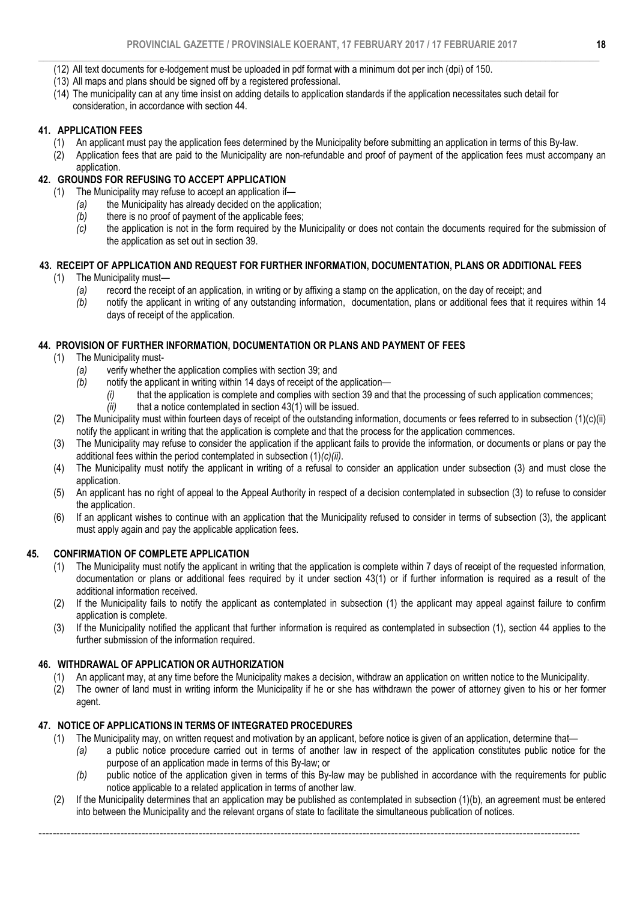(12) All text documents for e-lodgement must be uploaded in pdf format with a minimum dot per inch (dpi) of 150.

(13) All maps and plans should be signed off by a registered professional.

(14) The municipality can at any time insist on adding details to application standards if the application necessitates such detail for consideration, in accordance with section 44.

## 41. APPLICATION FEES

(1) An applicant must pay the application fees determined by the Municipality before submitting an application in terms of this By-law.

(2) Application fees that are paid to the Municipality are non-refundable and proof of payment of the application fees must accompany an application.

## 42. GROUNDS FOR REFUSING TO ACCEPT APPLICATION

(1) The Municipality may refuse to accept an application if—

*(a)* the Municipality has already decided on the application;

*(b)* there is no proof of payment of the applicable fees;

*(c)* the application is not in the form required by the Municipality or does not contain the documents required for the submission of the application as set out in section 39.

## 43. RECEIPT OF APPLICATION AND REQUEST FOR FURTHER INFORMATION, DOCUMENTATION, PLANS OR ADDITIONAL FEES

(1) The Municipality must—

*(a)* record the receipt of an application, in writing or by affixing a stamp on the application, on the day of receipt; and

*(b)* notify the applicant in writing of any outstanding information, documentation, plans or additional fees that it requires within 14 days of receipt of the application.

## 44. PROVISION OF FURTHER INFORMATION, DOCUMENTATION OR PLANS AND PAYMENT OF FEES

(1) The Municipality must-

*(a)* verify whether the application complies with section 39; and

*(b)* notify the applicant in writing within 14 days of receipt of the application—

*(i)* that the application is complete and complies with section 39 and that the processing of such application commences;

*(ii)* that a notice contemplated in section 43(1) will be issued.

(2) The Municipality must within fourteen days of receipt of the outstanding information, documents or fees referred to in subsection (1)(c)(ii) notify the applicant in writing that the application is complete and that the process for the application commences.

(3) The Municipality may refuse to consider the application if the applicant fails to provide the information, or documents or plans or pay the additional fees within the period contemplated in subsection (1)*(c)(ii)*.

(4) The Municipality must notify the applicant in writing of a refusal to consider an application under subsection (3) and must close the application.

(5) An applicant has no right of appeal to the Appeal Authority in respect of a decision contemplated in subsection (3) to refuse to consider the application.

(6) If an applicant wishes to continue with an application that the Municipality refused to consider in terms of subsection (3), the applicant must apply again and pay the applicable application fees.

## 45. CONFIRMATION OF COMPLETE APPLICATION

(1) The Municipality must notify the applicant in writing that the application is complete within 7 days of receipt of the requested information, documentation or plans or additional fees required by it under section 43(1) or if further information is required as a result of the additional information received.

(2) If the Municipality fails to notify the applicant as contemplated in subsection (1) the applicant may appeal against failure to confirm application is complete.

(3) If the Municipality notified the applicant that further information is required as contemplated in subsection (1), section 44 applies to the further submission of the information required.

## 46. WITHDRAWAL OF APPLICATION OR AUTHORIZATION

(1) An applicant may, at any time before the Municipality makes a decision, withdraw an application on written notice to the Municipality.

(2) The owner of land must in writing inform the Municipality if he or she has withdrawn the power of attorney given to his or her former agent.

## 47. NOTICE OF APPLICATIONS IN TERMS OF INTEGRATED PROCEDURES

(1) The Municipality may, on written request and motivation by an applicant, before notice is given of an application, determine that—

*(a)* a public notice procedure carried out in terms of another law in respect of the application constitutes public notice for the purpose of an application made in terms of this By-law; or

*(b)* public notice of the application given in terms of this By-law may be published in accordance with the requirements for public notice applicable to a related application in terms of another law.

(2) If the Municipality determines that an application may be published as contemplated in subsection (1)(b), an agreement must be entered into between the Municipality and the relevant organs of state to facilitate the simultaneous publication of notices.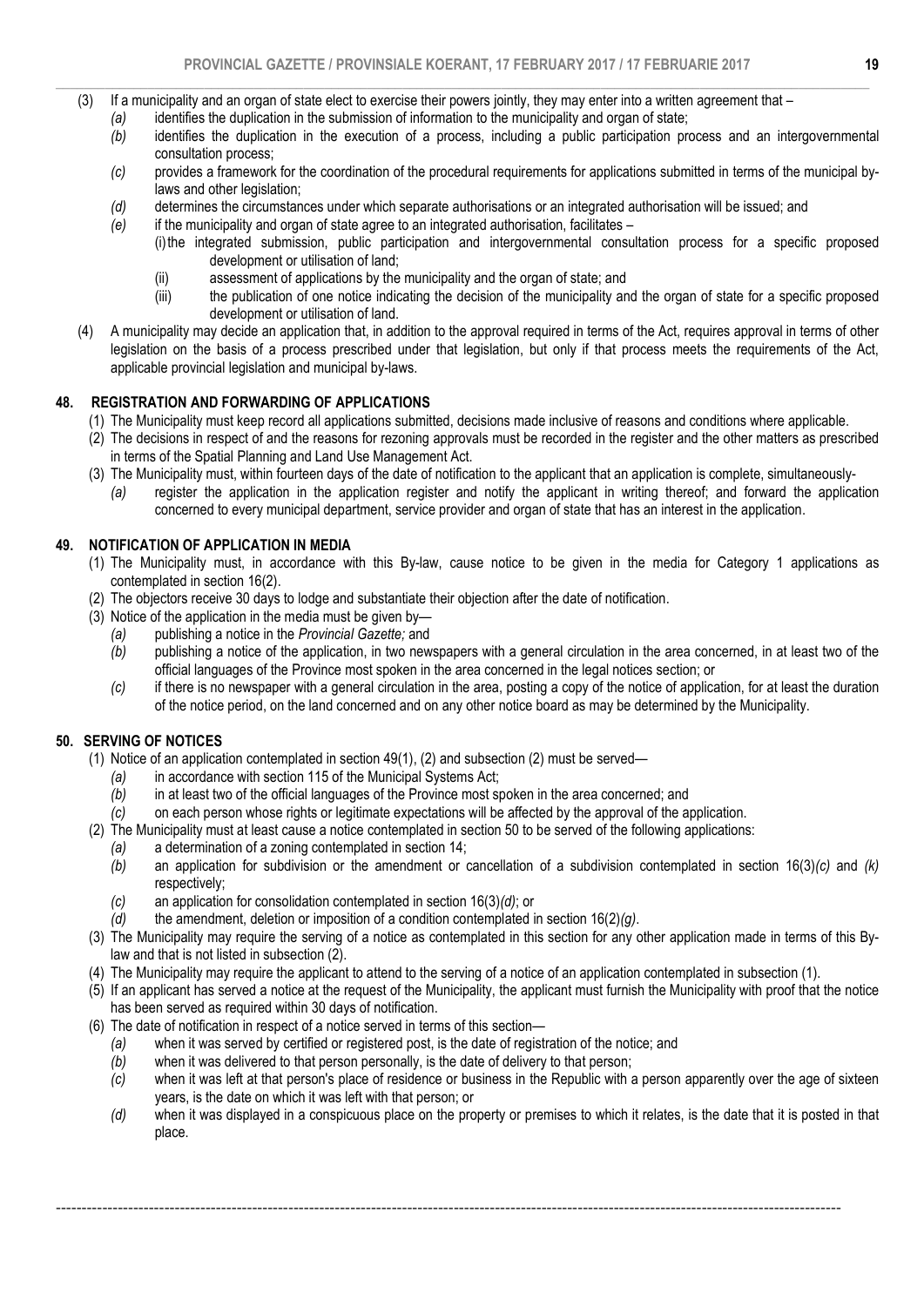(3) If a municipality and an organ of state elect to exercise their powers jointly, they may enter into a written agreement that –

*(a)* identifies the duplication in the submission of information to the municipality and organ of state;

*(b)* identifies the duplication in the execution of a process, including a public participation process and an intergovernmental consultation process;

*(c)* provides a framework for the coordination of the procedural requirements for applications submitted in terms of the municipal by-laws and other legislation;

*(d)* determines the circumstances under which separate authorisations or an integrated authorisation will be issued; and

*(e)* if the municipality and organ of state agree to an integrated authorisation, facilitates –

(i) the integrated submission, public participation and intergovernmental consultation process for a specific proposed development or utilisation of land;

(ii) assessment of applications by the municipality and the organ of state; and

(iii) the publication of one notice indicating the decision of the municipality and the organ of state for a specific proposed development or utilisation of land.

(4) A municipality may decide an application that, in addition to the approval required in terms of the Act, requires approval in terms of other legislation on the basis of a process prescribed under that legislation, but only if that process meets the requirements of the Act, applicable provincial legislation and municipal by-laws.

**48. REGISTRATION AND FORWARDING OF APPLICATIONS**

(1) The Municipality must keep record all applications submitted, decisions made inclusive of reasons and conditions where applicable.

(2) The decisions in respect of and the reasons for rezoning approvals must be recorded in the register and the other matters as prescribed in terms of the Spatial Planning and Land Use Management Act.

(3) The Municipality must, within fourteen days of the date of notification to the applicant that an application is complete, simultaneously-

*(a)* register the application in the application register and notify the applicant in writing thereof; and forward the application concerned to every municipal department, service provider and organ of state that has an interest in the application.

**49. NOTIFICATION OF APPLICATION IN MEDIA**

(1) The Municipality must, in accordance with this By-law, cause notice to be given in the media for Category 1 applications as contemplated in section 16(2).

(2) The objectors receive 30 days to lodge and substantiate their objection after the date of notification.

(3) Notice of the application in the media must be given by—

*(a)* publishing a notice in the *Provincial Gazette;* and

*(b)* publishing a notice of the application, in two newspapers with a general circulation in the area concerned, in at least two of the official languages of the Province most spoken in the area concerned in the legal notices section; or

*(c)* if there is no newspaper with a general circulation in the area, posting a copy of the notice of application, for at least the duration of the notice period, on the land concerned and on any other notice board as may be determined by the Municipality.

**50. SERVING OF NOTICES**

(1) Notice of an application contemplated in section 49(1), (2) and subsection (2) must be served—

*(a)* in accordance with section 115 of the Municipal Systems Act;

*(b)* in at least two of the official languages of the Province most spoken in the area concerned; and

*(c)* on each person whose rights or legitimate expectations will be affected by the approval of the application.

(2) The Municipality must at least cause a notice contemplated in section 50 to be served of the following applications:

*(a)* a determination of a zoning contemplated in section 14;

*(b)* an application for subdivision or the amendment or cancellation of a subdivision contemplated in section 16(3)*(c)* and *(k)* respectively;

*(c)* an application for consolidation contemplated in section 16(3)*(d)*; or

*(d)* the amendment, deletion or imposition of a condition contemplated in section 16(2)*(g)*.

(3) The Municipality may require the serving of a notice as contemplated in this section for any other application made in terms of this By-law and that is not listed in subsection (2).

(4) The Municipality may require the applicant to attend to the serving of a notice of an application contemplated in subsection (1).

(5) If an applicant has served a notice at the request of the Municipality, the applicant must furnish the Municipality with proof that the notice has been served as required within 30 days of notification.

(6) The date of notification in respect of a notice served in terms of this section—

*(a)* when it was served by certified or registered post, is the date of registration of the notice; and

*(b)* when it was delivered to that person personally, is the date of delivery to that person;

*(c)* when it was left at that person's place of residence or business in the Republic with a person apparently over the age of sixteen years, is the date on which it was left with that person; or

*(d)* when it was displayed in a conspicuous place on the property or premises to which it relates, is the date that it is posted in that place.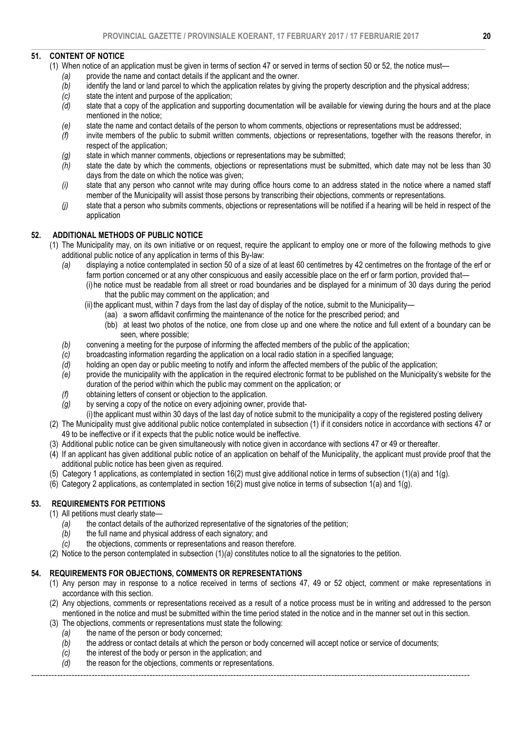## 51. CONTENT OF NOTICE

(1) When notice of an application must be given in terms of section 47 or served in terms of section 50 or 52, the notice must—

*(a)* provide the name and contact details if the applicant and the owner.

*(b)* identify the land or land parcel to which the application relates by giving the property description and the physical address;

*(c)* state the intent and purpose of the application;

*(d)* state that a copy of the application and supporting documentation will be available for viewing during the hours and at the place mentioned in the notice;

*(e)* state the name and contact details of the person to whom comments, objections or representations must be addressed;

*(f)* invite members of the public to submit written comments, objections or representations, together with the reasons therefor, in respect of the application;

*(g)* state in which manner comments, objections or representations may be submitted;

*(h)* state the date by which the comments, objections or representations must be submitted, which date may not be less than 30 days from the date on which the notice was given;

*(i)* state that any person who cannot write may during office hours come to an address stated in the notice where a named staff member of the Municipality will assist those persons by transcribing their objections, comments or representations.

*(j)* state that a person who submits comments, objections or representations will be notified if a hearing will be held in respect of the application

## 52. ADDITIONAL METHODS OF PUBLIC NOTICE

(1) The Municipality may, on its own initiative or on request, require the applicant to employ one or more of the following methods to give additional public notice of any application in terms of this By-law:

*(a)* displaying a notice contemplated in section 50 of a size of at least 60 centimetres by 42 centimetres on the frontage of the erf or farm portion concerned or at any other conspicuous and easily accessible place on the erf or farm portion, provided that—

(i) he notice must be readable from all street or road boundaries and be displayed for a minimum of 30 days during the period that the public may comment on the application; and

(ii) the applicant must, within 7 days from the last day of display of the notice, submit to the Municipality—

(aa) a sworn affidavit confirming the maintenance of the notice for the prescribed period; and

(bb) at least two photos of the notice, one from close up and one where the notice and full extent of a boundary can be seen, where possible;

*(b)* convening a meeting for the purpose of informing the affected members of the public of the application;

*(c)* broadcasting information regarding the application on a local radio station in a specified language;

*(d)* holding an open day or public meeting to notify and inform the affected members of the public of the application;

*(e)* provide the municipality with the application in the required electronic format to be published on the Municipality's website for the duration of the period within which the public may comment on the application; or

*(f)* obtaining letters of consent or objection to the application.

*(g)* by serving a copy of the notice on every adjoining owner, provide that-

(i) the applicant must within 30 days of the last day of notice submit to the municipality a copy of the registered posting delivery

(2) The Municipality must give additional public notice contemplated in subsection (1) if it considers notice in accordance with sections 47 or 49 to be ineffective or if it expects that the public notice would be ineffective.

(3) Additional public notice can be given simultaneously with notice given in accordance with sections 47 or 49 or thereafter.

(4) If an applicant has given additional public notice of an application on behalf of the Municipality, the applicant must provide proof that the additional public notice has been given as required.

(5) Category 1 applications, as contemplated in section 16(2) must give additional notice in terms of subsection (1)(a) and 1(g).

(6) Category 2 applications, as contemplated in section 16(2) must give notice in terms of subsection 1(a) and 1(g).

## 53. REQUIREMENTS FOR PETITIONS

(1) All petitions must clearly state—

*(a)* the contact details of the authorized representative of the signatories of the petition;

*(b)* the full name and physical address of each signatory; and

*(c)* the objections, comments or representations and reason therefore.

(2) Notice to the person contemplated in subsection (1)*(a)* constitutes notice to all the signatories to the petition.

## 54. REQUIREMENTS FOR OBJECTIONS, COMMENTS OR REPRESENTATIONS

(1) Any person may in response to a notice received in terms of sections 47, 49 or 52 object, comment or make representations in accordance with this section.

(2) Any objections, comments or representations received as a result of a notice process must be in writing and addressed to the person mentioned in the notice and must be submitted within the time period stated in the notice and in the manner set out in this section.

(3) The objections, comments or representations must state the following:

*(a)* the name of the person or body concerned;

*(b)* the address or contact details at which the person or body concerned will accept notice or service of documents;

*(c)* the interest of the body or person in the application; and

*(d)* the reason for the objections, comments or representations.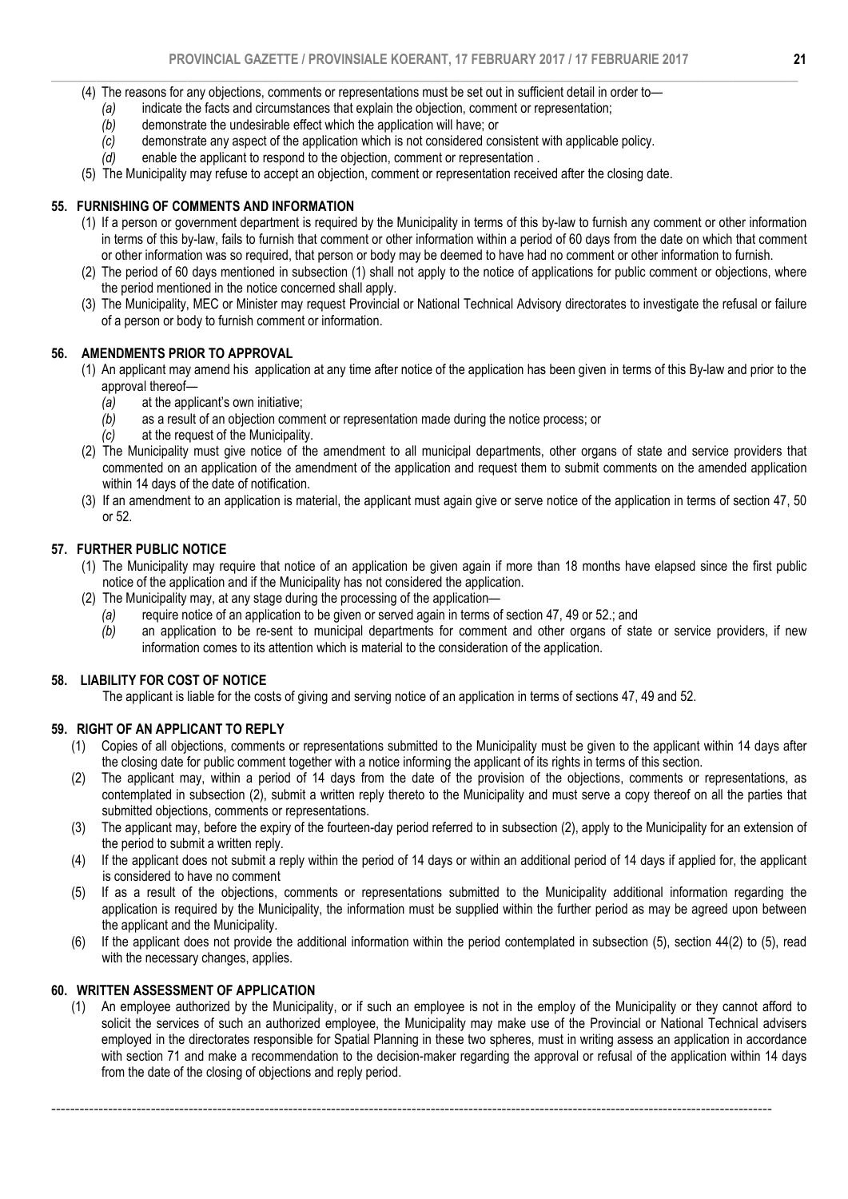(4) The reasons for any objections, comments or representations must be set out in sufficient detail in order to—

*(a)* indicate the facts and circumstances that explain the objection, comment or representation;

*(b)* demonstrate the undesirable effect which the application will have; or

*(c)* demonstrate any aspect of the application which is not considered consistent with applicable policy.

*(d)* enable the applicant to respond to the objection, comment or representation .

(5) The Municipality may refuse to accept an objection, comment or representation received after the closing date.

### 55. FURNISHING OF COMMENTS AND INFORMATION

(1) If a person or government department is required by the Municipality in terms of this by-law to furnish any comment or other information in terms of this by-law, fails to furnish that comment or other information within a period of 60 days from the date on which that comment or other information was so required, that person or body may be deemed to have had no comment or other information to furnish.

(2) The period of 60 days mentioned in subsection (1) shall not apply to the notice of applications for public comment or objections, where the period mentioned in the notice concerned shall apply.

(3) The Municipality, MEC or Minister may request Provincial or National Technical Advisory directorates to investigate the refusal or failure of a person or body to furnish comment or information.

### 56. AMENDMENTS PRIOR TO APPROVAL

(1) An applicant may amend his application at any time after notice of the application has been given in terms of this By-law and prior to the approval thereof—

*(a)* at the applicant's own initiative;

*(b)* as a result of an objection comment or representation made during the notice process; or

*(c)* at the request of the Municipality.

(2) The Municipality must give notice of the amendment to all municipal departments, other organs of state and service providers that commented on an application of the amendment of the application and request them to submit comments on the amended application within 14 days of the date of notification.

(3) If an amendment to an application is material, the applicant must again give or serve notice of the application in terms of section 47, 50 or 52.

### 57. FURTHER PUBLIC NOTICE

(1) The Municipality may require that notice of an application be given again if more than 18 months have elapsed since the first public notice of the application and if the Municipality has not considered the application.

(2) The Municipality may, at any stage during the processing of the application—

*(a)* require notice of an application to be given or served again in terms of section 47, 49 or 52.; and

*(b)* an application to be re-sent to municipal departments for comment and other organs of state or service providers, if new information comes to its attention which is material to the consideration of the application.

### 58. LIABILITY FOR COST OF NOTICE

The applicant is liable for the costs of giving and serving notice of an application in terms of sections 47, 49 and 52.

### 59. RIGHT OF AN APPLICANT TO REPLY

(1) Copies of all objections, comments or representations submitted to the Municipality must be given to the applicant within 14 days after the closing date for public comment together with a notice informing the applicant of its rights in terms of this section.

(2) The applicant may, within a period of 14 days from the date of the provision of the objections, comments or representations, as contemplated in subsection (2), submit a written reply thereto to the Municipality and must serve a copy thereof on all the parties that submitted objections, comments or representations.

(3) The applicant may, before the expiry of the fourteen-day period referred to in subsection (2), apply to the Municipality for an extension of the period to submit a written reply.

(4) If the applicant does not submit a reply within the period of 14 days or within an additional period of 14 days if applied for, the applicant is considered to have no comment

(5) If as a result of the objections, comments or representations submitted to the Municipality additional information regarding the application is required by the Municipality, the information must be supplied within the further period as may be agreed upon between the applicant and the Municipality.

(6) If the applicant does not provide the additional information within the period contemplated in subsection (5), section 44(2) to (5), read with the necessary changes, applies.

### 60. WRITTEN ASSESSMENT OF APPLICATION

(1) An employee authorized by the Municipality, or if such an employee is not in the employ of the Municipality or they cannot afford to solicit the services of such an authorized employee, the Municipality may make use of the Provincial or National Technical advisers employed in the directorates responsible for Spatial Planning in these two spheres, must in writing assess an application in accordance with section 71 and make a recommendation to the decision-maker regarding the approval or refusal of the application within 14 days from the date of the closing of objections and reply period.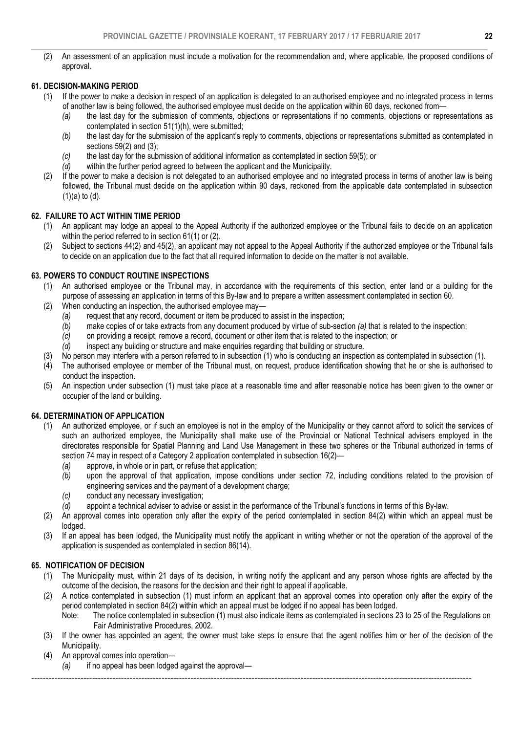(2) An assessment of an application must include a motivation for the recommendation and, where applicable, the proposed conditions of approval.

### 61. DECISION-MAKING PERIOD

(1) If the power to make a decision in respect of an application is delegated to an authorised employee and no integrated process in terms of another law is being followed, the authorised employee must decide on the application within 60 days, reckoned from—

*(a)* the last day for the submission of comments, objections or representations if no comments, objections or representations as contemplated in section 51(1)(h), were submitted;

*(b)* the last day for the submission of the applicant's reply to comments, objections or representations submitted as contemplated in sections 59(2) and (3);

*(c)* the last day for the submission of additional information as contemplated in section 59(5); or

*(d)* within the further period agreed to between the applicant and the Municipality.

(2) If the power to make a decision is not delegated to an authorised employee and no integrated process in terms of another law is being followed, the Tribunal must decide on the application within 90 days, reckoned from the applicable date contemplated in subsection (1)(a) to (d).

### 62. FAILURE TO ACT WITHIN TIME PERIOD

(1) An applicant may lodge an appeal to the Appeal Authority if the authorized employee or the Tribunal fails to decide on an application within the period referred to in section 61(1) or (2).

(2) Subject to sections 44(2) and 45(2), an applicant may not appeal to the Appeal Authority if the authorized employee or the Tribunal fails to decide on an application due to the fact that all required information to decide on the matter is not available.

### 63. POWERS TO CONDUCT ROUTINE INSPECTIONS

(1) An authorised employee or the Tribunal may, in accordance with the requirements of this section, enter land or a building for the purpose of assessing an application in terms of this By-law and to prepare a written assessment contemplated in section 60.

(2) When conducting an inspection, the authorised employee may—

*(a)* request that any record, document or item be produced to assist in the inspection;

*(b)* make copies of or take extracts from any document produced by virtue of sub-section *(a)* that is related to the inspection;

*(c)* on providing a receipt, remove a record, document or other item that is related to the inspection; or

*(d)* inspect any building or structure and make enquiries regarding that building or structure.

(3) No person may interfere with a person referred to in subsection (1) who is conducting an inspection as contemplated in subsection (1).

(4) The authorised employee or member of the Tribunal must, on request, produce identification showing that he or she is authorised to conduct the inspection.

(5) An inspection under subsection (1) must take place at a reasonable time and after reasonable notice has been given to the owner or occupier of the land or building.

### 64. DETERMINATION OF APPLICATION

(1) An authorized employee, or if such an employee is not in the employ of the Municipality or they cannot afford to solicit the services of such an authorized employee, the Municipality shall make use of the Provincial or National Technical advisers employed in the directorates responsible for Spatial Planning and Land Use Management in these two spheres or the Tribunal authorized in terms of section 74 may in respect of a Category 2 application contemplated in subsection 16(2)—

*(a)* approve, in whole or in part, or refuse that application;

*(b)* upon the approval of that application, impose conditions under section 72, including conditions related to the provision of engineering services and the payment of a development charge;

*(c)* conduct any necessary investigation;

*(d)* appoint a technical adviser to advise or assist in the performance of the Tribunal's functions in terms of this By-law.

(2) An approval comes into operation only after the expiry of the period contemplated in section 84(2) within which an appeal must be lodged.

(3) If an appeal has been lodged, the Municipality must notify the applicant in writing whether or not the operation of the approval of the application is suspended as contemplated in section 86(14).

### 65. NOTIFICATION OF DECISION

(1) The Municipality must, within 21 days of its decision, in writing notify the applicant and any person whose rights are affected by the outcome of the decision, the reasons for the decision and their right to appeal if applicable.

(2) A notice contemplated in subsection (1) must inform an applicant that an approval comes into operation only after the expiry of the period contemplated in section 84(2) within which an appeal must be lodged if no appeal has been lodged.

Note: The notice contemplated in subsection (1) must also indicate items as contemplated in sections 23 to 25 of the Regulations on Fair Administrative Procedures, 2002.

(3) If the owner has appointed an agent, the owner must take steps to ensure that the agent notifies him or her of the decision of the Municipality.

(4) An approval comes into operation—

*(a)* if no appeal has been lodged against the approval—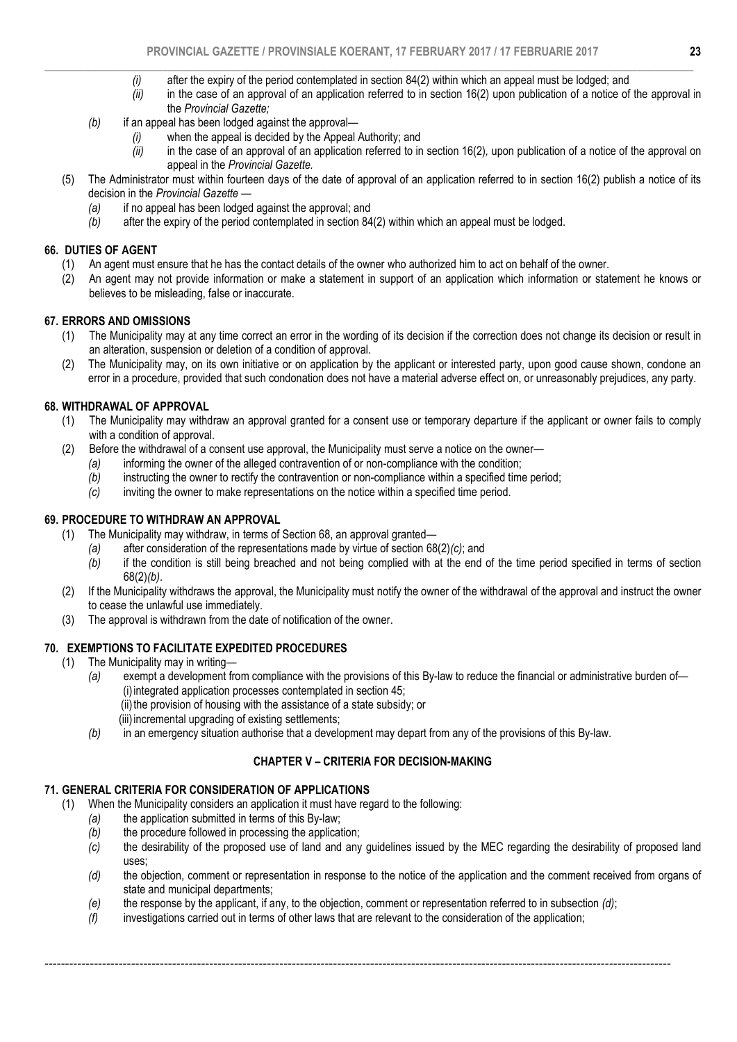- *(i)* after the expiry of the period contemplated in section 84(2) within which an appeal must be lodged; and
- *(ii)* in the case of an approval of an application referred to in section 16(2) upon publication of a notice of the approval in the *Provincial Gazette;*

*(b)* if an appeal has been lodged against the approval—

- *(i)* when the appeal is decided by the Appeal Authority; and
- *(ii)* in the case of an approval of an application referred to in section 16(2), upon publication of a notice of the approval on appeal in the *Provincial Gazette.*

(5) The Administrator must within fourteen days of the date of approval of an application referred to in section 16(2) publish a notice of its decision in the *Provincial Gazette* —

- *(a)* if no appeal has been lodged against the approval; and
- *(b)* after the expiry of the period contemplated in section 84(2) within which an appeal must be lodged.

### 66. DUTIES OF AGENT

(1) An agent must ensure that he has the contact details of the owner who authorized him to act on behalf of the owner.

(2) An agent may not provide information or make a statement in support of an application which information or statement he knows or believes to be misleading, false or inaccurate.

### 67. ERRORS AND OMISSIONS

(1) The Municipality may at any time correct an error in the wording of its decision if the correction does not change its decision or result in an alteration, suspension or deletion of a condition of approval.

(2) The Municipality may, on its own initiative or on application by the applicant or interested party, upon good cause shown, condone an error in a procedure, provided that such condonation does not have a material adverse effect on, or unreasonably prejudices, any party.

### 68. WITHDRAWAL OF APPROVAL

(1) The Municipality may withdraw an approval granted for a consent use or temporary departure if the applicant or owner fails to comply with a condition of approval.

(2) Before the withdrawal of a consent use approval, the Municipality must serve a notice on the owner—

- *(a)* informing the owner of the alleged contravention of or non-compliance with the condition;
- *(b)* instructing the owner to rectify the contravention or non-compliance within a specified time period;
- *(c)* inviting the owner to make representations on the notice within a specified time period.

### 69. PROCEDURE TO WITHDRAW AN APPROVAL

(1) The Municipality may withdraw, in terms of Section 68, an approval granted—

- *(a)* after consideration of the representations made by virtue of section 68(2)*(c)*; and
- *(b)* if the condition is still being breached and not being complied with at the end of the time period specified in terms of section 68(2)*(b)*.

(2) If the Municipality withdraws the approval, the Municipality must notify the owner of the withdrawal of the approval and instruct the owner to cease the unlawful use immediately.

(3) The approval is withdrawn from the date of notification of the owner.

### 70. EXEMPTIONS TO FACILITATE EXPEDITED PROCEDURES

(1) The Municipality may in writing—

- *(a)* exempt a development from compliance with the provisions of this By-law to reduce the financial or administrative burden of—
  - (i) integrated application processes contemplated in section 45;
  - (ii) the provision of housing with the assistance of a state subsidy; or
  - (iii) incremental upgrading of existing settlements;
- *(b)* in an emergency situation authorise that a development may depart from any of the provisions of this By-law.

## CHAPTER V – CRITERIA FOR DECISION-MAKING

### 71. GENERAL CRITERIA FOR CONSIDERATION OF APPLICATIONS

(1) When the Municipality considers an application it must have regard to the following:

- *(a)* the application submitted in terms of this By-law;
- *(b)* the procedure followed in processing the application;
- *(c)* the desirability of the proposed use of land and any guidelines issued by the MEC regarding the desirability of proposed land uses;
- *(d)* the objection, comment or representation in response to the notice of the application and the comment received from organs of state and municipal departments;
- *(e)* the response by the applicant, if any, to the objection, comment or representation referred to in subsection *(d)*;
- *(f)* investigations carried out in terms of other laws that are relevant to the consideration of the application;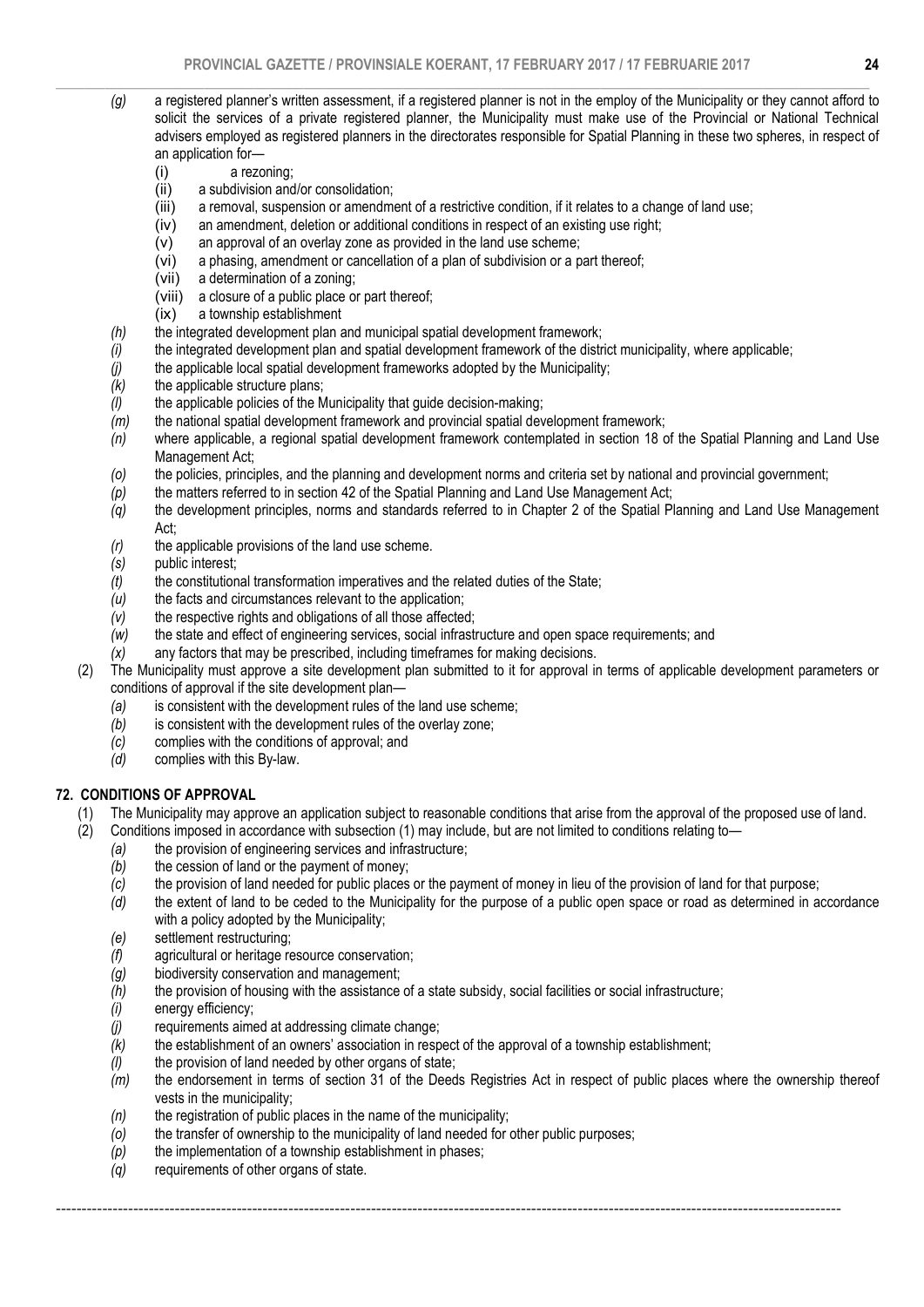*(g)* a registered planner's written assessment, if a registered planner is not in the employ of the Municipality or they cannot afford to solicit the services of a private registered planner, the Municipality must make use of the Provincial or National Technical advisers employed as registered planners in the directorates responsible for Spatial Planning in these two spheres, in respect of an application for—

(i) a rezoning;
(ii) a subdivision and/or consolidation;
(iii) a removal, suspension or amendment of a restrictive condition, if it relates to a change of land use;
(iv) an amendment, deletion or additional conditions in respect of an existing use right;
(v) an approval of an overlay zone as provided in the land use scheme;
(vi) a phasing, amendment or cancellation of a plan of subdivision or a part thereof;
(vii) a determination of a zoning;
(viii) a closure of a public place or part thereof;
(ix) a township establishment

*(h)* the integrated development plan and municipal spatial development framework;
*(i)* the integrated development plan and spatial development framework of the district municipality, where applicable;
*(j)* the applicable local spatial development frameworks adopted by the Municipality;
*(k)* the applicable structure plans;
*(l)* the applicable policies of the Municipality that guide decision-making;
*(m)* the national spatial development framework and provincial spatial development framework;
*(n)* where applicable, a regional spatial development framework contemplated in section 18 of the Spatial Planning and Land Use Management Act;
*(o)* the policies, principles, and the planning and development norms and criteria set by national and provincial government;
*(p)* the matters referred to in section 42 of the Spatial Planning and Land Use Management Act;
*(q)* the development principles, norms and standards referred to in Chapter 2 of the Spatial Planning and Land Use Management Act;
*(r)* the applicable provisions of the land use scheme.
*(s)* public interest;
*(t)* the constitutional transformation imperatives and the related duties of the State;
*(u)* the facts and circumstances relevant to the application;
*(v)* the respective rights and obligations of all those affected;
*(w)* the state and effect of engineering services, social infrastructure and open space requirements; and
*(x)* any factors that may be prescribed, including timeframes for making decisions.

(2) The Municipality must approve a site development plan submitted to it for approval in terms of applicable development parameters or conditions of approval if the site development plan—

*(a)* is consistent with the development rules of the land use scheme;
*(b)* is consistent with the development rules of the overlay zone;
*(c)* complies with the conditions of approval; and
*(d)* complies with this By-law.

## 72. CONDITIONS OF APPROVAL

(1) The Municipality may approve an application subject to reasonable conditions that arise from the approval of the proposed use of land.

(2) Conditions imposed in accordance with subsection (1) may include, but are not limited to conditions relating to—

*(a)* the provision of engineering services and infrastructure;
*(b)* the cession of land or the payment of money;
*(c)* the provision of land needed for public places or the payment of money in lieu of the provision of land for that purpose;
*(d)* the extent of land to be ceded to the Municipality for the purpose of a public open space or road as determined in accordance with a policy adopted by the Municipality;
*(e)* settlement restructuring;
*(f)* agricultural or heritage resource conservation;
*(g)* biodiversity conservation and management;
*(h)* the provision of housing with the assistance of a state subsidy, social facilities or social infrastructure;
*(i)* energy efficiency;
*(j)* requirements aimed at addressing climate change;
*(k)* the establishment of an owners' association in respect of the approval of a township establishment;
*(l)* the provision of land needed by other organs of state;
*(m)* the endorsement in terms of section 31 of the Deeds Registries Act in respect of public places where the ownership thereof vests in the municipality;
*(n)* the registration of public places in the name of the municipality;
*(o)* the transfer of ownership to the municipality of land needed for other public purposes;
*(p)* the implementation of a township establishment in phases;
*(q)* requirements of other organs of state.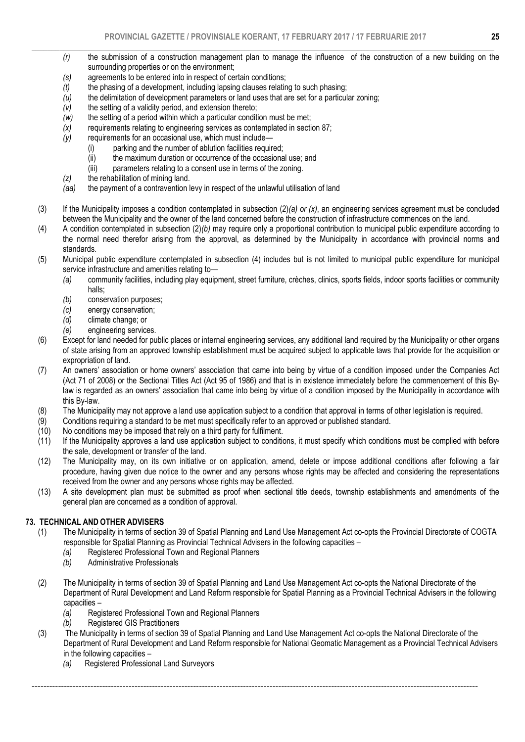*(r)* the submission of a construction management plan to manage the influence of the construction of a new building on the surrounding properties or on the environment;

*(s)* agreements to be entered into in respect of certain conditions;

*(t)* the phasing of a development, including lapsing clauses relating to such phasing;

*(u)* the delimitation of development parameters or land uses that are set for a particular zoning;

*(v)* the setting of a validity period, and extension thereto;

*(w)* the setting of a period within which a particular condition must be met;

*(x)* requirements relating to engineering services as contemplated in section 87;

*(y)* requirements for an occasional use, which must include—

  (i) parking and the number of ablution facilities required;

  (ii) the maximum duration or occurrence of the occasional use; and

  (iii) parameters relating to a consent use in terms of the zoning.

*(z)* the rehabilitation of mining land.

*(aa)* the payment of a contravention levy in respect of the unlawful utilisation of land

(3) If the Municipality imposes a condition contemplated in subsection (2)*(a) or (x)*, an engineering services agreement must be concluded between the Municipality and the owner of the land concerned before the construction of infrastructure commences on the land.

(4) A condition contemplated in subsection (2)*(b)* may require only a proportional contribution to municipal public expenditure according to the normal need therefor arising from the approval, as determined by the Municipality in accordance with provincial norms and standards.

(5) Municipal public expenditure contemplated in subsection (4) includes but is not limited to municipal public expenditure for municipal service infrastructure and amenities relating to—

*(a)* community facilities, including play equipment, street furniture, crèches, clinics, sports fields, indoor sports facilities or community halls;

*(b)* conservation purposes;

*(c)* energy conservation;

*(d)* climate change; or

*(e)* engineering services.

(6) Except for land needed for public places or internal engineering services, any additional land required by the Municipality or other organs of state arising from an approved township establishment must be acquired subject to applicable laws that provide for the acquisition or expropriation of land.

(7) An owners' association or home owners' association that came into being by virtue of a condition imposed under the Companies Act (Act 71 of 2008) or the Sectional Titles Act (Act 95 of 1986) and that is in existence immediately before the commencement of this By-law is regarded as an owners' association that came into being by virtue of a condition imposed by the Municipality in accordance with this By-law.

(8) The Municipality may not approve a land use application subject to a condition that approval in terms of other legislation is required.

(9) Conditions requiring a standard to be met must specifically refer to an approved or published standard.

(10) No conditions may be imposed that rely on a third party for fulfilment.

(11) If the Municipality approves a land use application subject to conditions, it must specify which conditions must be complied with before the sale, development or transfer of the land.

(12) The Municipality may, on its own initiative or on application, amend, delete or impose additional conditions after following a fair procedure, having given due notice to the owner and any persons whose rights may be affected and considering the representations received from the owner and any persons whose rights may be affected.

(13) A site development plan must be submitted as proof when sectional title deeds, township establishments and amendments of the general plan are concerned as a condition of approval.

## 73. TECHNICAL AND OTHER ADVISERS

(1) The Municipality in terms of section 39 of Spatial Planning and Land Use Management Act co-opts the Provincial Directorate of COGTA responsible for Spatial Planning as Provincial Technical Advisers in the following capacities –

*(a)* Registered Professional Town and Regional Planners

*(b)* Administrative Professionals

(2) The Municipality in terms of section 39 of Spatial Planning and Land Use Management Act co-opts the National Directorate of the Department of Rural Development and Land Reform responsible for Spatial Planning as a Provincial Technical Advisers in the following capacities –

*(a)* Registered Professional Town and Regional Planners

*(b)* Registered GIS Practitioners

(3) The Municipality in terms of section 39 of Spatial Planning and Land Use Management Act co-opts the National Directorate of the Department of Rural Development and Land Reform responsible for National Geomatic Management as a Provincial Technical Advisers in the following capacities –

*(a)* Registered Professional Land Surveyors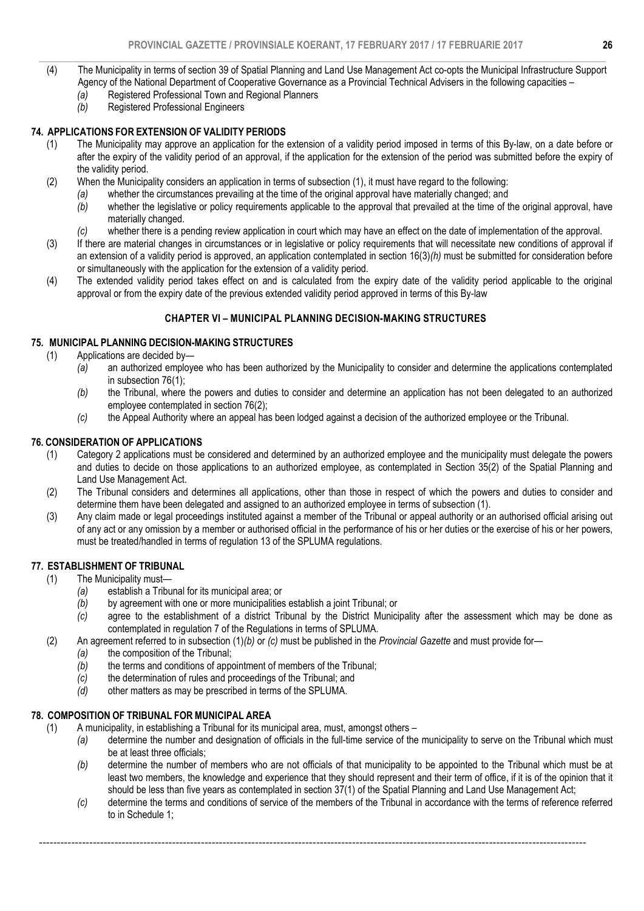(4) The Municipality in terms of section 39 of Spatial Planning and Land Use Management Act co-opts the Municipal Infrastructure Support Agency of the National Department of Cooperative Governance as a Provincial Technical Advisers in the following capacities –

*(a)* Registered Professional Town and Regional Planners

*(b)* Registered Professional Engineers

**74. APPLICATIONS FOR EXTENSION OF VALIDITY PERIODS**

(1) The Municipality may approve an application for the extension of a validity period imposed in terms of this By-law, on a date before or after the expiry of the validity period of an approval, if the application for the extension of the period was submitted before the expiry of the validity period.

(2) When the Municipality considers an application in terms of subsection (1), it must have regard to the following:

*(a)* whether the circumstances prevailing at the time of the original approval have materially changed; and

*(b)* whether the legislative or policy requirements applicable to the approval that prevailed at the time of the original approval, have materially changed.

*(c)* whether there is a pending review application in court which may have an effect on the date of implementation of the approval.

(3) If there are material changes in circumstances or in legislative or policy requirements that will necessitate new conditions of approval if an extension of a validity period is approved, an application contemplated in section 16(3)*(h)* must be submitted for consideration before or simultaneously with the application for the extension of a validity period.

(4) The extended validity period takes effect on and is calculated from the expiry date of the validity period applicable to the original approval or from the expiry date of the previous extended validity period approved in terms of this By-law

## CHAPTER VI – MUNICIPAL PLANNING DECISION-MAKING STRUCTURES

**75. MUNICIPAL PLANNING DECISION-MAKING STRUCTURES**

(1) Applications are decided by—

*(a)* an authorized employee who has been authorized by the Municipality to consider and determine the applications contemplated in subsection 76(1);

*(b)* the Tribunal, where the powers and duties to consider and determine an application has not been delegated to an authorized employee contemplated in section 76(2);

*(c)* the Appeal Authority where an appeal has been lodged against a decision of the authorized employee or the Tribunal.

**76. CONSIDERATION OF APPLICATIONS**

(1) Category 2 applications must be considered and determined by an authorized employee and the municipality must delegate the powers and duties to decide on those applications to an authorized employee, as contemplated in Section 35(2) of the Spatial Planning and Land Use Management Act.

(2) The Tribunal considers and determines all applications, other than those in respect of which the powers and duties to consider and determine them have been delegated and assigned to an authorized employee in terms of subsection (1).

(3) Any claim made or legal proceedings instituted against a member of the Tribunal or appeal authority or an authorised official arising out of any act or any omission by a member or authorised official in the performance of his or her duties or the exercise of his or her powers, must be treated/handled in terms of regulation 13 of the SPLUMA regulations.

**77. ESTABLISHMENT OF TRIBUNAL**

(1) The Municipality must—

*(a)* establish a Tribunal for its municipal area; or

*(b)* by agreement with one or more municipalities establish a joint Tribunal; or

*(c)* agree to the establishment of a district Tribunal by the District Municipality after the assessment which may be done as contemplated in regulation 7 of the Regulations in terms of SPLUMA.

(2) An agreement referred to in subsection (1)*(b)* or *(c)* must be published in the *Provincial Gazette* and must provide for—

*(a)* the composition of the Tribunal;

*(b)* the terms and conditions of appointment of members of the Tribunal;

*(c)* the determination of rules and proceedings of the Tribunal; and

*(d)* other matters as may be prescribed in terms of the SPLUMA.

**78. COMPOSITION OF TRIBUNAL FOR MUNICIPAL AREA**

(1) A municipality, in establishing a Tribunal for its municipal area, must, amongst others –

*(a)* determine the number and designation of officials in the full-time service of the municipality to serve on the Tribunal which must be at least three officials;

*(b)* determine the number of members who are not officials of that municipality to be appointed to the Tribunal which must be at least two members, the knowledge and experience that they should represent and their term of office, if it is of the opinion that it should be less than five years as contemplated in section 37(1) of the Spatial Planning and Land Use Management Act;

*(c)* determine the terms and conditions of service of the members of the Tribunal in accordance with the terms of reference referred to in Schedule 1;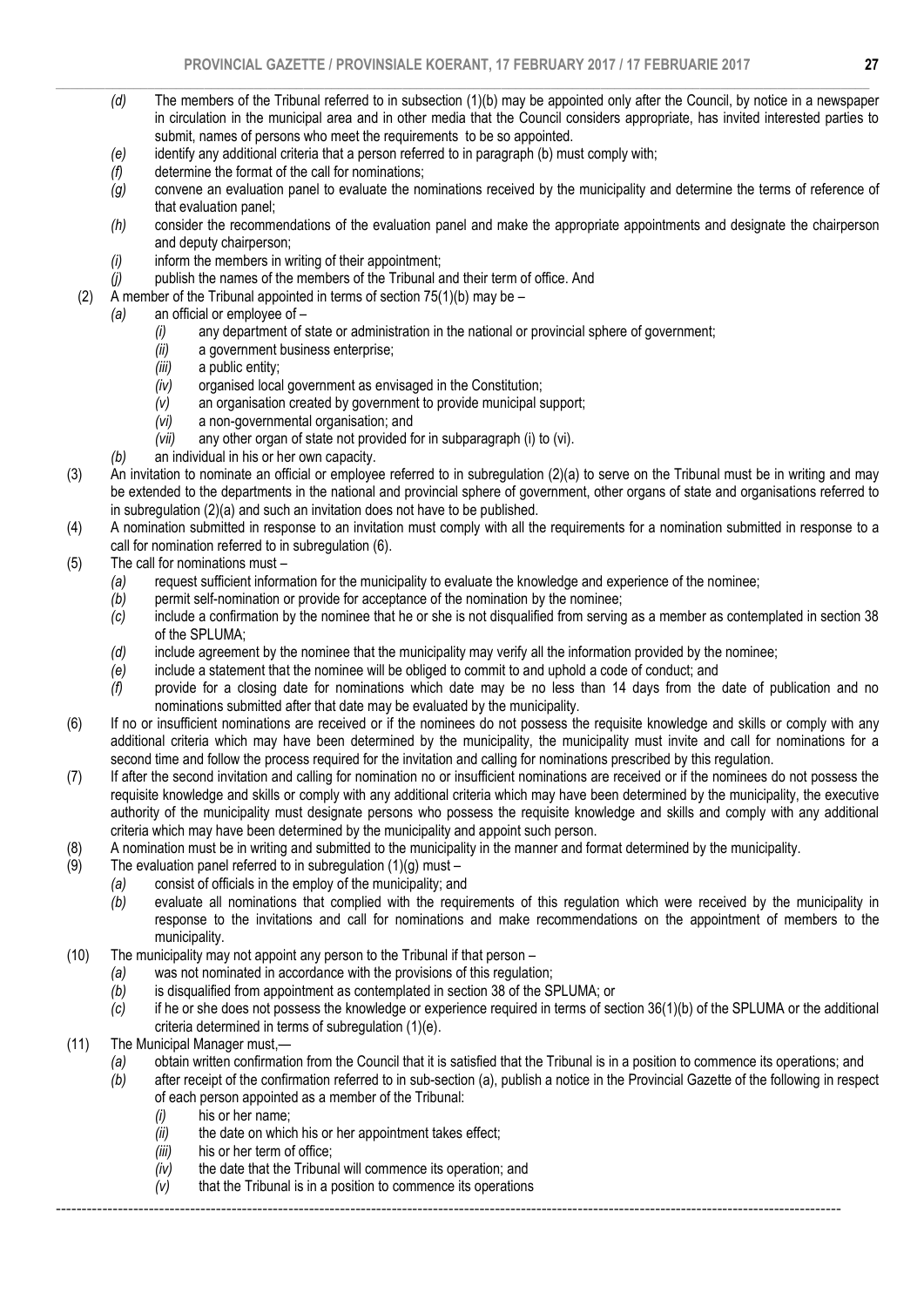- *(d)* The members of the Tribunal referred to in subsection (1)(b) may be appointed only after the Council, by notice in a newspaper in circulation in the municipal area and in other media that the Council considers appropriate, has invited interested parties to submit, names of persons who meet the requirements to be so appointed.
- *(e)* identify any additional criteria that a person referred to in paragraph (b) must comply with;
- *(f)* determine the format of the call for nominations;
- *(g)* convene an evaluation panel to evaluate the nominations received by the municipality and determine the terms of reference of that evaluation panel;
- *(h)* consider the recommendations of the evaluation panel and make the appropriate appointments and designate the chairperson and deputy chairperson;
- *(i)* inform the members in writing of their appointment;
- *(j)* publish the names of the members of the Tribunal and their term of office. And

(2) A member of the Tribunal appointed in terms of section 75(1)(b) may be –

- *(a)* an official or employee of –
  - *(i)* any department of state or administration in the national or provincial sphere of government;
  - *(ii)* a government business enterprise;
  - *(iii)* a public entity;
  - *(iv)* organised local government as envisaged in the Constitution;
  - *(v)* an organisation created by government to provide municipal support;
  - *(vi)* a non-governmental organisation; and
  - *(vii)* any other organ of state not provided for in subparagraph (i) to (vi).
- *(b)* an individual in his or her own capacity.

(3) An invitation to nominate an official or employee referred to in subregulation (2)(a) to serve on the Tribunal must be in writing and may be extended to the departments in the national and provincial sphere of government, other organs of state and organisations referred to in subregulation (2)(a) and such an invitation does not have to be published.

(4) A nomination submitted in response to an invitation must comply with all the requirements for a nomination submitted in response to a call for nomination referred to in subregulation (6).

(5) The call for nominations must –

- *(a)* request sufficient information for the municipality to evaluate the knowledge and experience of the nominee;
- *(b)* permit self-nomination or provide for acceptance of the nomination by the nominee;
- *(c)* include a confirmation by the nominee that he or she is not disqualified from serving as a member as contemplated in section 38 of the SPLUMA;
- *(d)* include agreement by the nominee that the municipality may verify all the information provided by the nominee;
- *(e)* include a statement that the nominee will be obliged to commit to and uphold a code of conduct; and
- *(f)* provide for a closing date for nominations which date may be no less than 14 days from the date of publication and no nominations submitted after that date may be evaluated by the municipality.

(6) If no or insufficient nominations are received or if the nominees do not possess the requisite knowledge and skills or comply with any additional criteria which may have been determined by the municipality, the municipality must invite and call for nominations for a second time and follow the process required for the invitation and calling for nominations prescribed by this regulation.

(7) If after the second invitation and calling for nomination no or insufficient nominations are received or if the nominees do not possess the requisite knowledge and skills or comply with any additional criteria which may have been determined by the municipality, the executive authority of the municipality must designate persons who possess the requisite knowledge and skills and comply with any additional criteria which may have been determined by the municipality and appoint such person.

(8) A nomination must be in writing and submitted to the municipality in the manner and format determined by the municipality.

(9) The evaluation panel referred to in subregulation (1)(g) must –

- *(a)* consist of officials in the employ of the municipality; and
- *(b)* evaluate all nominations that complied with the requirements of this regulation which were received by the municipality in response to the invitations and call for nominations and make recommendations on the appointment of members to the municipality.

(10) The municipality may not appoint any person to the Tribunal if that person –

- *(a)* was not nominated in accordance with the provisions of this regulation;
- *(b)* is disqualified from appointment as contemplated in section 38 of the SPLUMA; or
- *(c)* if he or she does not possess the knowledge or experience required in terms of section 36(1)(b) of the SPLUMA or the additional criteria determined in terms of subregulation (1)(e).

(11) The Municipal Manager must,—

- *(a)* obtain written confirmation from the Council that it is satisfied that the Tribunal is in a position to commence its operations; and
- *(b)* after receipt of the confirmation referred to in sub-section (a), publish a notice in the Provincial Gazette of the following in respect of each person appointed as a member of the Tribunal:
  - *(i)* his or her name;
  - *(ii)* the date on which his or her appointment takes effect;
  - *(iii)* his or her term of office;
  - *(iv)* the date that the Tribunal will commence its operation; and
  - *(v)* that the Tribunal is in a position to commence its operations

---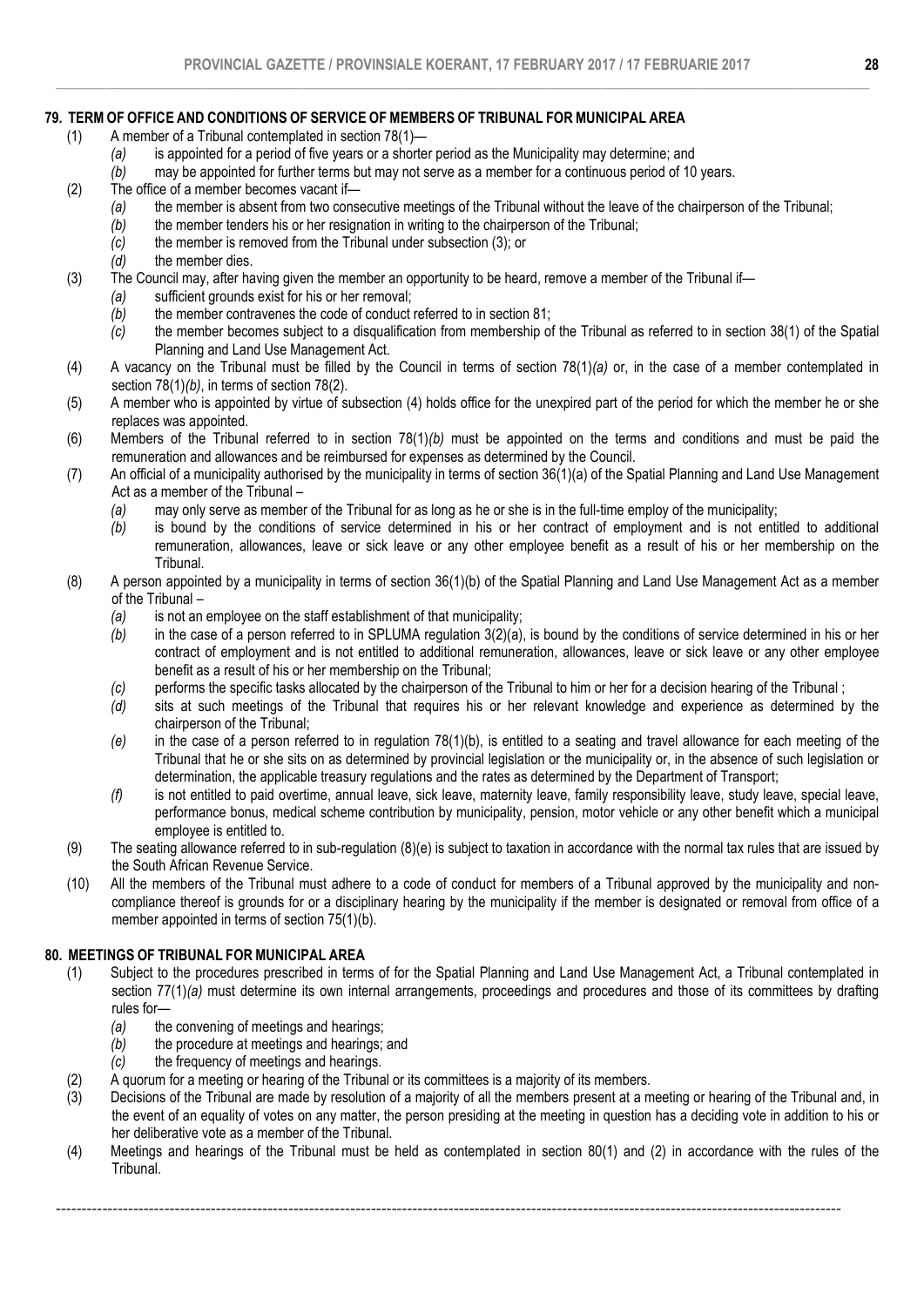## 79. TERM OF OFFICE AND CONDITIONS OF SERVICE OF MEMBERS OF TRIBUNAL FOR MUNICIPAL AREA

(1) A member of a Tribunal contemplated in section 78(1)—

*(a)* is appointed for a period of five years or a shorter period as the Municipality may determine; and

*(b)* may be appointed for further terms but may not serve as a member for a continuous period of 10 years.

(2) The office of a member becomes vacant if—

*(a)* the member is absent from two consecutive meetings of the Tribunal without the leave of the chairperson of the Tribunal;

*(b)* the member tenders his or her resignation in writing to the chairperson of the Tribunal;

*(c)* the member is removed from the Tribunal under subsection (3); or

*(d)* the member dies.

(3) The Council may, after having given the member an opportunity to be heard, remove a member of the Tribunal if—

*(a)* sufficient grounds exist for his or her removal;

*(b)* the member contravenes the code of conduct referred to in section 81;

*(c)* the member becomes subject to a disqualification from membership of the Tribunal as referred to in section 38(1) of the Spatial Planning and Land Use Management Act.

(4) A vacancy on the Tribunal must be filled by the Council in terms of section 78(1)*(a)* or, in the case of a member contemplated in section 78(1)*(b)*, in terms of section 78(2).

(5) A member who is appointed by virtue of subsection (4) holds office for the unexpired part of the period for which the member he or she replaces was appointed.

(6) Members of the Tribunal referred to in section 78(1)*(b)* must be appointed on the terms and conditions and must be paid the remuneration and allowances and be reimbursed for expenses as determined by the Council.

(7) An official of a municipality authorised by the municipality in terms of section 36(1)(a) of the Spatial Planning and Land Use Management Act as a member of the Tribunal –

*(a)* may only serve as member of the Tribunal for as long as he or she is in the full-time employ of the municipality;

*(b)* is bound by the conditions of service determined in his or her contract of employment and is not entitled to additional remuneration, allowances, leave or sick leave or any other employee benefit as a result of his or her membership on the Tribunal.

(8) A person appointed by a municipality in terms of section 36(1)(b) of the Spatial Planning and Land Use Management Act as a member of the Tribunal –

*(a)* is not an employee on the staff establishment of that municipality;

*(b)* in the case of a person referred to in SPLUMA regulation 3(2)(a), is bound by the conditions of service determined in his or her contract of employment and is not entitled to additional remuneration, allowances, leave or sick leave or any other employee benefit as a result of his or her membership on the Tribunal;

*(c)* performs the specific tasks allocated by the chairperson of the Tribunal to him or her for a decision hearing of the Tribunal ;

*(d)* sits at such meetings of the Tribunal that requires his or her relevant knowledge and experience as determined by the chairperson of the Tribunal;

*(e)* in the case of a person referred to in regulation 78(1)(b), is entitled to a seating and travel allowance for each meeting of the Tribunal that he or she sits on as determined by provincial legislation or the municipality or, in the absence of such legislation or determination, the applicable treasury regulations and the rates as determined by the Department of Transport;

*(f)* is not entitled to paid overtime, annual leave, sick leave, maternity leave, family responsibility leave, study leave, special leave, performance bonus, medical scheme contribution by municipality, pension, motor vehicle or any other benefit which a municipal employee is entitled to.

(9) The seating allowance referred to in sub-regulation (8)(e) is subject to taxation in accordance with the normal tax rules that are issued by the South African Revenue Service.

(10) All the members of the Tribunal must adhere to a code of conduct for members of a Tribunal approved by the municipality and non-compliance thereof is grounds for or a disciplinary hearing by the municipality if the member is designated or removal from office of a member appointed in terms of section 75(1)(b).

## 80. MEETINGS OF TRIBUNAL FOR MUNICIPAL AREA

(1) Subject to the procedures prescribed in terms of for the Spatial Planning and Land Use Management Act, a Tribunal contemplated in section 77(1)*(a)* must determine its own internal arrangements, proceedings and procedures and those of its committees by drafting rules for—

*(a)* the convening of meetings and hearings;

*(b)* the procedure at meetings and hearings; and

*(c)* the frequency of meetings and hearings.

(2) A quorum for a meeting or hearing of the Tribunal or its committees is a majority of its members.

(3) Decisions of the Tribunal are made by resolution of a majority of all the members present at a meeting or hearing of the Tribunal and, in the event of an equality of votes on any matter, the person presiding at the meeting in question has a deciding vote in addition to his or her deliberative vote as a member of the Tribunal.

(4) Meetings and hearings of the Tribunal must be held as contemplated in section 80(1) and (2) in accordance with the rules of the Tribunal.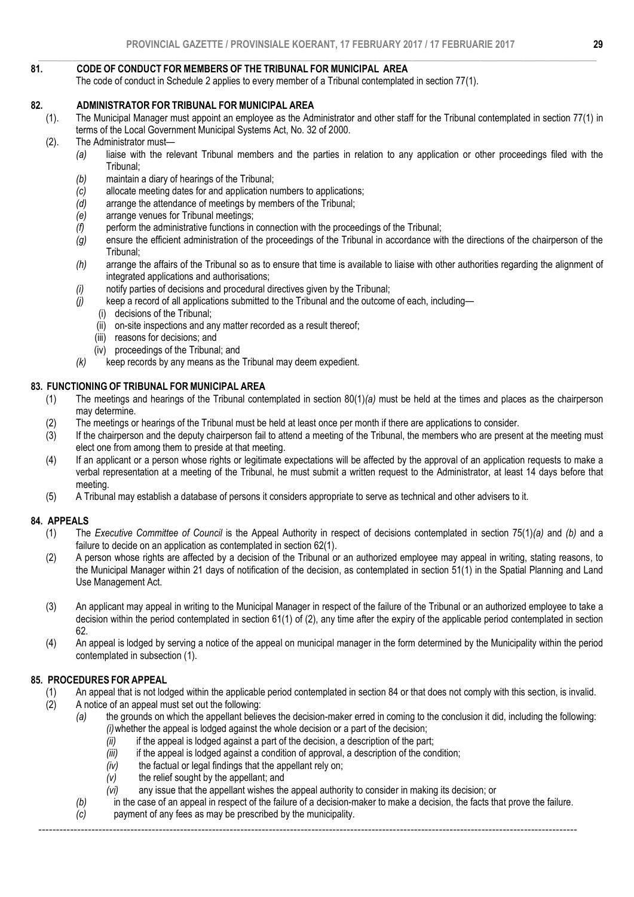## 81. CODE OF CONDUCT FOR MEMBERS OF THE TRIBUNAL FOR MUNICIPAL AREA

The code of conduct in Schedule 2 applies to every member of a Tribunal contemplated in section 77(1).

## 82. ADMINISTRATOR FOR TRIBUNAL FOR MUNICIPAL AREA

(1). The Municipal Manager must appoint an employee as the Administrator and other staff for the Tribunal contemplated in section 77(1) in terms of the Local Government Municipal Systems Act, No. 32 of 2000.

(2). The Administrator must—

*(a)* liaise with the relevant Tribunal members and the parties in relation to any application or other proceedings filed with the Tribunal;

*(b)* maintain a diary of hearings of the Tribunal;

*(c)* allocate meeting dates for and application numbers to applications;

*(d)* arrange the attendance of meetings by members of the Tribunal;

*(e)* arrange venues for Tribunal meetings;

*(f)* perform the administrative functions in connection with the proceedings of the Tribunal;

*(g)* ensure the efficient administration of the proceedings of the Tribunal in accordance with the directions of the chairperson of the Tribunal;

*(h)* arrange the affairs of the Tribunal so as to ensure that time is available to liaise with other authorities regarding the alignment of integrated applications and authorisations;

*(i)* notify parties of decisions and procedural directives given by the Tribunal;

*(j)* keep a record of all applications submitted to the Tribunal and the outcome of each, including—

(i) decisions of the Tribunal;

(ii) on-site inspections and any matter recorded as a result thereof;

(iii) reasons for decisions; and

(iv) proceedings of the Tribunal; and

*(k)* keep records by any means as the Tribunal may deem expedient.

## 83. FUNCTIONING OF TRIBUNAL FOR MUNICIPAL AREA

(1) The meetings and hearings of the Tribunal contemplated in section 80(1)*(a)* must be held at the times and places as the chairperson may determine.

(2) The meetings or hearings of the Tribunal must be held at least once per month if there are applications to consider.

(3) If the chairperson and the deputy chairperson fail to attend a meeting of the Tribunal, the members who are present at the meeting must elect one from among them to preside at that meeting.

(4) If an applicant or a person whose rights or legitimate expectations will be affected by the approval of an application requests to make a verbal representation at a meeting of the Tribunal, he must submit a written request to the Administrator, at least 14 days before that meeting.

(5) A Tribunal may establish a database of persons it considers appropriate to serve as technical and other advisers to it.

## 84. APPEALS

(1) The *Executive Committee of Council* is the Appeal Authority in respect of decisions contemplated in section 75(1)*(a)* and *(b)* and a failure to decide on an application as contemplated in section 62(1).

(2) A person whose rights are affected by a decision of the Tribunal or an authorized employee may appeal in writing, stating reasons, to the Municipal Manager within 21 days of notification of the decision, as contemplated in section 51(1) in the Spatial Planning and Land Use Management Act.

(3) An applicant may appeal in writing to the Municipal Manager in respect of the failure of the Tribunal or an authorized employee to take a decision within the period contemplated in section 61(1) of (2), any time after the expiry of the applicable period contemplated in section 62.

(4) An appeal is lodged by serving a notice of the appeal on municipal manager in the form determined by the Municipality within the period contemplated in subsection (1).

## 85. PROCEDURES FOR APPEAL

(1) An appeal that is not lodged within the applicable period contemplated in section 84 or that does not comply with this section, is invalid.

(2) A notice of an appeal must set out the following:

*(a)* the grounds on which the appellant believes the decision-maker erred in coming to the conclusion it did, including the following:

*(i)* whether the appeal is lodged against the whole decision or a part of the decision;

*(ii)* if the appeal is lodged against a part of the decision, a description of the part;

*(iii)* if the appeal is lodged against a condition of approval, a description of the condition;

*(iv)* the factual or legal findings that the appellant rely on;

*(v)* the relief sought by the appellant; and

*(vi)* any issue that the appellant wishes the appeal authority to consider in making its decision; or

*(b)* in the case of an appeal in respect of the failure of a decision-maker to make a decision, the facts that prove the failure.

*(c)* payment of any fees as may be prescribed by the municipality.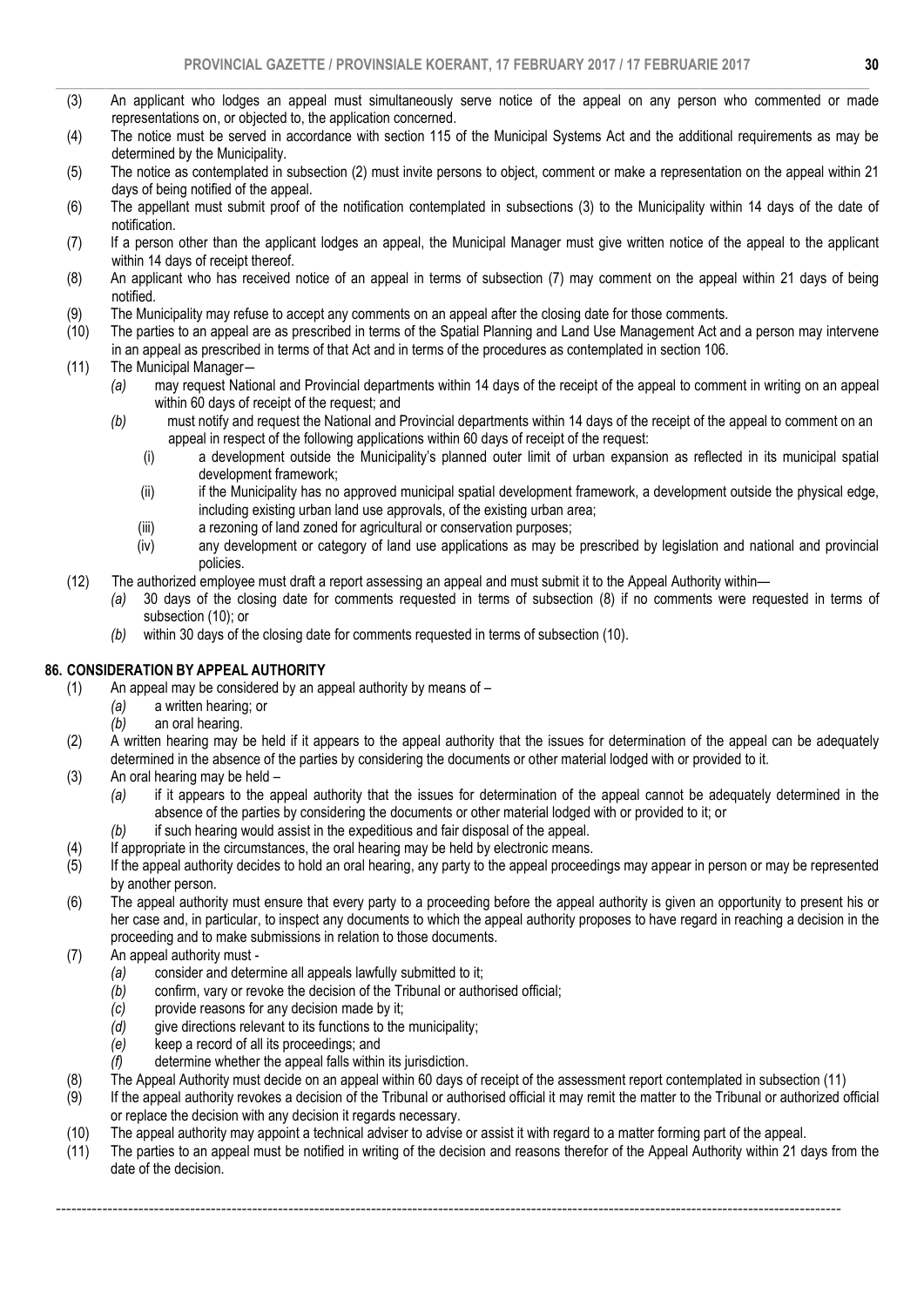(3) An applicant who lodges an appeal must simultaneously serve notice of the appeal on any person who commented or made representations on, or objected to, the application concerned.

(4) The notice must be served in accordance with section 115 of the Municipal Systems Act and the additional requirements as may be determined by the Municipality.

(5) The notice as contemplated in subsection (2) must invite persons to object, comment or make a representation on the appeal within 21 days of being notified of the appeal.

(6) The appellant must submit proof of the notification contemplated in subsections (3) to the Municipality within 14 days of the date of notification.

(7) If a person other than the applicant lodges an appeal, the Municipal Manager must give written notice of the appeal to the applicant within 14 days of receipt thereof.

(8) An applicant who has received notice of an appeal in terms of subsection (7) may comment on the appeal within 21 days of being notified.

(9) The Municipality may refuse to accept any comments on an appeal after the closing date for those comments.

(10) The parties to an appeal are as prescribed in terms of the Spatial Planning and Land Use Management Act and a person may intervene in an appeal as prescribed in terms of that Act and in terms of the procedures as contemplated in section 106.

(11) The Municipal Manager—

*(a)* may request National and Provincial departments within 14 days of the receipt of the appeal to comment in writing on an appeal within 60 days of receipt of the request; and

*(b)* must notify and request the National and Provincial departments within 14 days of the receipt of the appeal to comment on an appeal in respect of the following applications within 60 days of receipt of the request:

(i) a development outside the Municipality's planned outer limit of urban expansion as reflected in its municipal spatial development framework;

(ii) if the Municipality has no approved municipal spatial development framework, a development outside the physical edge, including existing urban land use approvals, of the existing urban area;

(iii) a rezoning of land zoned for agricultural or conservation purposes;

(iv) any development or category of land use applications as may be prescribed by legislation and national and provincial policies.

(12) The authorized employee must draft a report assessing an appeal and must submit it to the Appeal Authority within—

*(a)* 30 days of the closing date for comments requested in terms of subsection (8) if no comments were requested in terms of subsection (10); or

*(b)* within 30 days of the closing date for comments requested in terms of subsection (10).

### 86. CONSIDERATION BY APPEAL AUTHORITY

(1) An appeal may be considered by an appeal authority by means of –

*(a)* a written hearing; or

*(b)* an oral hearing.

(2) A written hearing may be held if it appears to the appeal authority that the issues for determination of the appeal can be adequately determined in the absence of the parties by considering the documents or other material lodged with or provided to it.

(3) An oral hearing may be held –

*(a)* if it appears to the appeal authority that the issues for determination of the appeal cannot be adequately determined in the absence of the parties by considering the documents or other material lodged with or provided to it; or

*(b)* if such hearing would assist in the expeditious and fair disposal of the appeal.

(4) If appropriate in the circumstances, the oral hearing may be held by electronic means.

(5) If the appeal authority decides to hold an oral hearing, any party to the appeal proceedings may appear in person or may be represented by another person.

(6) The appeal authority must ensure that every party to a proceeding before the appeal authority is given an opportunity to present his or her case and, in particular, to inspect any documents to which the appeal authority proposes to have regard in reaching a decision in the proceeding and to make submissions in relation to those documents.

(7) An appeal authority must -

*(a)* consider and determine all appeals lawfully submitted to it;

*(b)* confirm, vary or revoke the decision of the Tribunal or authorised official;

*(c)* provide reasons for any decision made by it;

*(d)* give directions relevant to its functions to the municipality;

*(e)* keep a record of all its proceedings; and

*(f)* determine whether the appeal falls within its jurisdiction.

(8) The Appeal Authority must decide on an appeal within 60 days of receipt of the assessment report contemplated in subsection (11)

(9) If the appeal authority revokes a decision of the Tribunal or authorised official it may remit the matter to the Tribunal or authorized official or replace the decision with any decision it regards necessary.

(10) The appeal authority may appoint a technical adviser to advise or assist it with regard to a matter forming part of the appeal.

(11) The parties to an appeal must be notified in writing of the decision and reasons therefor of the Appeal Authority within 21 days from the date of the decision.

---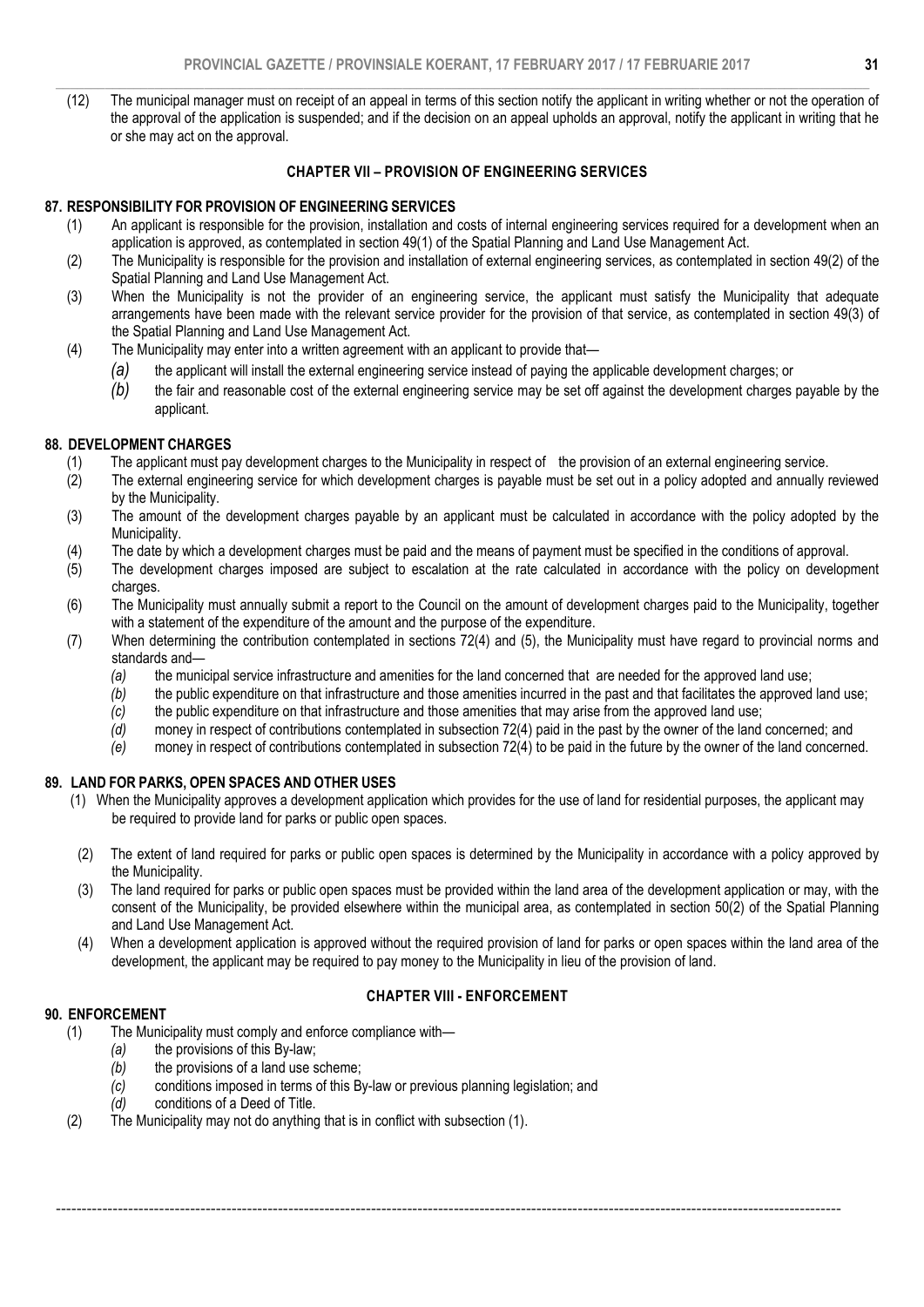(12) The municipal manager must on receipt of an appeal in terms of this section notify the applicant in writing whether or not the operation of the approval of the application is suspended; and if the decision on an appeal upholds an approval, notify the applicant in writing that he or she may act on the approval.

## CHAPTER VII – PROVISION OF ENGINEERING SERVICES

### 87. RESPONSIBILITY FOR PROVISION OF ENGINEERING SERVICES

(1) An applicant is responsible for the provision, installation and costs of internal engineering services required for a development when an application is approved, as contemplated in section 49(1) of the Spatial Planning and Land Use Management Act.

(2) The Municipality is responsible for the provision and installation of external engineering services, as contemplated in section 49(2) of the Spatial Planning and Land Use Management Act.

(3) When the Municipality is not the provider of an engineering service, the applicant must satisfy the Municipality that adequate arrangements have been made with the relevant service provider for the provision of that service, as contemplated in section 49(3) of the Spatial Planning and Land Use Management Act.

(4) The Municipality may enter into a written agreement with an applicant to provide that—

*(a)* the applicant will install the external engineering service instead of paying the applicable development charges; or

*(b)* the fair and reasonable cost of the external engineering service may be set off against the development charges payable by the applicant.

### 88. DEVELOPMENT CHARGES

(1) The applicant must pay development charges to the Municipality in respect of the provision of an external engineering service.

(2) The external engineering service for which development charges is payable must be set out in a policy adopted and annually reviewed by the Municipality.

(3) The amount of the development charges payable by an applicant must be calculated in accordance with the policy adopted by the Municipality.

(4) The date by which a development charges must be paid and the means of payment must be specified in the conditions of approval.

(5) The development charges imposed are subject to escalation at the rate calculated in accordance with the policy on development charges.

(6) The Municipality must annually submit a report to the Council on the amount of development charges paid to the Municipality, together with a statement of the expenditure of the amount and the purpose of the expenditure.

(7) When determining the contribution contemplated in sections 72(4) and (5), the Municipality must have regard to provincial norms and standards and—

*(a)* the municipal service infrastructure and amenities for the land concerned that are needed for the approved land use;

*(b)* the public expenditure on that infrastructure and those amenities incurred in the past and that facilitates the approved land use;

*(c)* the public expenditure on that infrastructure and those amenities that may arise from the approved land use;

*(d)* money in respect of contributions contemplated in subsection 72(4) paid in the past by the owner of the land concerned; and

*(e)* money in respect of contributions contemplated in subsection 72(4) to be paid in the future by the owner of the land concerned.

### 89. LAND FOR PARKS, OPEN SPACES AND OTHER USES

(1) When the Municipality approves a development application which provides for the use of land for residential purposes, the applicant may be required to provide land for parks or public open spaces.

(2) The extent of land required for parks or public open spaces is determined by the Municipality in accordance with a policy approved by the Municipality.

(3) The land required for parks or public open spaces must be provided within the land area of the development application or may, with the consent of the Municipality, be provided elsewhere within the municipal area, as contemplated in section 50(2) of the Spatial Planning and Land Use Management Act.

(4) When a development application is approved without the required provision of land for parks or open spaces within the land area of the development, the applicant may be required to pay money to the Municipality in lieu of the provision of land.

## CHAPTER VIII - ENFORCEMENT

### 90. ENFORCEMENT

(1) The Municipality must comply and enforce compliance with—

*(a)* the provisions of this By-law;

*(b)* the provisions of a land use scheme;

*(c)* conditions imposed in terms of this By-law or previous planning legislation; and

*(d)* conditions of a Deed of Title.

(2) The Municipality may not do anything that is in conflict with subsection (1).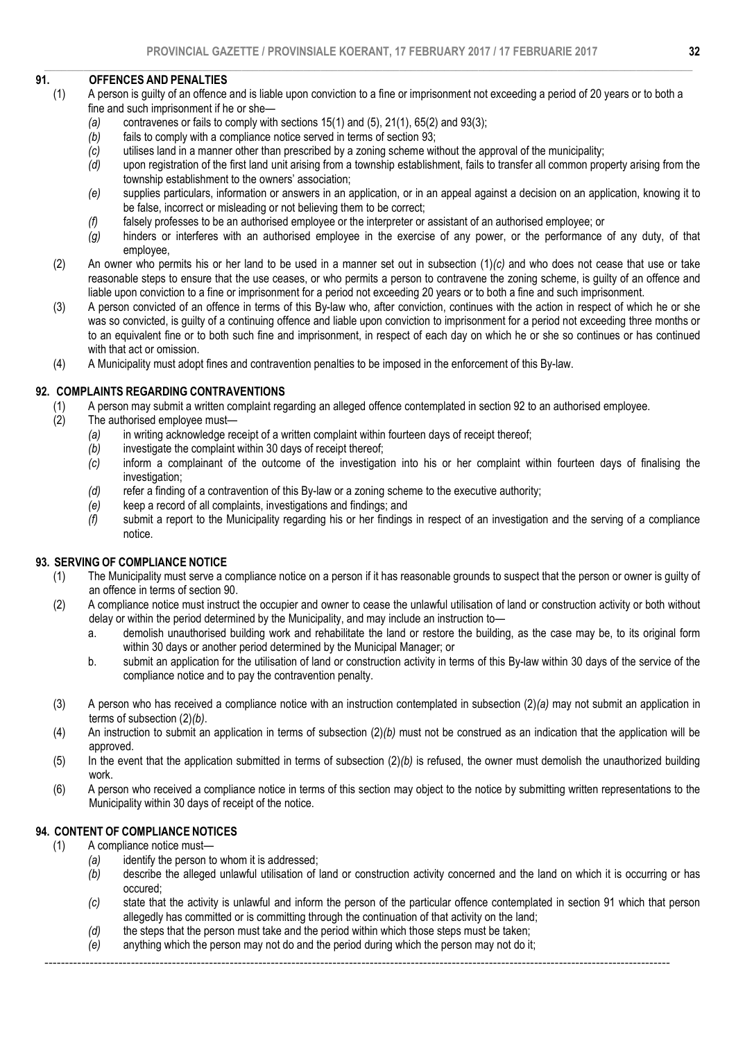## 91. OFFENCES AND PENALTIES

(1) A person is guilty of an offence and is liable upon conviction to a fine or imprisonment not exceeding a period of 20 years or to both a fine and such imprisonment if he or she—

*(a)* contravenes or fails to comply with sections 15(1) and (5), 21(1), 65(2) and 93(3);

*(b)* fails to comply with a compliance notice served in terms of section 93;

*(c)* utilises land in a manner other than prescribed by a zoning scheme without the approval of the municipality;

*(d)* upon registration of the first land unit arising from a township establishment, fails to transfer all common property arising from the township establishment to the owners' association;

*(e)* supplies particulars, information or answers in an application, or in an appeal against a decision on an application, knowing it to be false, incorrect or misleading or not believing them to be correct;

*(f)* falsely professes to be an authorised employee or the interpreter or assistant of an authorised employee; or

*(g)* hinders or interferes with an authorised employee in the exercise of any power, or the performance of any duty, of that employee,

(2) An owner who permits his or her land to be used in a manner set out in subsection (1)*(c)* and who does not cease that use or take reasonable steps to ensure that the use ceases, or who permits a person to contravene the zoning scheme, is guilty of an offence and liable upon conviction to a fine or imprisonment for a period not exceeding 20 years or to both a fine and such imprisonment.

(3) A person convicted of an offence in terms of this By-law who, after conviction, continues with the action in respect of which he or she was so convicted, is guilty of a continuing offence and liable upon conviction to imprisonment for a period not exceeding three months or to an equivalent fine or to both such fine and imprisonment, in respect of each day on which he or she so continues or has continued with that act or omission.

(4) A Municipality must adopt fines and contravention penalties to be imposed in the enforcement of this By-law.

## 92. COMPLAINTS REGARDING CONTRAVENTIONS

(1) A person may submit a written complaint regarding an alleged offence contemplated in section 92 to an authorised employee.

(2) The authorised employee must—

*(a)* in writing acknowledge receipt of a written complaint within fourteen days of receipt thereof;

*(b)* investigate the complaint within 30 days of receipt thereof;

*(c)* inform a complainant of the outcome of the investigation into his or her complaint within fourteen days of finalising the investigation;

*(d)* refer a finding of a contravention of this By-law or a zoning scheme to the executive authority;

*(e)* keep a record of all complaints, investigations and findings; and

*(f)* submit a report to the Municipality regarding his or her findings in respect of an investigation and the serving of a compliance notice.

## 93. SERVING OF COMPLIANCE NOTICE

(1) The Municipality must serve a compliance notice on a person if it has reasonable grounds to suspect that the person or owner is guilty of an offence in terms of section 90.

(2) A compliance notice must instruct the occupier and owner to cease the unlawful utilisation of land or construction activity or both without delay or within the period determined by the Municipality, and may include an instruction to—

a. demolish unauthorised building work and rehabilitate the land or restore the building, as the case may be, to its original form within 30 days or another period determined by the Municipal Manager; or

b. submit an application for the utilisation of land or construction activity in terms of this By-law within 30 days of the service of the compliance notice and to pay the contravention penalty.

(3) A person who has received a compliance notice with an instruction contemplated in subsection (2)*(a)* may not submit an application in terms of subsection (2)*(b)*.

(4) An instruction to submit an application in terms of subsection (2)*(b)* must not be construed as an indication that the application will be approved.

(5) In the event that the application submitted in terms of subsection (2)*(b)* is refused, the owner must demolish the unauthorized building work.

(6) A person who received a compliance notice in terms of this section may object to the notice by submitting written representations to the Municipality within 30 days of receipt of the notice.

## 94. CONTENT OF COMPLIANCE NOTICES

(1) A compliance notice must—

*(a)* identify the person to whom it is addressed;

*(b)* describe the alleged unlawful utilisation of land or construction activity concerned and the land on which it is occurring or has occured;

*(c)* state that the activity is unlawful and inform the person of the particular offence contemplated in section 91 which that person allegedly has committed or is committing through the continuation of that activity on the land;

*(d)* the steps that the person must take and the period within which those steps must be taken;

*(e)* anything which the person may not do and the period during which the person may not do it;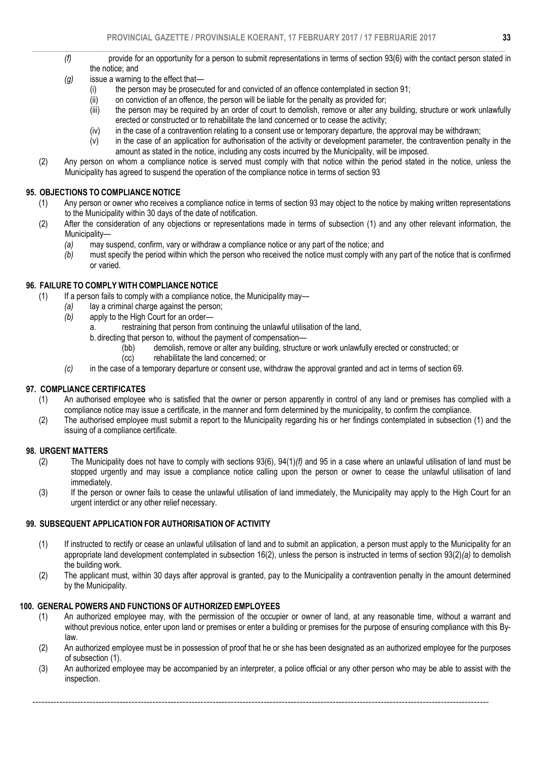*(f)* provide for an opportunity for a person to submit representations in terms of section 93(6) with the contact person stated in the notice; and

*(g)* issue a warning to the effect that—

(i) the person may be prosecuted for and convicted of an offence contemplated in section 91;

(ii) on conviction of an offence, the person will be liable for the penalty as provided for;

(iii) the person may be required by an order of court to demolish, remove or alter any building, structure or work unlawfully erected or constructed or to rehabilitate the land concerned or to cease the activity;

(iv) in the case of a contravention relating to a consent use or temporary departure, the approval may be withdrawn;

(v) in the case of an application for authorisation of the activity or development parameter, the contravention penalty in the amount as stated in the notice, including any costs incurred by the Municipality, will be imposed.

(2) Any person on whom a compliance notice is served must comply with that notice within the period stated in the notice, unless the Municipality has agreed to suspend the operation of the compliance notice in terms of section 93

**95. OBJECTIONS TO COMPLIANCE NOTICE**

(1) Any person or owner who receives a compliance notice in terms of section 93 may object to the notice by making written representations to the Municipality within 30 days of the date of notification.

(2) After the consideration of any objections or representations made in terms of subsection (1) and any other relevant information, the Municipality—

*(a)* may suspend, confirm, vary or withdraw a compliance notice or any part of the notice; and

*(b)* must specify the period within which the person who received the notice must comply with any part of the notice that is confirmed or varied.

**96. FAILURE TO COMPLY WITH COMPLIANCE NOTICE**

(1) If a person fails to comply with a compliance notice, the Municipality may—

*(a)* lay a criminal charge against the person;

*(b)* apply to the High Court for an order—

a. restraining that person from continuing the unlawful utilisation of the land,

b. directing that person to, without the payment of compensation—

(bb) demolish, remove or alter any building, structure or work unlawfully erected or constructed; or

(cc) rehabilitate the land concerned; or

*(c)* in the case of a temporary departure or consent use, withdraw the approval granted and act in terms of section 69.

**97. COMPLIANCE CERTIFICATES**

(1) An authorised employee who is satisfied that the owner or person apparently in control of any land or premises has complied with a compliance notice may issue a certificate, in the manner and form determined by the municipality, to confirm the compliance.

(2) The authorised employee must submit a report to the Municipality regarding his or her findings contemplated in subsection (1) and the issuing of a compliance certificate.

**98. URGENT MATTERS**

(2) The Municipality does not have to comply with sections 93(6), 94(1)*(f)* and 95 in a case where an unlawful utilisation of land must be stopped urgently and may issue a compliance notice calling upon the person or owner to cease the unlawful utilisation of land immediately.

(3) If the person or owner fails to cease the unlawful utilisation of land immediately, the Municipality may apply to the High Court for an urgent interdict or any other relief necessary.

**99. SUBSEQUENT APPLICATION FOR AUTHORISATION OF ACTIVITY**

(1) If instructed to rectify or cease an unlawful utilisation of land and to submit an application, a person must apply to the Municipality for an appropriate land development contemplated in subsection 16(2), unless the person is instructed in terms of section 93(2)*(a)* to demolish the building work.

(2) The applicant must, within 30 days after approval is granted, pay to the Municipality a contravention penalty in the amount determined by the Municipality.

**100. GENERAL POWERS AND FUNCTIONS OF AUTHORIZED EMPLOYEES**

(1) An authorized employee may, with the permission of the occupier or owner of land, at any reasonable time, without a warrant and without previous notice, enter upon land or premises or enter a building or premises for the purpose of ensuring compliance with this By-law.

(2) An authorized employee must be in possession of proof that he or she has been designated as an authorized employee for the purposes of subsection (1).

(3) An authorized employee may be accompanied by an interpreter, a police official or any other person who may be able to assist with the inspection.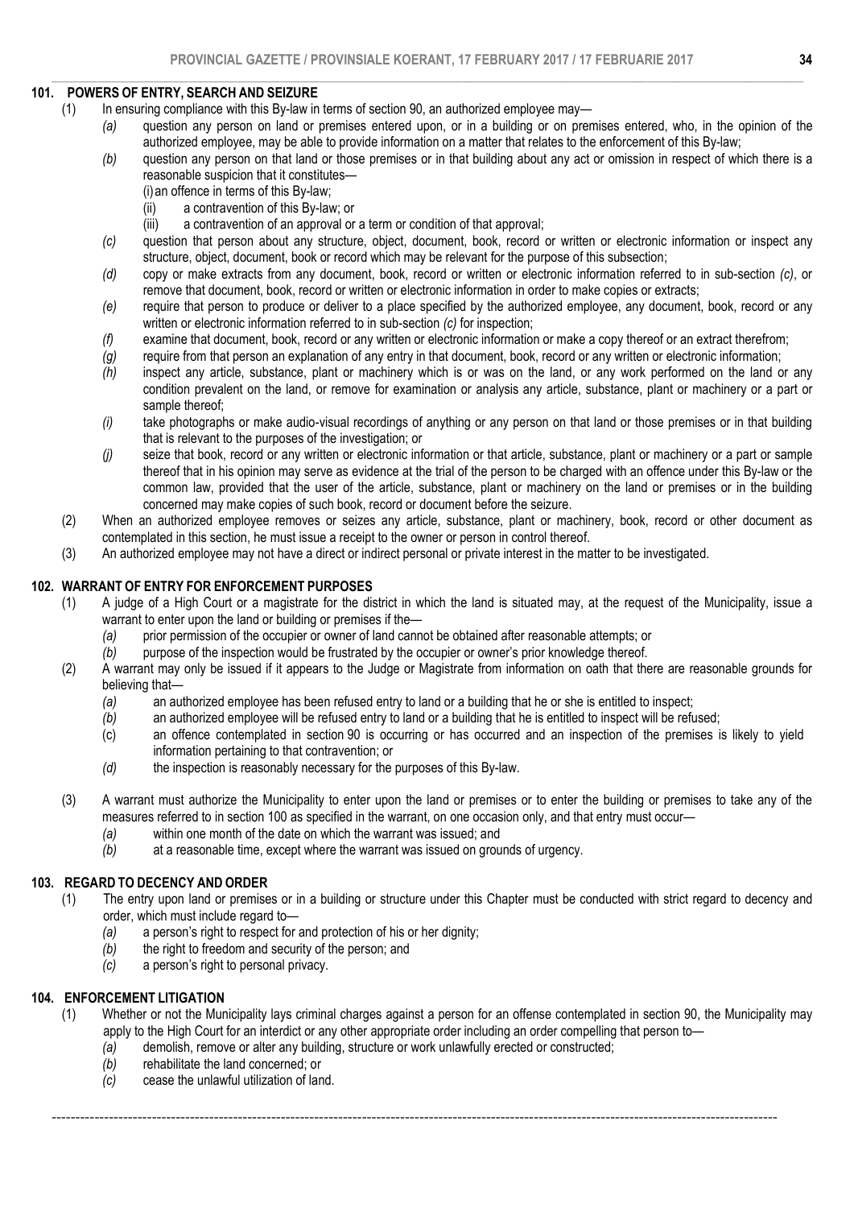## 101. POWERS OF ENTRY, SEARCH AND SEIZURE

(1) In ensuring compliance with this By-law in terms of section 90, an authorized employee may—

*(a)* question any person on land or premises entered upon, or in a building or on premises entered, who, in the opinion of the authorized employee, may be able to provide information on a matter that relates to the enforcement of this By-law;

*(b)* question any person on that land or those premises or in that building about any act or omission in respect of which there is a reasonable suspicion that it constitutes—

(i) an offence in terms of this By-law;

(ii) a contravention of this By-law; or

(iii) a contravention of an approval or a term or condition of that approval;

*(c)* question that person about any structure, object, document, book, record or written or electronic information or inspect any structure, object, document, book or record which may be relevant for the purpose of this subsection;

*(d)* copy or make extracts from any document, book, record or written or electronic information referred to in sub-section *(c)*, or remove that document, book, record or written or electronic information in order to make copies or extracts;

*(e)* require that person to produce or deliver to a place specified by the authorized employee, any document, book, record or any written or electronic information referred to in sub-section *(c)* for inspection;

*(f)* examine that document, book, record or any written or electronic information or make a copy thereof or an extract therefrom;

*(g)* require from that person an explanation of any entry in that document, book, record or any written or electronic information;

*(h)* inspect any article, substance, plant or machinery which is or was on the land, or any work performed on the land or any condition prevalent on the land, or remove for examination or analysis any article, substance, plant or machinery or a part or sample thereof;

*(i)* take photographs or make audio-visual recordings of anything or any person on that land or those premises or in that building that is relevant to the purposes of the investigation; or

*(j)* seize that book, record or any written or electronic information or that article, substance, plant or machinery or a part or sample thereof that in his opinion may serve as evidence at the trial of the person to be charged with an offence under this By-law or the common law, provided that the user of the article, substance, plant or machinery on the land or premises or in the building concerned may make copies of such book, record or document before the seizure.

(2) When an authorized employee removes or seizes any article, substance, plant or machinery, book, record or other document as contemplated in this section, he must issue a receipt to the owner or person in control thereof.

(3) An authorized employee may not have a direct or indirect personal or private interest in the matter to be investigated.

## 102. WARRANT OF ENTRY FOR ENFORCEMENT PURPOSES

(1) A judge of a High Court or a magistrate for the district in which the land is situated may, at the request of the Municipality, issue a warrant to enter upon the land or building or premises if the—

*(a)* prior permission of the occupier or owner of land cannot be obtained after reasonable attempts; or

*(b)* purpose of the inspection would be frustrated by the occupier or owner's prior knowledge thereof.

(2) A warrant may only be issued if it appears to the Judge or Magistrate from information on oath that there are reasonable grounds for believing that—

*(a)* an authorized employee has been refused entry to land or a building that he or she is entitled to inspect;

*(b)* an authorized employee will be refused entry to land or a building that he is entitled to inspect will be refused;

(c) an offence contemplated in section 90 is occurring or has occurred and an inspection of the premises is likely to yield information pertaining to that contravention; or

*(d)* the inspection is reasonably necessary for the purposes of this By-law.

(3) A warrant must authorize the Municipality to enter upon the land or premises or to enter the building or premises to take any of the measures referred to in section 100 as specified in the warrant, on one occasion only, and that entry must occur—

*(a)* within one month of the date on which the warrant was issued; and

*(b)* at a reasonable time, except where the warrant was issued on grounds of urgency.

## 103. REGARD TO DECENCY AND ORDER

(1) The entry upon land or premises or in a building or structure under this Chapter must be conducted with strict regard to decency and order, which must include regard to—

*(a)* a person's right to respect for and protection of his or her dignity;

*(b)* the right to freedom and security of the person; and

*(c)* a person's right to personal privacy.

## 104. ENFORCEMENT LITIGATION

(1) Whether or not the Municipality lays criminal charges against a person for an offense contemplated in section 90, the Municipality may apply to the High Court for an interdict or any other appropriate order including an order compelling that person to—

*(a)* demolish, remove or alter any building, structure or work unlawfully erected or constructed;

*(b)* rehabilitate the land concerned; or

*(c)* cease the unlawful utilization of land.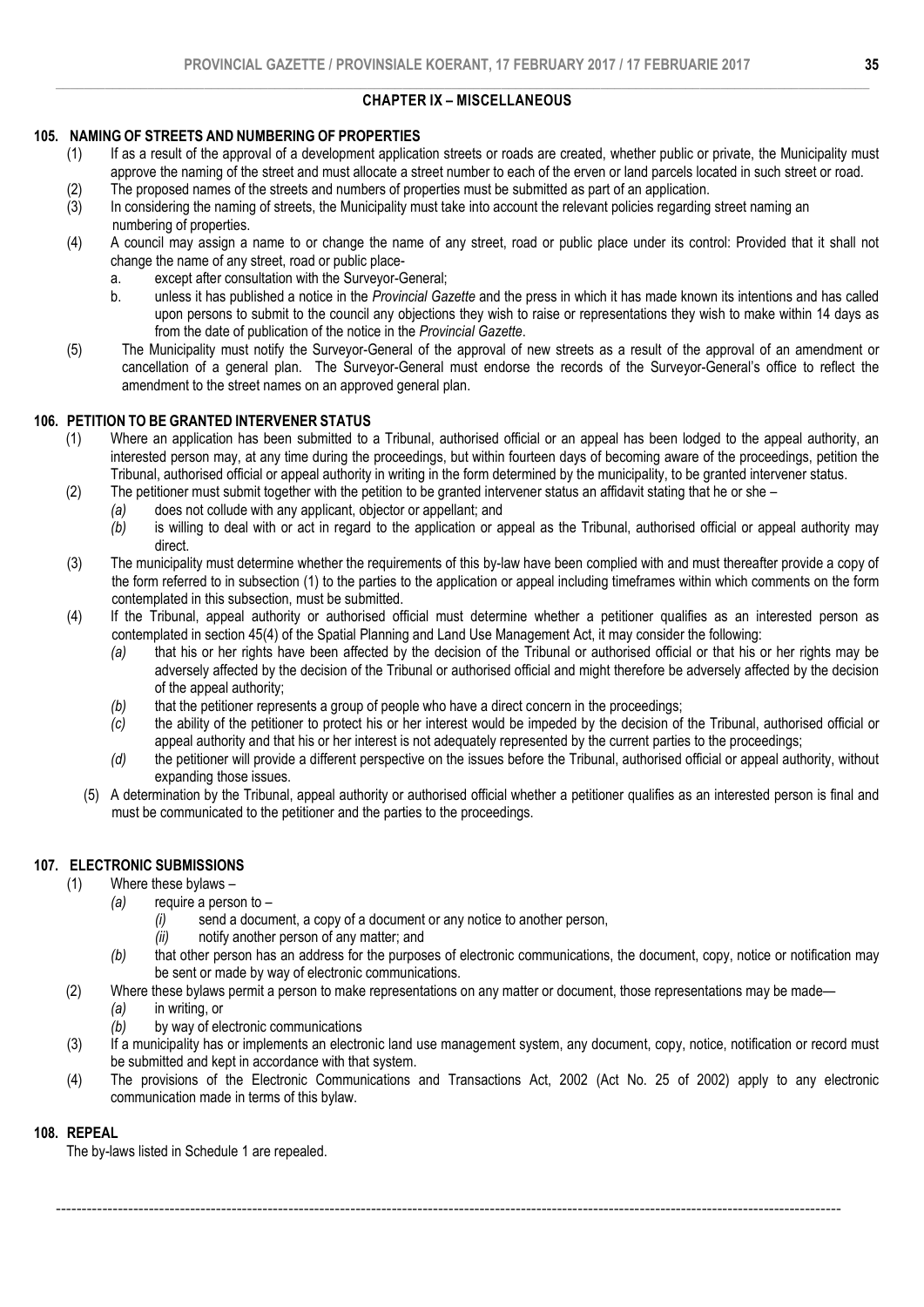## CHAPTER IX – MISCELLANEOUS

### 105. NAMING OF STREETS AND NUMBERING OF PROPERTIES

(1) If as a result of the approval of a development application streets or roads are created, whether public or private, the Municipality must approve the naming of the street and must allocate a street number to each of the erven or land parcels located in such street or road.

(2) The proposed names of the streets and numbers of properties must be submitted as part of an application.

(3) In considering the naming of streets, the Municipality must take into account the relevant policies regarding street naming an numbering of properties.

(4) A council may assign a name to or change the name of any street, road or public place under its control: Provided that it shall not change the name of any street, road or public place-

a. except after consultation with the Surveyor-General;

b. unless it has published a notice in the *Provincial Gazette* and the press in which it has made known its intentions and has called upon persons to submit to the council any objections they wish to raise or representations they wish to make within 14 days as from the date of publication of the notice in the *Provincial Gazette*.

(5) The Municipality must notify the Surveyor-General of the approval of new streets as a result of the approval of an amendment or cancellation of a general plan. The Surveyor-General must endorse the records of the Surveyor-General's office to reflect the amendment to the street names on an approved general plan.

### 106. PETITION TO BE GRANTED INTERVENER STATUS

(1) Where an application has been submitted to a Tribunal, authorised official or an appeal has been lodged to the appeal authority, an interested person may, at any time during the proceedings, but within fourteen days of becoming aware of the proceedings, petition the Tribunal, authorised official or appeal authority in writing in the form determined by the municipality, to be granted intervener status.

(2) The petitioner must submit together with the petition to be granted intervener status an affidavit stating that he or she –

*(a)* does not collude with any applicant, objector or appellant; and

*(b)* is willing to deal with or act in regard to the application or appeal as the Tribunal, authorised official or appeal authority may direct.

(3) The municipality must determine whether the requirements of this by-law have been complied with and must thereafter provide a copy of the form referred to in subsection (1) to the parties to the application or appeal including timeframes within which comments on the form contemplated in this subsection, must be submitted.

(4) If the Tribunal, appeal authority or authorised official must determine whether a petitioner qualifies as an interested person as contemplated in section 45(4) of the Spatial Planning and Land Use Management Act, it may consider the following:

*(a)* that his or her rights have been affected by the decision of the Tribunal or authorised official or that his or her rights may be adversely affected by the decision of the Tribunal or authorised official and might therefore be adversely affected by the decision of the appeal authority;

*(b)* that the petitioner represents a group of people who have a direct concern in the proceedings;

*(c)* the ability of the petitioner to protect his or her interest would be impeded by the decision of the Tribunal, authorised official or appeal authority and that his or her interest is not adequately represented by the current parties to the proceedings;

*(d)* the petitioner will provide a different perspective on the issues before the Tribunal, authorised official or appeal authority, without expanding those issues.

(5) A determination by the Tribunal, appeal authority or authorised official whether a petitioner qualifies as an interested person is final and must be communicated to the petitioner and the parties to the proceedings.

### 107. ELECTRONIC SUBMISSIONS

(1) Where these bylaws –

*(a)* require a person to –

*(i)* send a document, a copy of a document or any notice to another person,

*(ii)* notify another person of any matter; and

*(b)* that other person has an address for the purposes of electronic communications, the document, copy, notice or notification may be sent or made by way of electronic communications.

(2) Where these bylaws permit a person to make representations on any matter or document, those representations may be made—

*(a)* in writing, or

*(b)* by way of electronic communications

(3) If a municipality has or implements an electronic land use management system, any document, copy, notice, notification or record must be submitted and kept in accordance with that system.

(4) The provisions of the Electronic Communications and Transactions Act, 2002 (Act No. 25 of 2002) apply to any electronic communication made in terms of this bylaw.

### 108. REPEAL

The by-laws listed in Schedule 1 are repealed.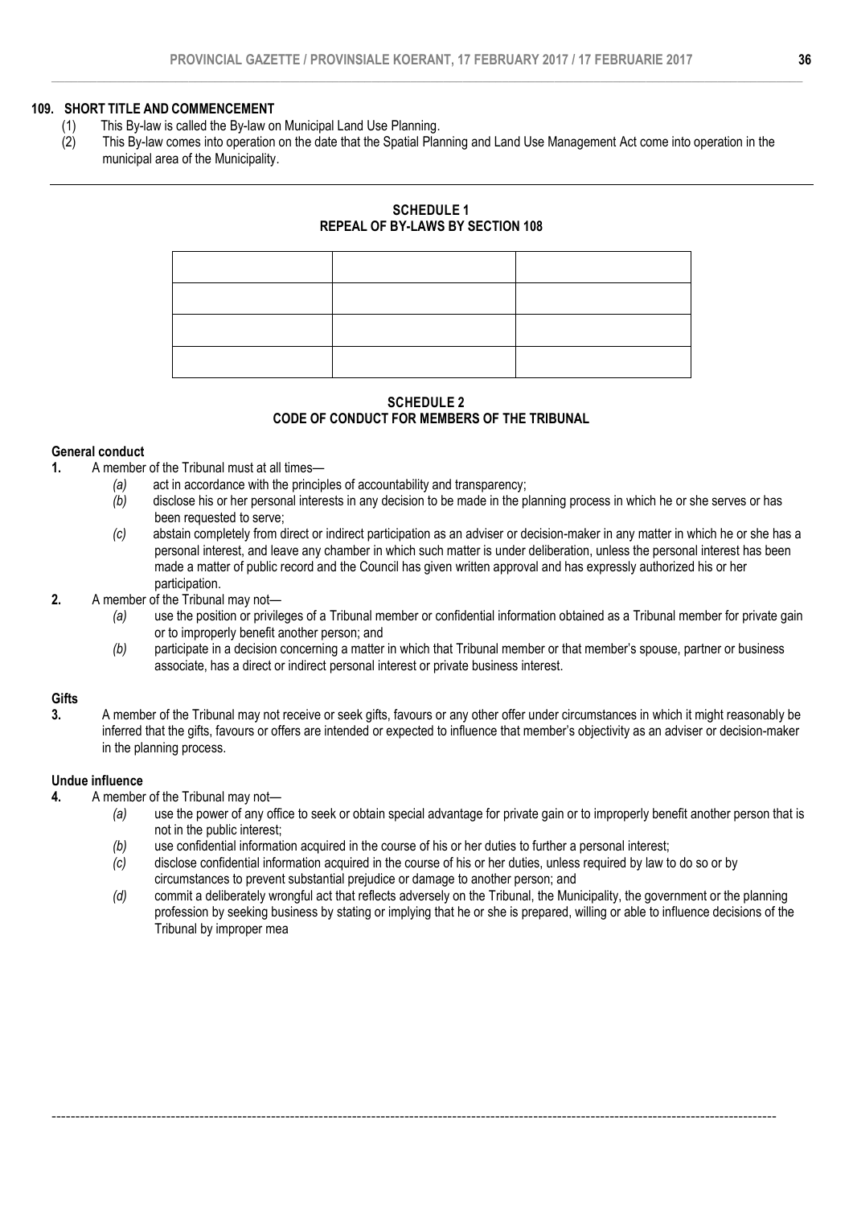**109. SHORT TITLE AND COMMENCEMENT**

(1) This By-law is called the By-law on Municipal Land Use Planning.

(2) This By-law comes into operation on the date that the Spatial Planning and Land Use Management Act come into operation in the municipal area of the Municipality.

## SCHEDULE 1
## REPEAL OF BY-LAWS BY SECTION 108

| | | |
|---|---|---|
| | | |
| | | |
| | | |
| | | |

## SCHEDULE 2
## CODE OF CONDUCT FOR MEMBERS OF THE TRIBUNAL

**General conduct**

**1.** A member of the Tribunal must at all times—

*(a)* act in accordance with the principles of accountability and transparency;

*(b)* disclose his or her personal interests in any decision to be made in the planning process in which he or she serves or has been requested to serve;

*(c)* abstain completely from direct or indirect participation as an adviser or decision-maker in any matter in which he or she has a personal interest, and leave any chamber in which such matter is under deliberation, unless the personal interest has been made a matter of public record and the Council has given written approval and has expressly authorized his or her participation.

**2.** A member of the Tribunal may not—

*(a)* use the position or privileges of a Tribunal member or confidential information obtained as a Tribunal member for private gain or to improperly benefit another person; and

*(b)* participate in a decision concerning a matter in which that Tribunal member or that member's spouse, partner or business associate, has a direct or indirect personal interest or private business interest.

**Gifts**

**3.** A member of the Tribunal may not receive or seek gifts, favours or any other offer under circumstances in which it might reasonably be inferred that the gifts, favours or offers are intended or expected to influence that member's objectivity as an adviser or decision-maker in the planning process.

**Undue influence**

**4.** A member of the Tribunal may not—

*(a)* use the power of any office to seek or obtain special advantage for private gain or to improperly benefit another person that is not in the public interest;

*(b)* use confidential information acquired in the course of his or her duties to further a personal interest;

*(c)* disclose confidential information acquired in the course of his or her duties, unless required by law to do so or by circumstances to prevent substantial prejudice or damage to another person; and

*(d)* commit a deliberately wrongful act that reflects adversely on the Tribunal, the Municipality, the government or the planning profession by seeking business by stating or implying that he or she is prepared, willing or able to influence decisions of the Tribunal by improper mea

---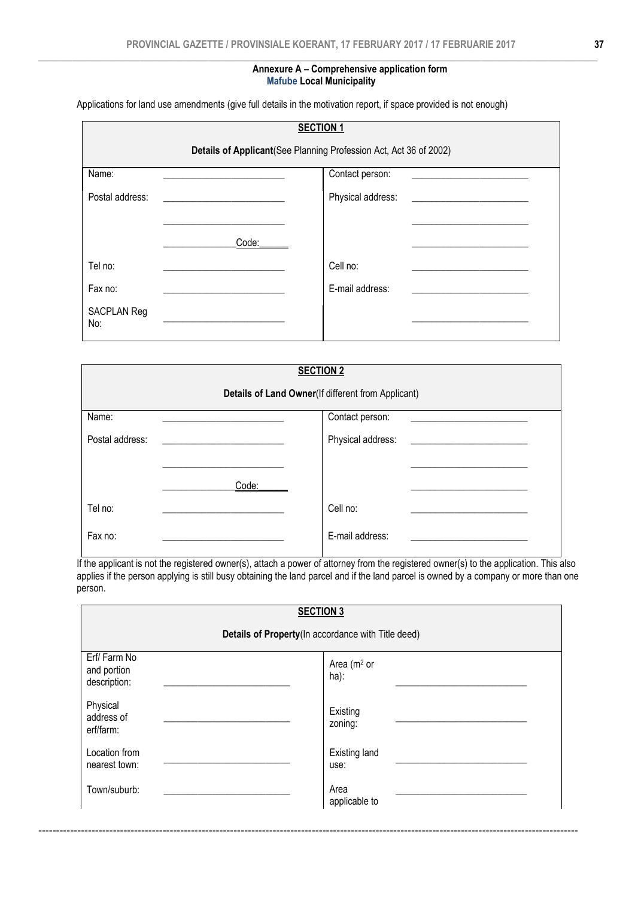**Annexure A – Comprehensive application form**
**Mafube Local Municipality**

Applications for land use amendments (give full details in the motivation report, if space provided is not enough)

| **SECTION 1** | | | |
|---|---|---|---|
| **Details of Applicant**(See Planning Profession Act, Act 36 of 2002) | | | |
| Name: | ______________________ | Contact person: | ______________________ |
| Postal address: | ______________________ | Physical address: | ______________________ |
| | ______________________ | | ______________________ |
| | ____________Code:______ | | ______________________ |
| Tel no: | ______________________ | Cell no: | ______________________ |
| Fax no: | ______________________ | E-mail address: | ______________________ |
| SACPLAN Reg No: | ______________________ | | ______________________ |

| **SECTION 2** | | | |
|---|---|---|---|
| **Details of Land Owner**(If different from Applicant) | | | |
| Name: | ______________________ | Contact person: | ______________________ |
| Postal address: | ______________________ | Physical address: | ______________________ |
| | ______________________ | | ______________________ |
| | ____________Code:______ | | ______________________ |
| Tel no: | ______________________ | Cell no: | ______________________ |
| Fax no: | ______________________ | E-mail address: | ______________________ |

If the applicant is not the registered owner(s), attach a power of attorney from the registered owner(s) to the application. This also applies if the person applying is still busy obtaining the land parcel and if the land parcel is owned by a company or more than one person.

| **SECTION 3** | | | |
|---|---|---|---|
| **Details of Property**(In accordance with Title deed) | | | |
| Erf/ Farm No and portion description: | ______________________ | Area ($m^2$ or ha): | ______________________ |
| Physical address of erf/farm: | ______________________ | Existing zoning: | ______________________ |
| Location from nearest town: | ______________________ | Existing land use: | ______________________ |
| Town/suburb: | ______________________ | Area applicable to | ______________________ |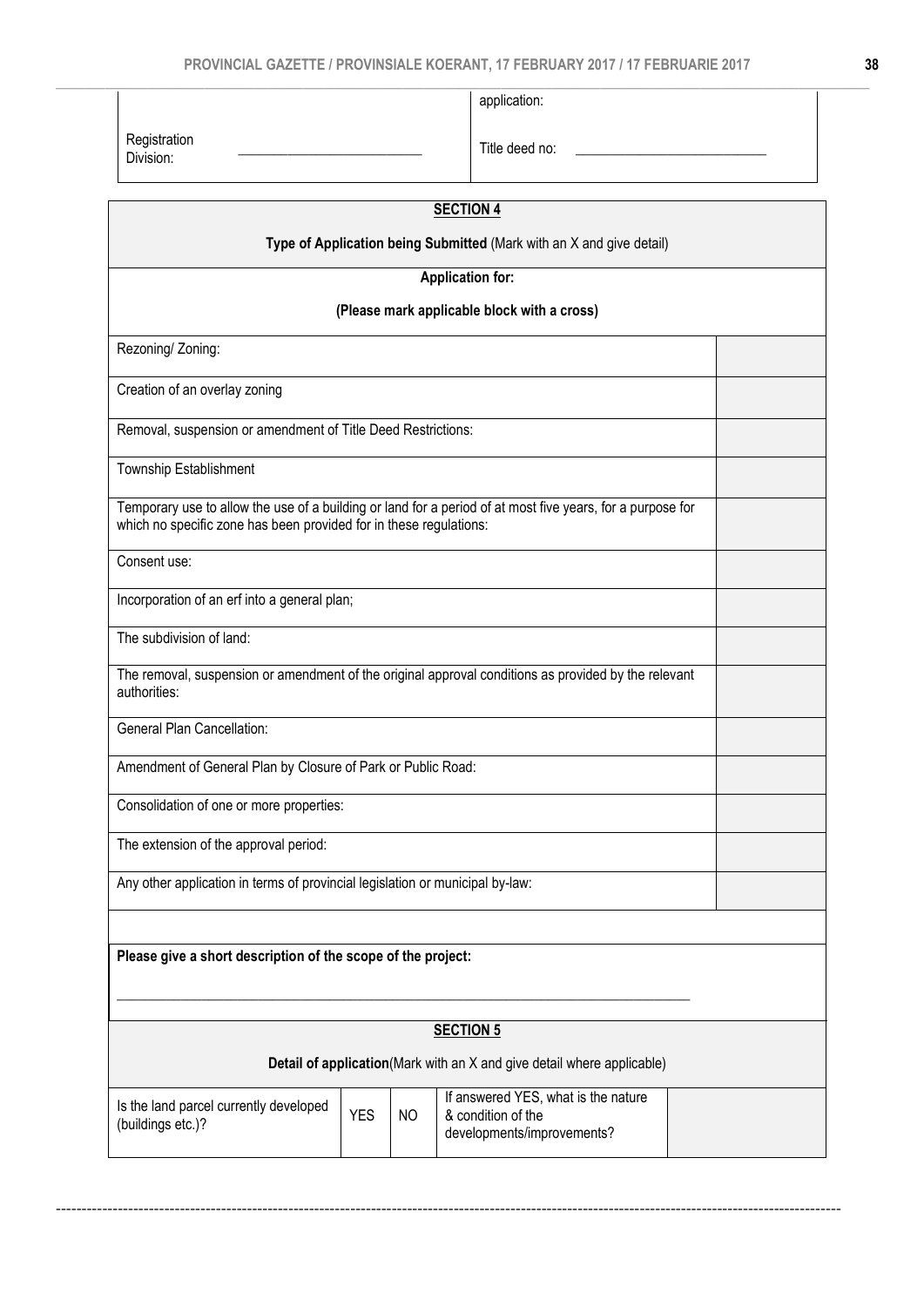| | |
|---|---|
| | application: |
| Registration Division: \_\_\_\_\_\_\_\_\_\_\_\_\_\_\_\_\_\_\_\_\_\_\_\_ | Title deed no: \_\_\_\_\_\_\_\_\_\_\_\_\_\_\_\_\_\_\_\_\_\_\_\_ |

**SECTION 4**

**Type of Application being Submitted** (Mark with an X and give detail)

**Application for:**

**(Please mark applicable block with a cross)**

| Application type | |
|---|---|
| Rezoning/ Zoning: | |
| Creation of an overlay zoning | |
| Removal, suspension or amendment of Title Deed Restrictions: | |
| Township Establishment | |
| Temporary use to allow the use of a building or land for a period of at most five years, for a purpose for which no specific zone has been provided for in these regulations: | |
| Consent use: | |
| Incorporation of an erf into a general plan; | |
| The subdivision of land: | |
| The removal, suspension or amendment of the original approval conditions as provided by the relevant authorities: | |
| General Plan Cancellation: | |
| Amendment of General Plan by Closure of Park or Public Road: | |
| Consolidation of one or more properties: | |
| The extension of the approval period: | |
| Any other application in terms of provincial legislation or municipal by-law: | |

**Please give a short description of the scope of the project:**

\_\_\_\_\_\_\_\_\_\_\_\_\_\_\_\_\_\_\_\_\_\_\_\_\_\_\_\_\_\_\_\_\_\_\_\_\_\_\_\_\_\_\_\_\_\_\_\_\_\_\_\_\_\_\_\_\_\_\_\_\_\_\_\_\_\_\_\_\_\_\_\_\_\_

**SECTION 5**

**Detail of application**(Mark with an X and give detail where applicable)

| Question | | | If applicable | |
|---|---|---|---|---|
| Is the land parcel currently developed (buildings etc.)? | YES | NO | If answered YES, what is the nature & condition of the developments/improvements? | |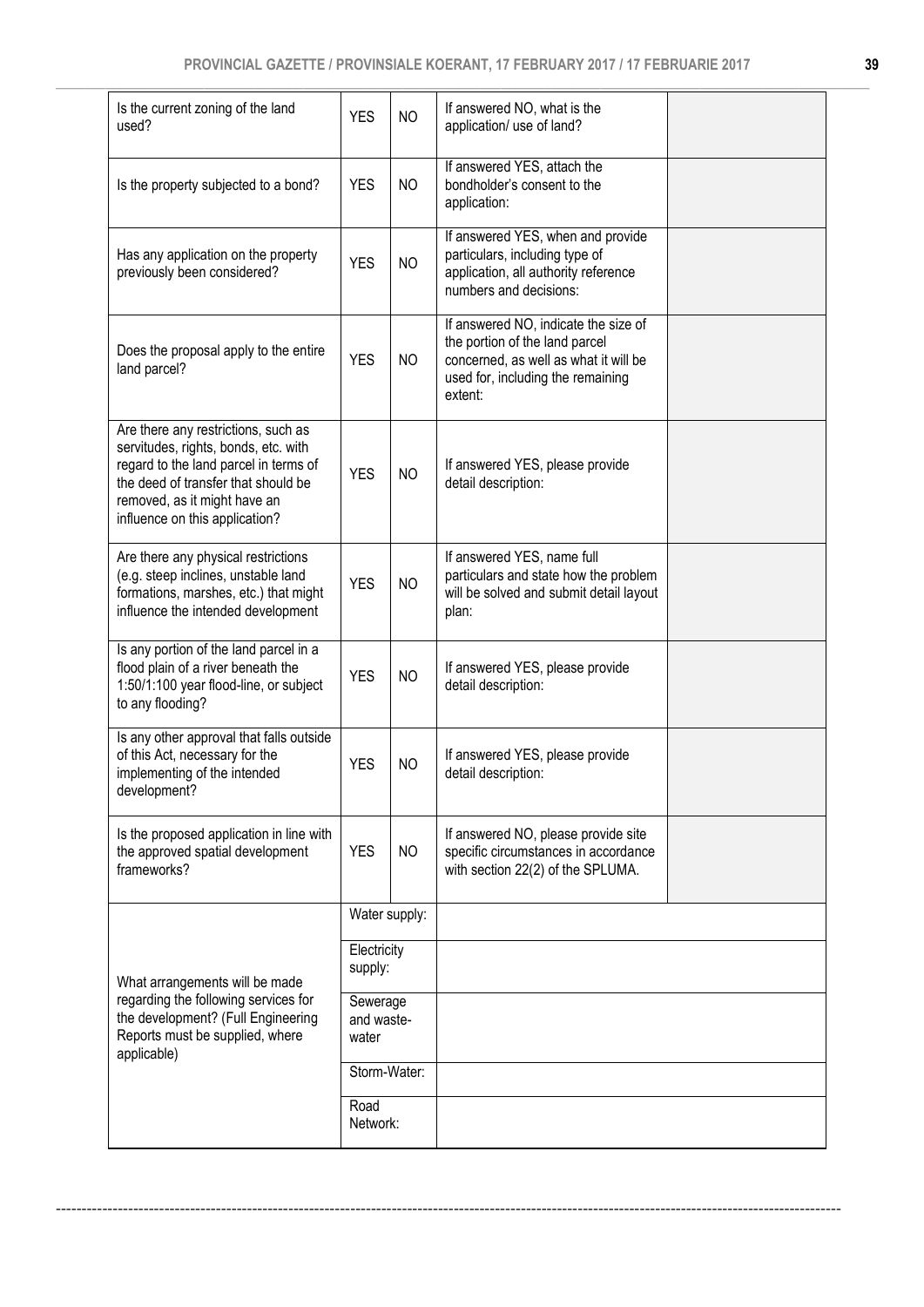| Question | | | Condition | Response |
|---|---|---|---|---|
| Is the current zoning of the land used? | YES | NO | If answered NO, what is the application/ use of land? | |
| Is the property subjected to a bond? | YES | NO | If answered YES, attach the bondholder's consent to the application: | |
| Has any application on the property previously been considered? | YES | NO | If answered YES, when and provide particulars, including type of application, all authority reference numbers and decisions: | |
| Does the proposal apply to the entire land parcel? | YES | NO | If answered NO, indicate the size of the portion of the land parcel concerned, as well as what it will be used for, including the remaining extent: | |
| Are there any restrictions, such as servitudes, rights, bonds, etc. with regard to the land parcel in terms of the deed of transfer that should be removed, as it might have an influence on this application? | YES | NO | If answered YES, please provide detail description: | |
| Are there any physical restrictions (e.g. steep inclines, unstable land formations, marshes, etc.) that might influence the intended development | YES | NO | If answered YES, name full particulars and state how the problem will be solved and submit detail layout plan: | |
| Is any portion of the land parcel in a flood plain of a river beneath the 1:50/1:100 year flood-line, or subject to any flooding? | YES | NO | If answered YES, please provide detail description: | |
| Is any other approval that falls outside of this Act, necessary for the implementing of the intended development? | YES | NO | If answered YES, please provide detail description: | |
| Is the proposed application in line with the approved spatial development frameworks? | YES | NO | If answered NO, please provide site specific circumstances in accordance with section 22(2) of the SPLUMA. | |
| What arrangements will be made regarding the following services for the development? (Full Engineering Reports must be supplied, where applicable) | Water supply: | | | |
| | Electricity supply: | | | |
| | Sewerage and waste-water | | | |
| | Storm-Water: | | | |
| | Road Network: | | | |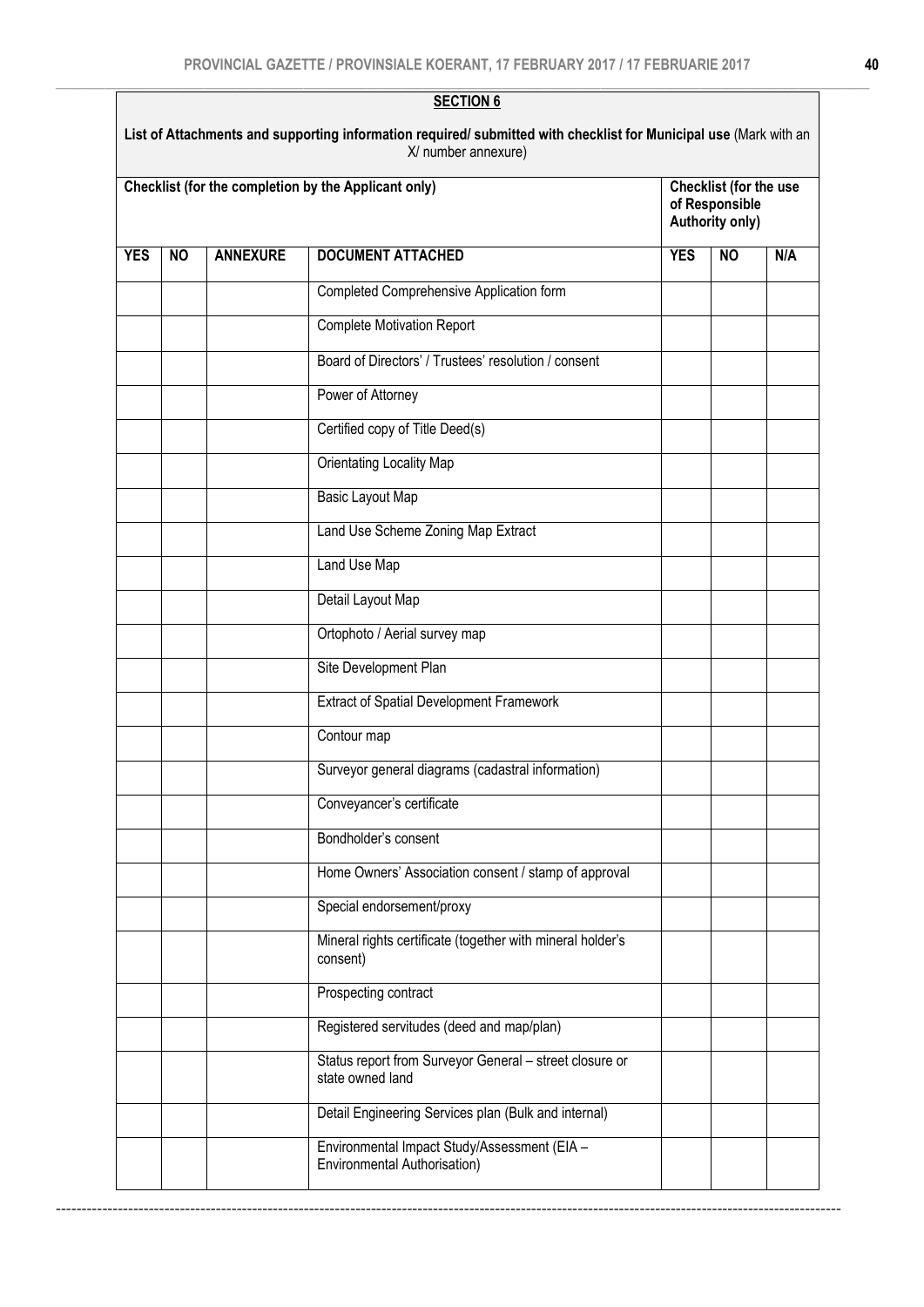**SECTION 6**

**List of Attachments and supporting information required/ submitted with checklist for Municipal use** (Mark with an X/ number annexure)

| **Checklist (for the completion by the Applicant only)** | | | | **Checklist (for the use of Responsible Authority only)** | | |
|---|---|---|---|---|---|---|
| **YES** | **NO** | **ANNEXURE** | **DOCUMENT ATTACHED** | **YES** | **NO** | **N/A** |
| | | | Completed Comprehensive Application form | | | |
| | | | Complete Motivation Report | | | |
| | | | Board of Directors' / Trustees' resolution / consent | | | |
| | | | Power of Attorney | | | |
| | | | Certified copy of Title Deed(s) | | | |
| | | | Orientating Locality Map | | | |
| | | | Basic Layout Map | | | |
| | | | Land Use Scheme Zoning Map Extract | | | |
| | | | Land Use Map | | | |
| | | | Detail Layout Map | | | |
| | | | Ortophoto / Aerial survey map | | | |
| | | | Site Development Plan | | | |
| | | | Extract of Spatial Development Framework | | | |
| | | | Contour map | | | |
| | | | Surveyor general diagrams (cadastral information) | | | |
| | | | Conveyancer's certificate | | | |
| | | | Bondholder's consent | | | |
| | | | Home Owners' Association consent / stamp of approval | | | |
| | | | Special endorsement/proxy | | | |
| | | | Mineral rights certificate (together with mineral holder's consent) | | | |
| | | | Prospecting contract | | | |
| | | | Registered servitudes (deed and map/plan) | | | |
| | | | Status report from Surveyor General – street closure or state owned land | | | |
| | | | Detail Engineering Services plan (Bulk and internal) | | | |
| | | | Environmental Impact Study/Assessment (EIA – Environmental Authorisation) | | | |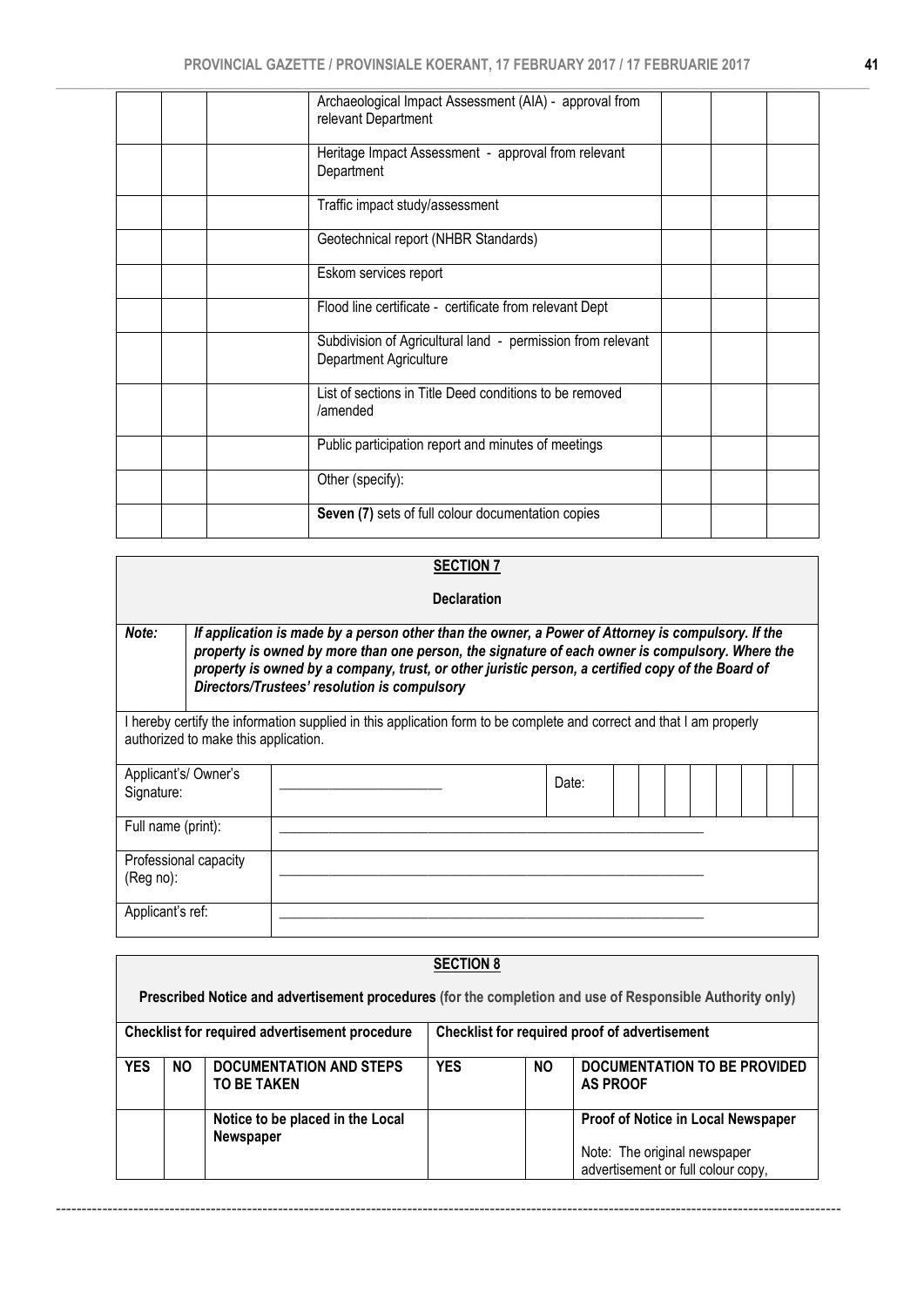| | | | | | | |
|---|---|---|---|---|---|---|
| | | | Archaeological Impact Assessment (AIA) - approval from relevant Department | | | |
| | | | Heritage Impact Assessment - approval from relevant Department | | | |
| | | | Traffic impact study/assessment | | | |
| | | | Geotechnical report (NHBR Standards) | | | |
| | | | Eskom services report | | | |
| | | | Flood line certificate - certificate from relevant Dept | | | |
| | | | Subdivision of Agricultural land - permission from relevant Department Agriculture | | | |
| | | | List of sections in Title Deed conditions to be removed /amended | | | |
| | | | Public participation report and minutes of meetings | | | |
| | | | Other (specify): | | | |
| | | | **Seven (7)** sets of full colour documentation copies | | | |

**SECTION 7**

**Declaration**

| | |
|---|---|
| ***Note:*** | ***If application is made by a person other than the owner, a Power of Attorney is compulsory. If the property is owned by more than one person, the signature of each owner is compulsory. Where the property is owned by a company, trust, or other juristic person, a certified copy of the Board of Directors/Trustees' resolution is compulsory*** |

I hereby certify the information supplied in this application form to be complete and correct and that I am properly authorized to make this application.

| | | | |
|---|---|---|---|
| Applicant's/ Owner's Signature: | ______________________ | Date: | |
| Full name (print): | ______________________ | | |
| Professional capacity (Reg no): | ______________________ | | |
| Applicant's ref: | ______________________ | | |

**SECTION 8**

**Prescribed Notice and advertisement procedures** (for the completion and use of Responsible Authority only)

| **Checklist for required advertisement procedure** | | | **Checklist for required proof of advertisement** | | |
|---|---|---|---|---|---|
| **YES** | **NO** | **DOCUMENTATION AND STEPS TO BE TAKEN** | **YES** | **NO** | **DOCUMENTATION TO BE PROVIDED AS PROOF** |
| | | **Notice to be placed in the Local Newspaper** | | | **Proof of Notice in Local Newspaper**<br><br>Note: The original newspaper advertisement or full colour copy, |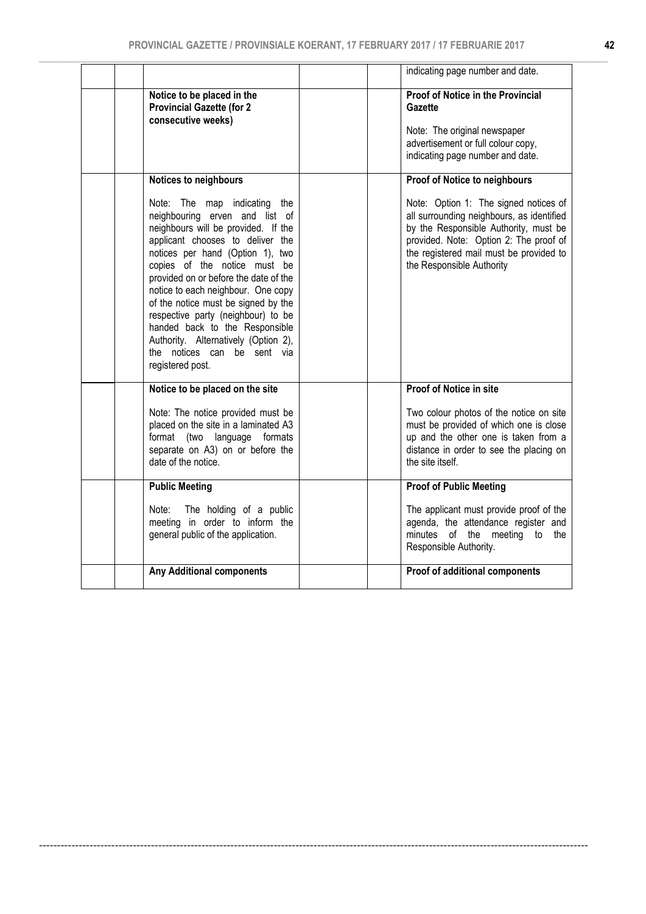| | | | | |
|---|---|---|---|---|
| | | | | indicating page number and date. |
| | **Notice to be placed in the Provincial Gazette (for 2 consecutive weeks)** | | | **Proof of Notice in the Provincial Gazette**<br><br>Note: The original newspaper advertisement or full colour copy, indicating page number and date. |
| | **Notices to neighbours**<br><br>Note: The map indicating the neighbouring erven and list of neighbours will be provided. If the applicant chooses to deliver the notices per hand (Option 1), two copies of the notice must be provided on or before the date of the notice to each neighbour. One copy of the notice must be signed by the respective party (neighbour) to be handed back to the Responsible Authority. Alternatively (Option 2), the notices can be sent via registered post. | | | **Proof of Notice to neighbours**<br><br>Note: Option 1: The signed notices of all surrounding neighbours, as identified by the Responsible Authority, must be provided. Note: Option 2: The proof of the registered mail must be provided to the Responsible Authority |
| | **Notice to be placed on the site**<br><br>Note: The notice provided must be placed on the site in a laminated A3 format (two language formats separate on A3) on or before the date of the notice. | | | **Proof of Notice in site**<br><br>Two colour photos of the notice on site must be provided of which one is close up and the other one is taken from a distance in order to see the placing on the site itself. |
| | **Public Meeting**<br><br>Note: The holding of a public meeting in order to inform the general public of the application. | | | **Proof of Public Meeting**<br><br>The applicant must provide proof of the agenda, the attendance register and minutes of the meeting to the Responsible Authority. |
| | **Any Additional components** | | | **Proof of additional components** |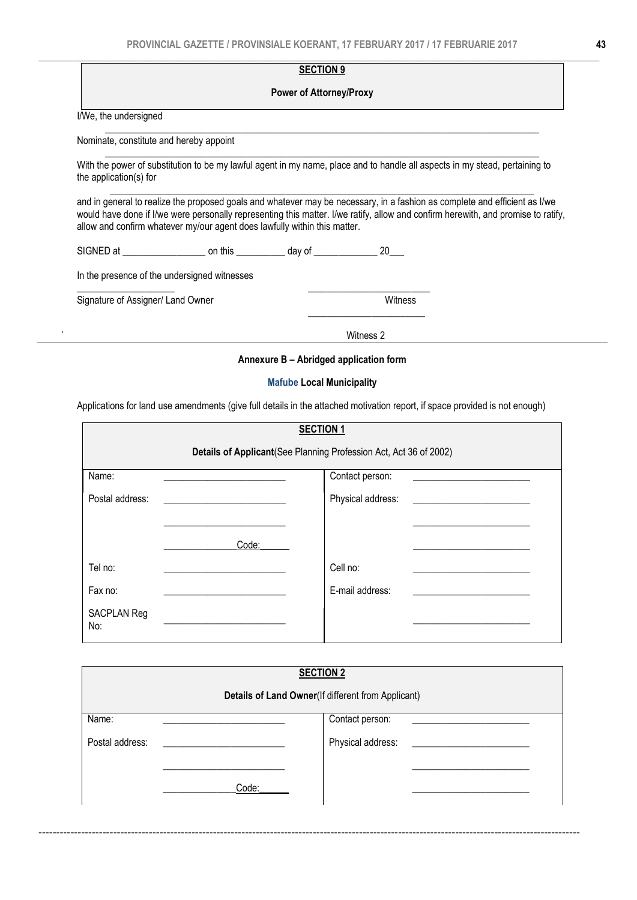## SECTION 9

**Power of Attorney/Proxy**

I/We, the undersigned

______________________________________________________________________________________

Nominate, constitute and hereby appoint

______________________________________________________________________________________

With the power of substitution to be my lawful agent in my name, place and to handle all aspects in my stead, pertaining to the application(s) for

______________________________________________________________________________________

and in general to realize the proposed goals and whatever may be necessary, in a fashion as complete and efficient as I/we would have done if I/we were personally representing this matter. I/we ratify, allow and confirm herewith, and promise to ratify, allow and confirm whatever my/our agent does lawfully within this matter.

SIGNED at _________________ on this __________ day of _____________ 20___

In the presence of the undersigned witnesses

____________________ ________________________

Signature of Assigner/ Land Owner Witness

________________________

Witness 2

**Annexure B – Abridged application form**

**Mafube Local Municipality**

Applications for land use amendments (give full details in the attached motivation report, if space provided is not enough)

| **SECTION 1** | | | |
|---|---|---|---|
| **Details of Applicant**(See Planning Profession Act, Act 36 of 2002) | | | |
| Name: | ________________________ | Contact person: | ________________________ |
| Postal address: | ________________________ | Physical address: | ________________________ |
| | ________________________ | | ________________________ |
| | ______________Code:______ | | ________________________ |
| Tel no: | ________________________ | Cell no: | ________________________ |
| Fax no: | ________________________ | E-mail address: | ________________________ |
| SACPLAN Reg No: | ________________________ | | ________________________ |

| **SECTION 2** | | | |
|---|---|---|---|
| **Details of Land Owner**(If different from Applicant) | | | |
| Name: | ________________________ | Contact person: | ________________________ |
| Postal address: | ________________________ | Physical address: | ________________________ |
| | ________________________ | | ________________________ |
| | ______________Code:______ | | ________________________ |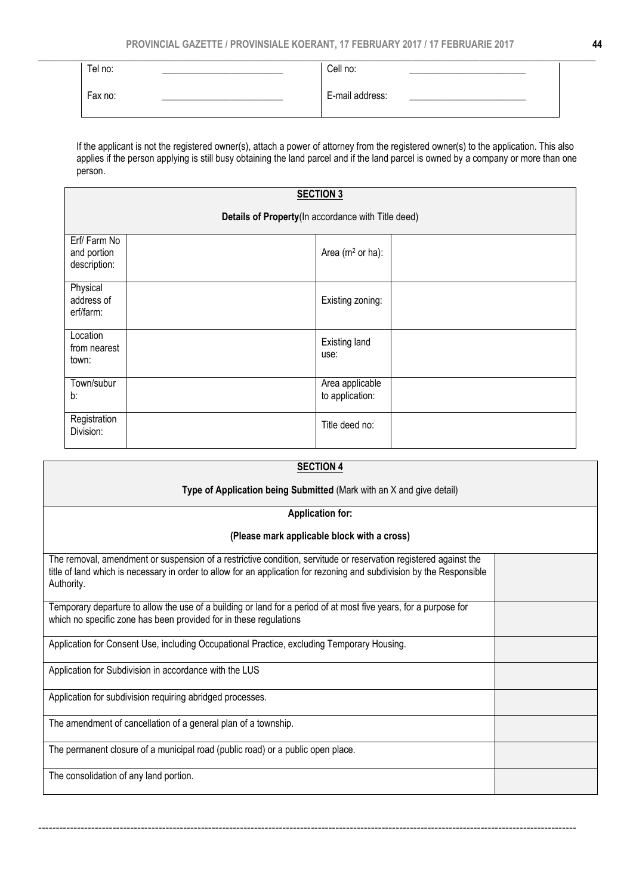| Tel no: | ________________________ | Cell no: | ________________________ |
| --- | --- | --- | --- |
| Fax no: | ________________________ | E-mail address: | ________________________ |

If the applicant is not the registered owner(s), attach a power of attorney from the registered owner(s) to the application. This also applies if the person applying is still busy obtaining the land parcel and if the land parcel is owned by a company or more than one person.

| **SECTION 3** | | | |
| --- | --- | --- | --- |
| **Details of Property**(In accordance with Title deed) | | | |
| Erf/ Farm No and portion description: | | Area ($m^2$ or ha): | |
| Physical address of erf/farm: | | Existing zoning: | |
| Location from nearest town: | | Existing land use: | |
| Town/suburb: | | Area applicable to application: | |
| Registration Division: | | Title deed no: | |

| **SECTION 4** | |
| --- | --- |
| **Type of Application being Submitted** (Mark with an X and give detail) | |
| **Application for:** **(Please mark applicable block with a cross)** | |
| The removal, amendment or suspension of a restrictive condition, servitude or reservation registered against the title of land which is necessary in order to allow for an application for rezoning and subdivision by the Responsible Authority. | |
| Temporary departure to allow the use of a building or land for a period of at most five years, for a purpose for which no specific zone has been provided for in these regulations | |
| Application for Consent Use, including Occupational Practice, excluding Temporary Housing. | |
| Application for Subdivision in accordance with the LUS | |
| Application for subdivision requiring abridged processes. | |
| The amendment of cancellation of a general plan of a township. | |
| The permanent closure of a municipal road (public road) or a public open place. | |
| The consolidation of any land portion. | |

------------------------------------------------------------------------------------------------------------------------------------------------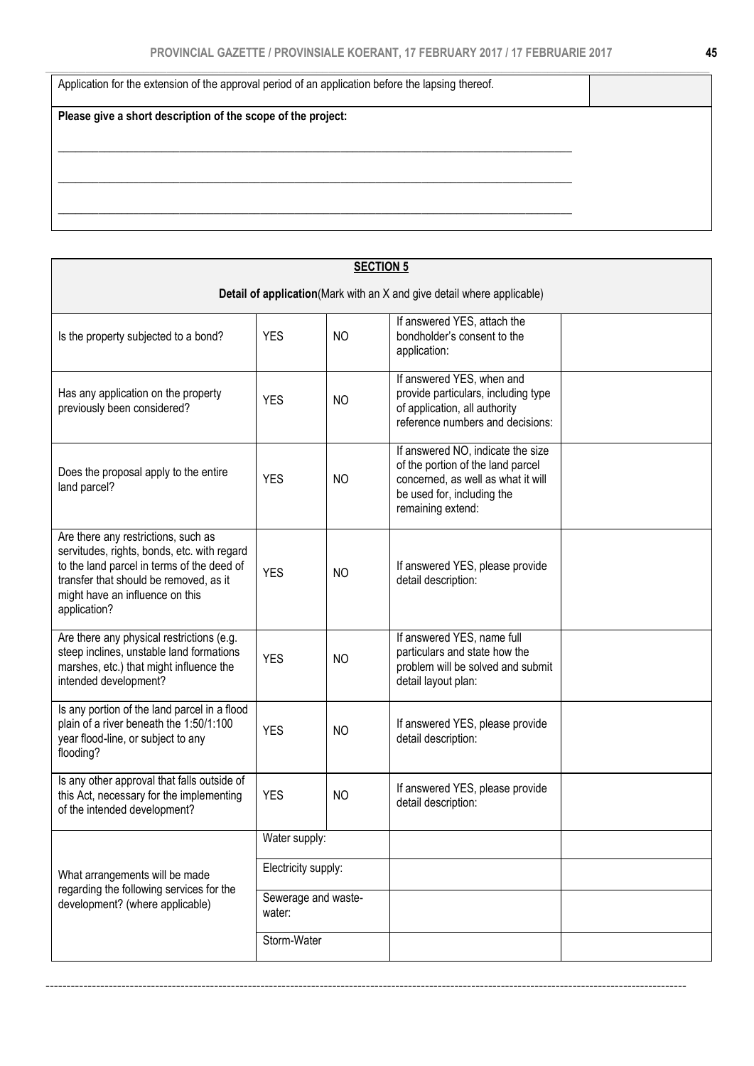| Application for the extension of the approval period of an application before the lapsing thereof. | |
|---|---|

**Please give a short description of the scope of the project:**

\_\_\_\_\_\_\_\_\_\_\_\_\_\_\_\_\_\_\_\_\_\_\_\_\_\_\_\_\_\_\_\_\_\_\_\_\_\_\_\_\_\_\_\_\_\_\_\_\_\_\_\_\_\_\_\_\_\_\_\_\_\_\_\_\_\_\_\_\_\_\_\_\_\_\_\_\_\_

\_\_\_\_\_\_\_\_\_\_\_\_\_\_\_\_\_\_\_\_\_\_\_\_\_\_\_\_\_\_\_\_\_\_\_\_\_\_\_\_\_\_\_\_\_\_\_\_\_\_\_\_\_\_\_\_\_\_\_\_\_\_\_\_\_\_\_\_\_\_\_\_\_\_\_\_\_\_

\_\_\_\_\_\_\_\_\_\_\_\_\_\_\_\_\_\_\_\_\_\_\_\_\_\_\_\_\_\_\_\_\_\_\_\_\_\_\_\_\_\_\_\_\_\_\_\_\_\_\_\_\_\_\_\_\_\_\_\_\_\_\_\_\_\_\_\_\_\_\_\_\_\_\_\_\_\_

## SECTION 5

**Detail of application**(Mark with an X and give detail where applicable)

| | | | | |
|---|---|---|---|---|
| Is the property subjected to a bond? | YES | NO | If answered YES, attach the bondholder's consent to the application: | |
| Has any application on the property previously been considered? | YES | NO | If answered YES, when and provide particulars, including type of application, all authority reference numbers and decisions: | |
| Does the proposal apply to the entire land parcel? | YES | NO | If answered NO, indicate the size of the portion of the land parcel concerned, as well as what it will be used for, including the remaining extend: | |
| Are there any restrictions, such as servitudes, rights, bonds, etc. with regard to the land parcel in terms of the deed of transfer that should be removed, as it might have an influence on this application? | YES | NO | If answered YES, please provide detail description: | |
| Are there any physical restrictions (e.g. steep inclines, unstable land formations marshes, etc.) that might influence the intended development? | YES | NO | If answered YES, name full particulars and state how the problem will be solved and submit detail layout plan: | |
| Is any portion of the land parcel in a flood plain of a river beneath the 1:50/1:100 year flood-line, or subject to any flooding? | YES | NO | If answered YES, please provide detail description: | |
| Is any other approval that falls outside of this Act, necessary for the implementing of the intended development? | YES | NO | If answered YES, please provide detail description: | |
| What arrangements will be made regarding the following services for the development? (where applicable) | Water supply: | | | |
| | Electricity supply: | | | |
| | Sewerage and waste-water: | | | |
| | Storm-Water | | | |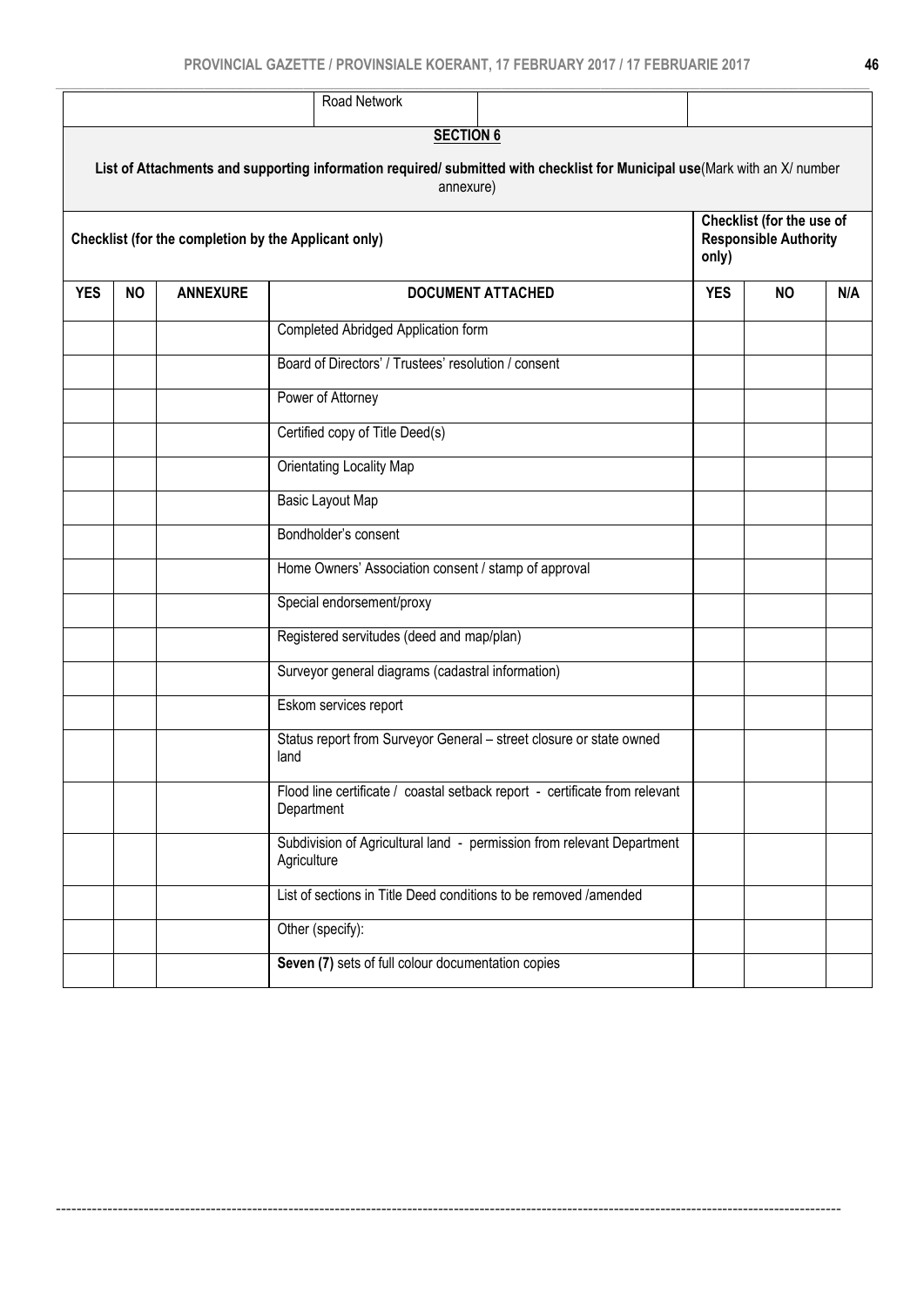| | | | Road Network | | | | |
|---|---|---|---|---|---|---|---|

**SECTION 6**

**List of Attachments and supporting information required/ submitted with checklist for Municipal use**(Mark with an X/ number annexure)

| Checklist (for the completion by the Applicant only) | | | | Checklist (for the use of Responsible Authority only) | | |
|---|---|---|---|---|---|---|
| **YES** | **NO** | **ANNEXURE** | **DOCUMENT ATTACHED** | **YES** | **NO** | **N/A** |
| | | | Completed Abridged Application form | | | |
| | | | Board of Directors' / Trustees' resolution / consent | | | |
| | | | Power of Attorney | | | |
| | | | Certified copy of Title Deed(s) | | | |
| | | | Orientating Locality Map | | | |
| | | | Basic Layout Map | | | |
| | | | Bondholder's consent | | | |
| | | | Home Owners' Association consent / stamp of approval | | | |
| | | | Special endorsement/proxy | | | |
| | | | Registered servitudes (deed and map/plan) | | | |
| | | | Surveyor general diagrams (cadastral information) | | | |
| | | | Eskom services report | | | |
| | | | Status report from Surveyor General – street closure or state owned land | | | |
| | | | Flood line certificate / coastal setback report - certificate from relevant Department | | | |
| | | | Subdivision of Agricultural land - permission from relevant Department Agriculture | | | |
| | | | List of sections in Title Deed conditions to be removed /amended | | | |
| | | | Other (specify): | | | |
| | | | **Seven (7)** sets of full colour documentation copies | | | |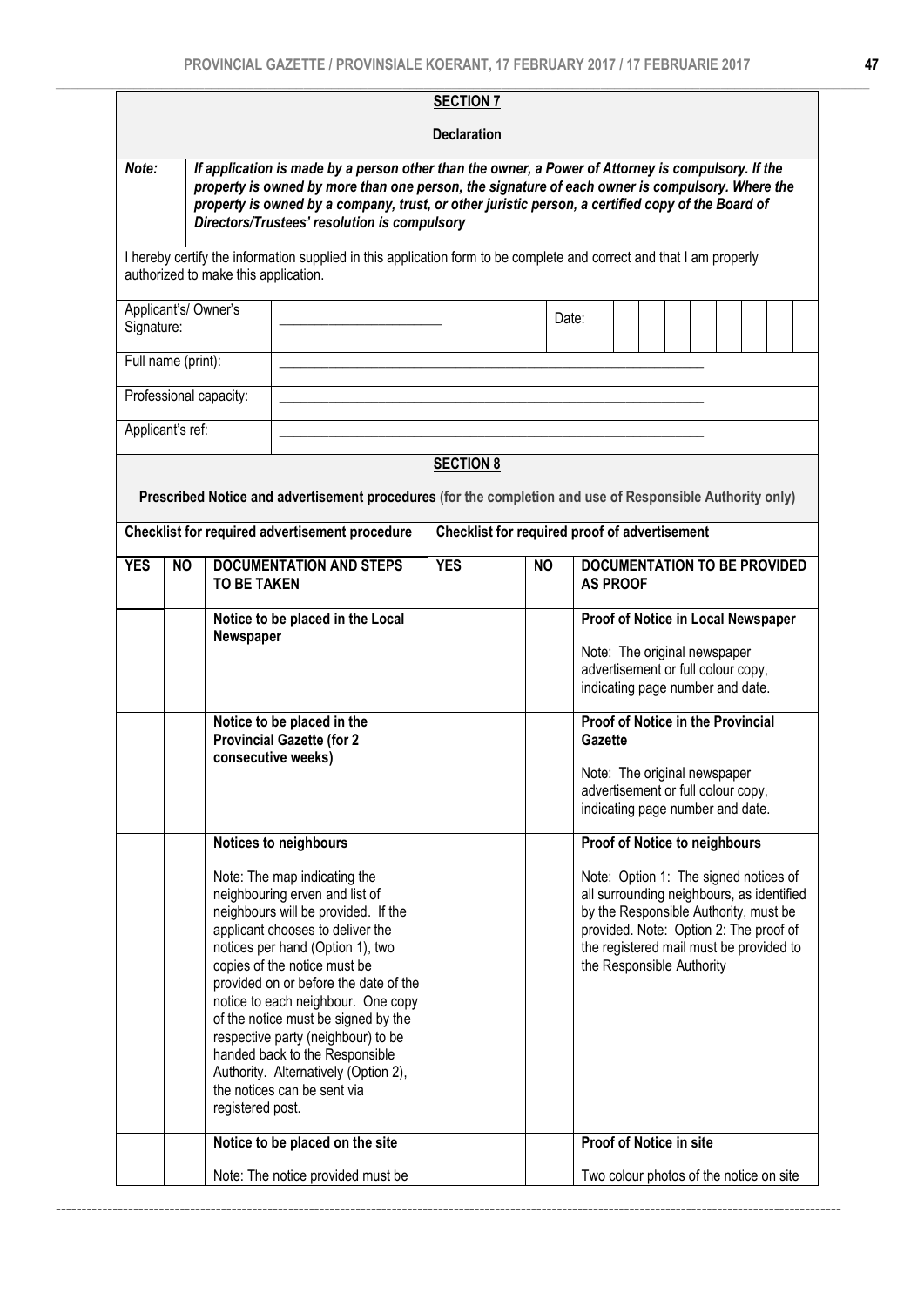**SECTION 7**

**Declaration**

| Note: | *If application is made by a person other than the owner, a Power of Attorney is compulsory. If the property is owned by more than one person, the signature of each owner is compulsory. Where the property is owned by a company, trust, or other juristic person, a certified copy of the Board of Directors/Trustees' resolution is compulsory* |
|---|---|

I hereby certify the information supplied in this application form to be complete and correct and that I am properly authorized to make this application.

| | | | |
|---|---|---|---|
| Applicant's/ Owner's Signature: | ______________________ | Date: | |
| Full name (print): | ______________________ | | |
| Professional capacity: | ______________________ | | |
| Applicant's ref: | ______________________ | | |

**SECTION 8**

**Prescribed Notice and advertisement procedures (for the completion and use of Responsible Authority only)**

| **Checklist for required advertisement procedure** | | | **Checklist for required proof of advertisement** | | |
|---|---|---|---|---|---|
| **YES** | **NO** | **DOCUMENTATION AND STEPS TO BE TAKEN** | **YES** | **NO** | **DOCUMENTATION TO BE PROVIDED AS PROOF** |
| | | **Notice to be placed in the Local Newspaper** | | | **Proof of Notice in Local Newspaper**<br><br>Note: The original newspaper advertisement or full colour copy, indicating page number and date. |
| | | **Notice to be placed in the Provincial Gazette (for 2 consecutive weeks)** | | | **Proof of Notice in the Provincial Gazette**<br><br>Note: The original newspaper advertisement or full colour copy, indicating page number and date. |
| | | **Notices to neighbours**<br><br>Note: The map indicating the neighbouring erven and list of neighbours will be provided. If the applicant chooses to deliver the notices per hand (Option 1), two copies of the notice must be provided on or before the date of the notice to each neighbour. One copy of the notice must be signed by the respective party (neighbour) to be handed back to the Responsible Authority. Alternatively (Option 2), the notices can be sent via registered post. | | | **Proof of Notice to neighbours**<br><br>Note: Option 1: The signed notices of all surrounding neighbours, as identified by the Responsible Authority, must be provided. Note: Option 2: The proof of the registered mail must be provided to the Responsible Authority |
| | | **Notice to be placed on the site**<br><br>Note: The notice provided must be | | | **Proof of Notice in site**<br><br>Two colour photos of the notice on site |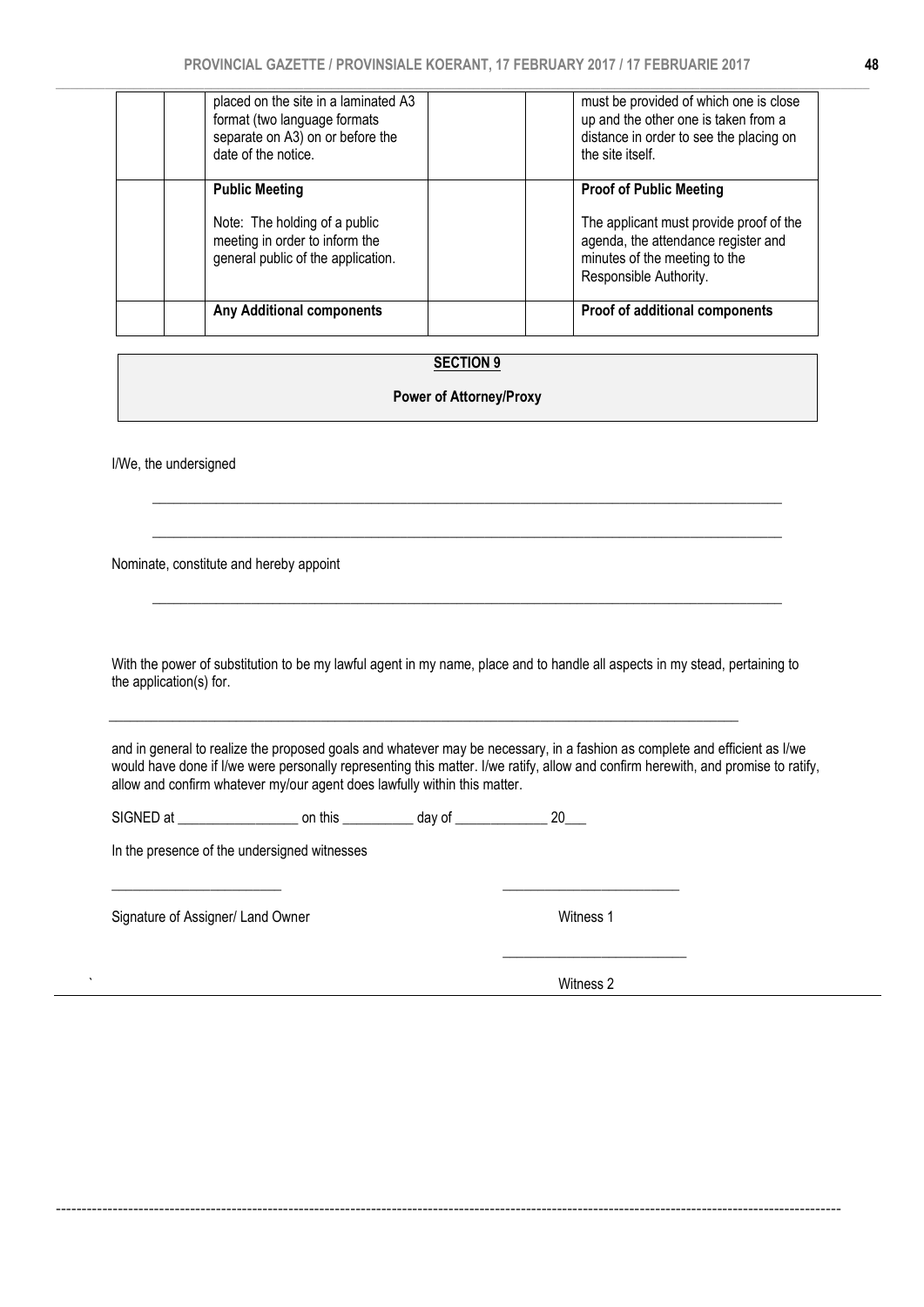| | | | | | |
|---|---|---|---|---|---|
| | | placed on the site in a laminated A3 format (two language formats separate on A3) on or before the date of the notice. | | | must be provided of which one is close up and the other one is taken from a distance in order to see the placing on the site itself. |
| | | **Public Meeting**<br><br>Note: The holding of a public meeting in order to inform the general public of the application. | | | **Proof of Public Meeting**<br><br>The applicant must provide proof of the agenda, the attendance register and minutes of the meeting to the Responsible Authority. |
| | | **Any Additional components** | | | **Proof of additional components** |

## SECTION 9

**Power of Attorney/Proxy**

I/We, the undersigned

______________________________________________________________________________

______________________________________________________________________________

Nominate, constitute and hereby appoint

______________________________________________________________________________

With the power of substitution to be my lawful agent in my name, place and to handle all aspects in my stead, pertaining to the application(s) for.

______________________________________________________________________________

and in general to realize the proposed goals and whatever may be necessary, in a fashion as complete and efficient as I/we would have done if I/we were personally representing this matter. I/we ratify, allow and confirm herewith, and promise to ratify, allow and confirm whatever my/our agent does lawfully within this matter.

SIGNED at _________________ on this __________ day of _____________ 20___

In the presence of the undersigned witnesses

________________________ ________________________

Signature of Assigner/ Land Owner Witness 1

________________________

Witness 2